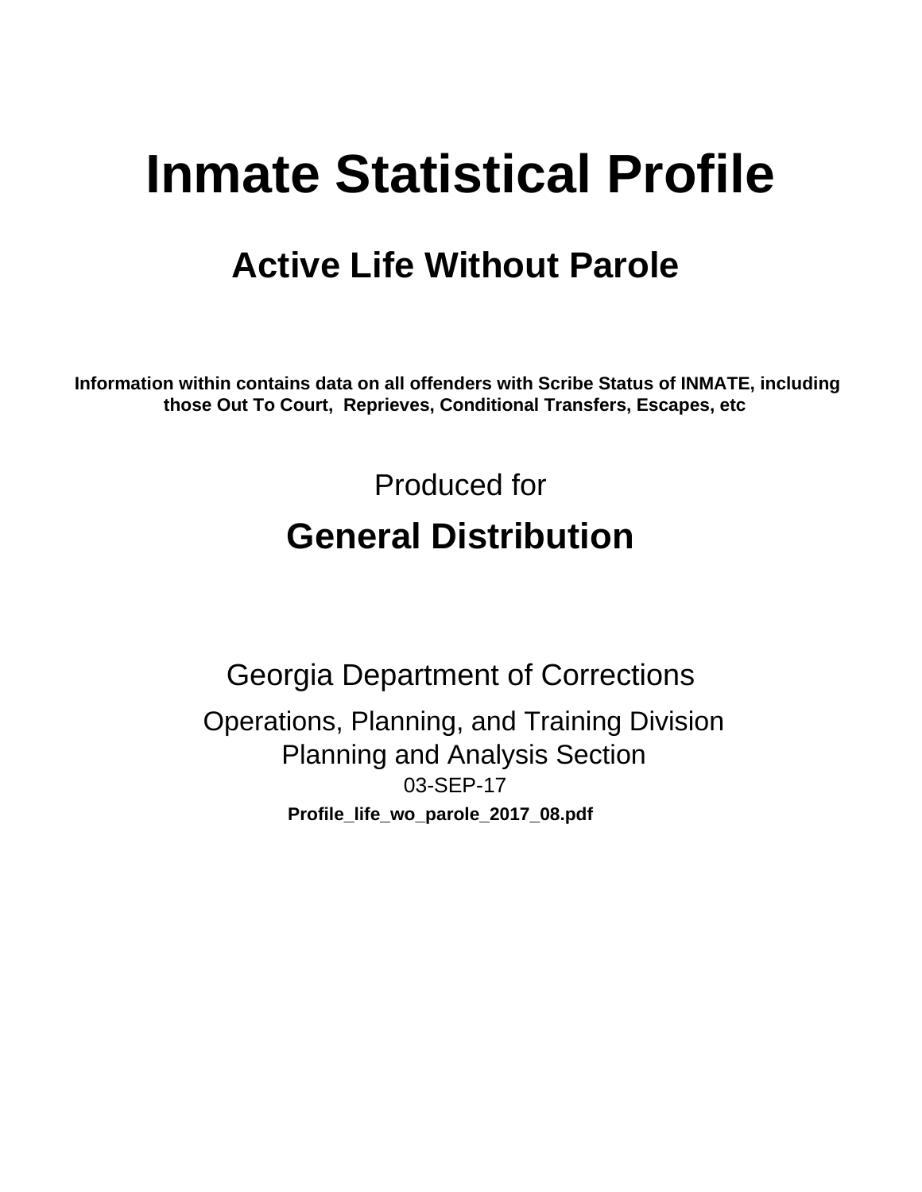# Inmate Statistical Profile

## Active Life Without Parole

**Information within contains data on all offenders with Scribe Status of INMATE, including those Out To Court, Reprieves, Conditional Transfers, Escapes, etc**

Produced for

## General Distribution

Georgia Department of Corrections

Operations, Planning, and Training Division
Planning and Analysis Section
03-SEP-17

**Profile_life_wo_parole_2017_08.pdf**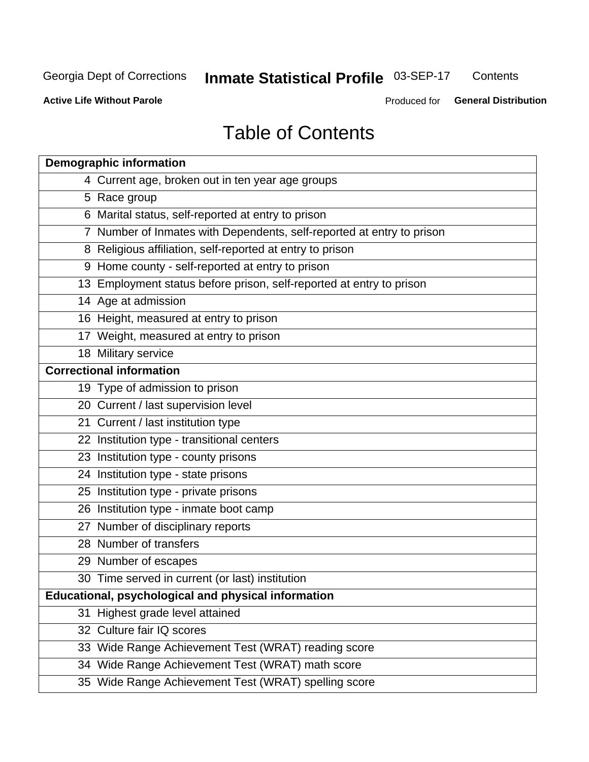# Table of Contents

| Demographic information | |
|---|---|
| 4 | Current age, broken out in ten year age groups |
| 5 | Race group |
| 6 | Marital status, self-reported at entry to prison |
| 7 | Number of Inmates with Dependents, self-reported at entry to prison |
| 8 | Religious affiliation, self-reported at entry to prison |
| 9 | Home county - self-reported at entry to prison |
| 13 | Employment status before prison, self-reported at entry to prison |
| 14 | Age at admission |
| 16 | Height, measured at entry to prison |
| 17 | Weight, measured at entry to prison |
| 18 | Military service |
| **Correctional information** | |
| 19 | Type of admission to prison |
| 20 | Current / last supervision level |
| 21 | Current / last institution type |
| 22 | Institution type - transitional centers |
| 23 | Institution type - county prisons |
| 24 | Institution type - state prisons |
| 25 | Institution type - private prisons |
| 26 | Institution type - inmate boot camp |
| 27 | Number of disciplinary reports |
| 28 | Number of transfers |
| 29 | Number of escapes |
| 30 | Time served in current (or last) institution |
| **Educational, psychological and physical information** | |
| 31 | Highest grade level attained |
| 32 | Culture fair IQ scores |
| 33 | Wide Range Achievement Test (WRAT) reading score |
| 34 | Wide Range Achievement Test (WRAT) math score |
| 35 | Wide Range Achievement Test (WRAT) spelling score |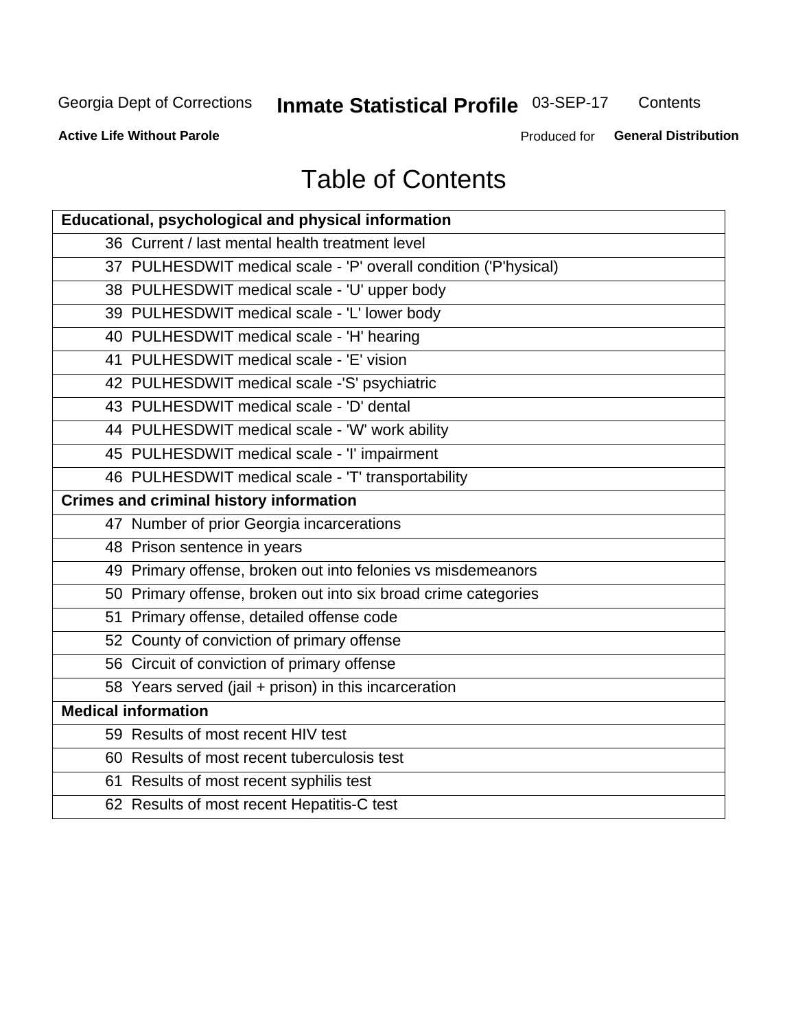# Table of Contents

| Educational, psychological and physical information | |
|---|---|
| 36 | Current / last mental health treatment level |
| 37 | PULHESDWIT medical scale - 'P' overall condition ('P'hysical) |
| 38 | PULHESDWIT medical scale - 'U' upper body |
| 39 | PULHESDWIT medical scale - 'L' lower body |
| 40 | PULHESDWIT medical scale - 'H' hearing |
| 41 | PULHESDWIT medical scale - 'E' vision |
| 42 | PULHESDWIT medical scale -'S' psychiatric |
| 43 | PULHESDWIT medical scale - 'D' dental |
| 44 | PULHESDWIT medical scale - 'W' work ability |
| 45 | PULHESDWIT medical scale - 'I' impairment |
| 46 | PULHESDWIT medical scale - 'T' transportability |
| **Crimes and criminal history information** | |
| 47 | Number of prior Georgia incarcerations |
| 48 | Prison sentence in years |
| 49 | Primary offense, broken out into felonies vs misdemeanors |
| 50 | Primary offense, broken out into six broad crime categories |
| 51 | Primary offense, detailed offense code |
| 52 | County of conviction of primary offense |
| 56 | Circuit of conviction of primary offense |
| 58 | Years served (jail + prison) in this incarceration |
| **Medical information** | |
| 59 | Results of most recent HIV test |
| 60 | Results of most recent tuberculosis test |
| 61 | Results of most recent syphilis test |
| 62 | Results of most recent Hepatitis-C test |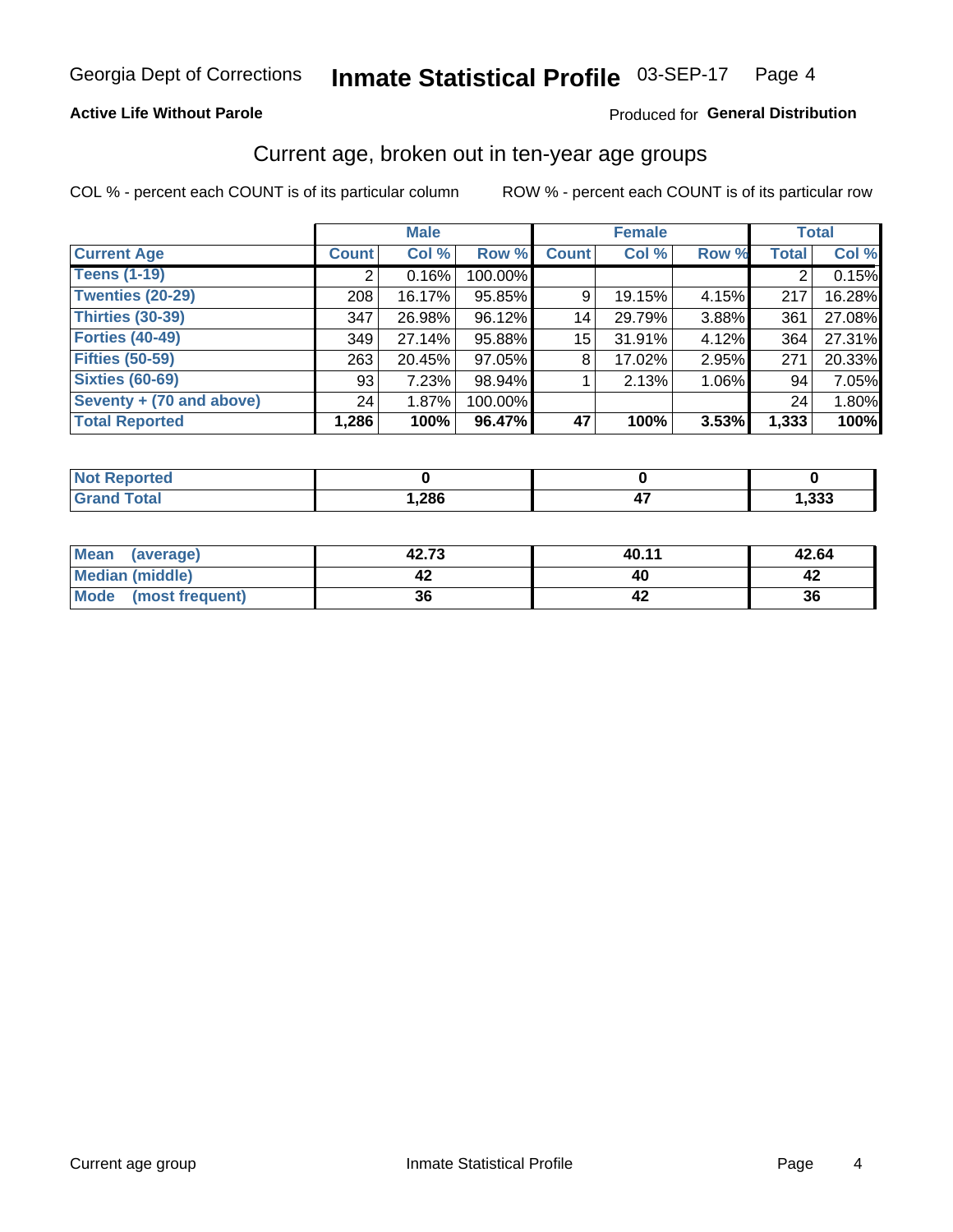Georgia Dept of Corrections **Inmate Statistical Profile** 03-SEP-17 Page 4

**Active Life Without Parole**

Produced for **General Distribution**

## Current age, broken out in ten-year age groups

COL % - percent each COUNT is of its particular column

ROW % - percent each COUNT is of its particular row

| | Male | | | Female | | | Total | |
|---|---|---|---|---|---|---|---|---|
| **Current Age** | **Count** | **Col %** | **Row %** | **Count** | **Col %** | **Row %** | **Total** | **Col %** |
| **Teens (1-19)** | 2 | 0.16% | 100.00% | | | | 2 | 0.15% |
| **Twenties (20-29)** | 208 | 16.17% | 95.85% | 9 | 19.15% | 4.15% | 217 | 16.28% |
| **Thirties (30-39)** | 347 | 26.98% | 96.12% | 14 | 29.79% | 3.88% | 361 | 27.08% |
| **Forties (40-49)** | 349 | 27.14% | 95.88% | 15 | 31.91% | 4.12% | 364 | 27.31% |
| **Fifties (50-59)** | 263 | 20.45% | 97.05% | 8 | 17.02% | 2.95% | 271 | 20.33% |
| **Sixties (60-69)** | 93 | 7.23% | 98.94% | 1 | 2.13% | 1.06% | 94 | 7.05% |
| **Seventy + (70 and above)** | 24 | 1.87% | 100.00% | | | | 24 | 1.80% |
| **Total Reported** | **1,286** | **100%** | **96.47%** | **47** | **100%** | **3.53%** | **1,333** | **100%** |

| | Male | Female | Total |
|---|---|---|---|
| **Not Reported** | **0** | **0** | **0** |
| **Grand Total** | **1,286** | **47** | **1,333** |

| | Male | Female | Total |
|---|---|---|---|
| **Mean (average)** | **42.73** | **40.11** | **42.64** |
| **Median (middle)** | **42** | **40** | **42** |
| **Mode (most frequent)** | **36** | **42** | **36** |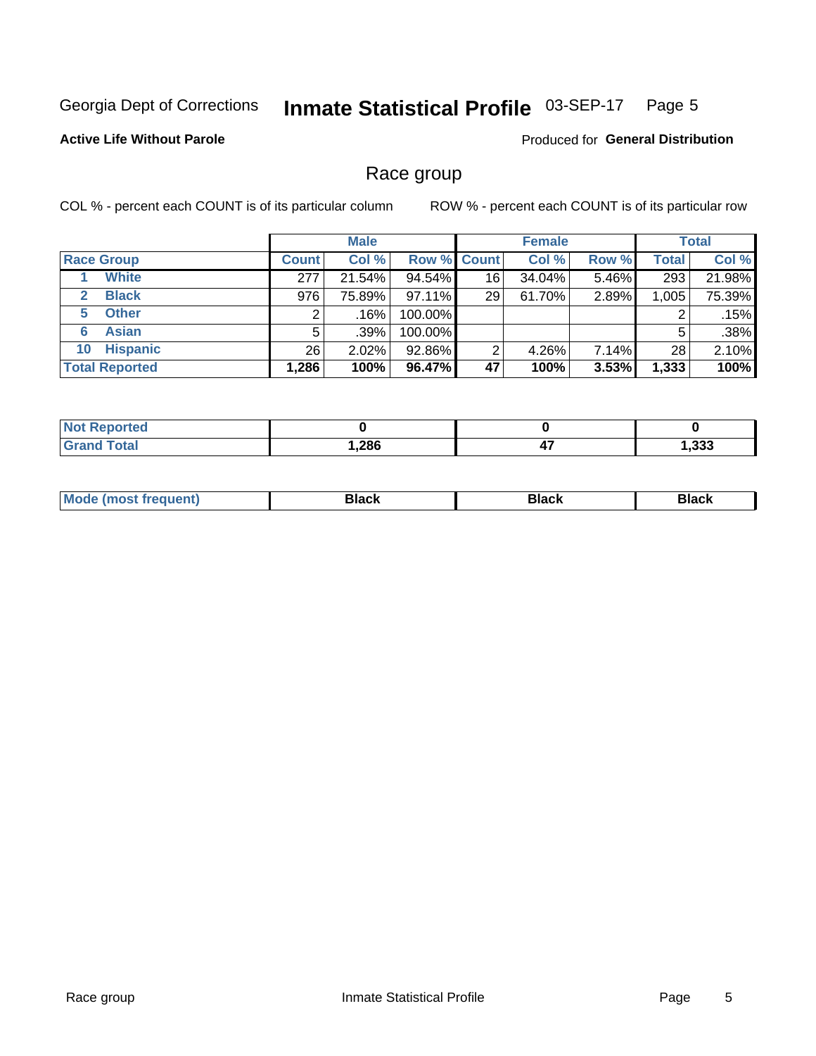Georgia Dept of Corrections **Inmate Statistical Profile** 03-SEP-17

**Active Life Without Parole**

Produced for **General Distribution**

## Race group

COL % - percent each COUNT is of its particular column

ROW % - percent each COUNT is of its particular row

| | Male | | | Female | | | Total | |
|---|---|---|---|---|---|---|---|---|
| **Race Group** | **Count** | **Col %** | **Row %** | **Count** | **Col %** | **Row %** | **Total** | **Col %** |
| 1 **White** | 277 | 21.54% | 94.54% | 16 | 34.04% | 5.46% | 293 | 21.98% |
| 2 **Black** | 976 | 75.89% | 97.11% | 29 | 61.70% | 2.89% | 1,005 | 75.39% |
| 5 **Other** | 2 | .16% | 100.00% | | | | 2 | .15% |
| 6 **Asian** | 5 | .39% | 100.00% | | | | 5 | .38% |
| 10 **Hispanic** | 26 | 2.02% | 92.86% | 2 | 4.26% | 7.14% | 28 | 2.10% |
| **Total Reported** | **1,286** | **100%** | **96.47%** | **47** | **100%** | **3.53%** | **1,333** | **100%** |

| | Male | Female | Total |
|---|---|---|---|
| **Not Reported** | **0** | **0** | **0** |
| **Grand Total** | **1,286** | **47** | **1,333** |

| | Male | Female | Total |
|---|---|---|---|
| **Mode (most frequent)** | **Black** | **Black** | **Black** |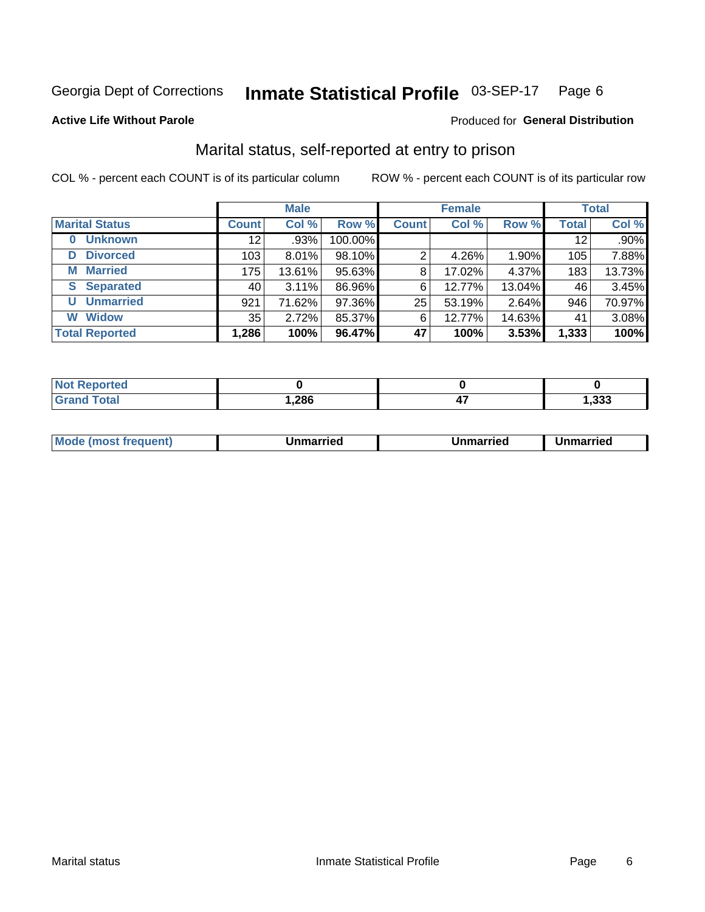Georgia Dept of Corrections **Inmate Statistical Profile** 03-SEP-17 Page 6

**Active Life Without Parole**

Produced for **General Distribution**

## Marital status, self-reported at entry to prison

COL % - percent each COUNT is of its particular column

ROW % - percent each COUNT is of its particular row

| | Male | | | Female | | | Total | |
|---|---|---|---|---|---|---|---|---|
| **Marital Status** | **Count** | **Col %** | **Row %** | **Count** | **Col %** | **Row %** | **Total** | **Col %** |
| **0 Unknown** | 12 | .93% | 100.00% | | | | 12 | .90% |
| **D Divorced** | 103 | 8.01% | 98.10% | 2 | 4.26% | 1.90% | 105 | 7.88% |
| **M Married** | 175 | 13.61% | 95.63% | 8 | 17.02% | 4.37% | 183 | 13.73% |
| **S Separated** | 40 | 3.11% | 86.96% | 6 | 12.77% | 13.04% | 46 | 3.45% |
| **U Unmarried** | 921 | 71.62% | 97.36% | 25 | 53.19% | 2.64% | 946 | 70.97% |
| **W Widow** | 35 | 2.72% | 85.37% | 6 | 12.77% | 14.63% | 41 | 3.08% |
| **Total Reported** | **1,286** | **100%** | **96.47%** | **47** | **100%** | **3.53%** | **1,333** | **100%** |

| | Male | Female | Total |
|---|---|---|---|
| **Not Reported** | **0** | **0** | **0** |
| **Grand Total** | **1,286** | **47** | **1,333** |

| | Male | Female | Total |
|---|---|---|---|
| **Mode (most frequent)** | **Unmarried** | **Unmarried** | **Unmarried** |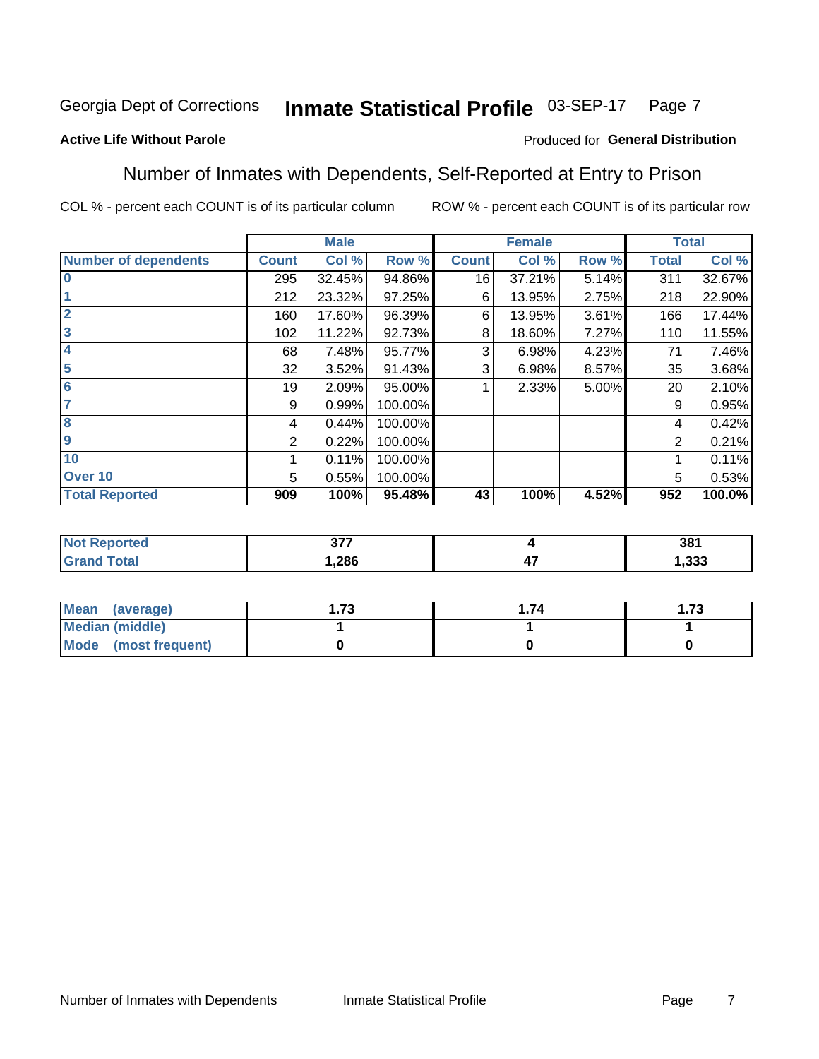Georgia Dept of Corrections **Inmate Statistical Profile** 03-SEP-17

**Active Life Without Parole**

Produced for **General Distribution**

## Number of Inmates with Dependents, Self-Reported at Entry to Prison

COL % - percent each COUNT is of its particular column

ROW % - percent each COUNT is of its particular row

| | Male | | | Female | | | Total | |
|---|---|---|---|---|---|---|---|---|
| **Number of dependents** | **Count** | **Col %** | **Row %** | **Count** | **Col %** | **Row %** | **Total** | **Col %** |
| 0 | 295 | 32.45% | 94.86% | 16 | 37.21% | 5.14% | 311 | 32.67% |
| 1 | 212 | 23.32% | 97.25% | 6 | 13.95% | 2.75% | 218 | 22.90% |
| 2 | 160 | 17.60% | 96.39% | 6 | 13.95% | 3.61% | 166 | 17.44% |
| 3 | 102 | 11.22% | 92.73% | 8 | 18.60% | 7.27% | 110 | 11.55% |
| 4 | 68 | 7.48% | 95.77% | 3 | 6.98% | 4.23% | 71 | 7.46% |
| 5 | 32 | 3.52% | 91.43% | 3 | 6.98% | 8.57% | 35 | 3.68% |
| 6 | 19 | 2.09% | 95.00% | 1 | 2.33% | 5.00% | 20 | 2.10% |
| 7 | 9 | 0.99% | 100.00% | | | | 9 | 0.95% |
| 8 | 4 | 0.44% | 100.00% | | | | 4 | 0.42% |
| 9 | 2 | 0.22% | 100.00% | | | | 2 | 0.21% |
| 10 | 1 | 0.11% | 100.00% | | | | 1 | 0.11% |
| Over 10 | 5 | 0.55% | 100.00% | | | | 5 | 0.53% |
| **Total Reported** | **909** | **100%** | **95.48%** | **43** | **100%** | **4.52%** | **952** | **100.0%** |

| | Male | Female | Total |
|---|---|---|---|
| **Not Reported** | **377** | **4** | **381** |
| **Grand Total** | **1,286** | **47** | **1,333** |

| | Male | Female | Total |
|---|---|---|---|
| **Mean (average)** | **1.73** | **1.74** | **1.73** |
| **Median (middle)** | **1** | **1** | **1** |
| **Mode (most frequent)** | **0** | **0** | **0** |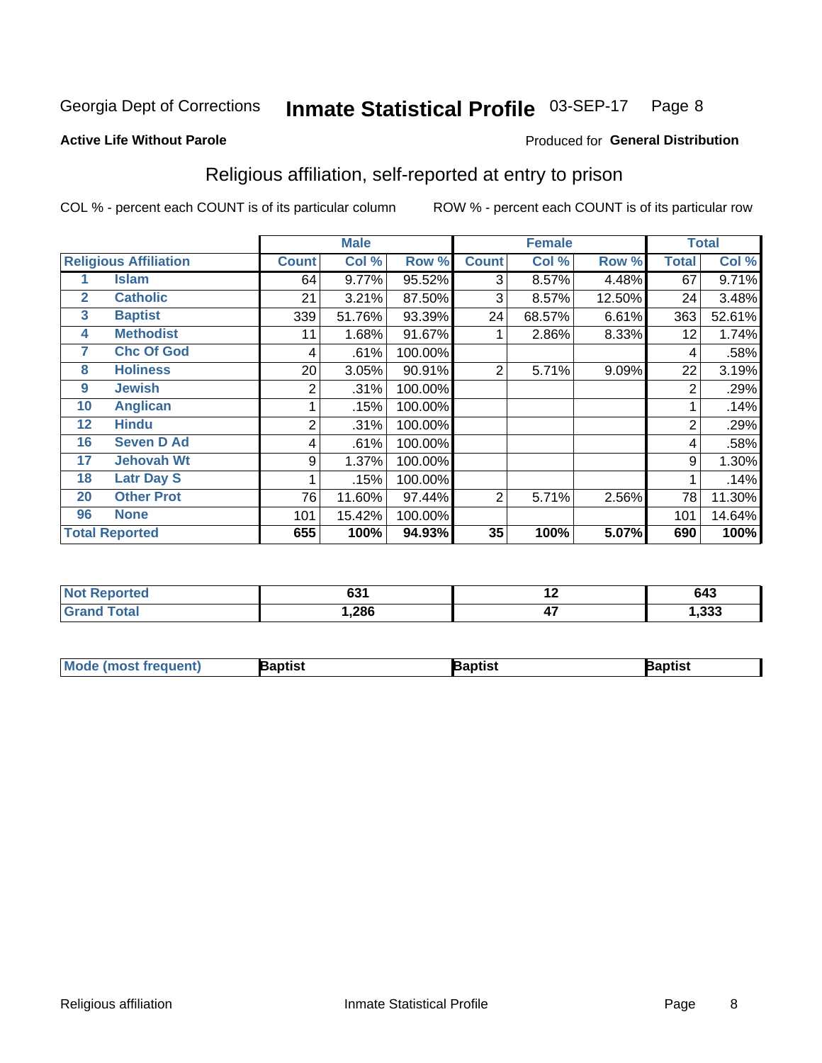Georgia Dept of Corrections **Inmate Statistical Profile** 03-SEP-17 Page 8

**Active Life Without Parole**

Produced for **General Distribution**

## Religious affiliation, self-reported at entry to prison

COL % - percent each COUNT is of its particular column    ROW % - percent each COUNT is of its particular row

| Religious Affiliation | | Male | | | Female | | | Total | |
|---|---|---|---|---|---|---|---|---|---|
| | | Count | Col % | Row % | Count | Col % | Row % | Total | Col % |
| 1 | Islam | 64 | 9.77% | 95.52% | 3 | 8.57% | 4.48% | 67 | 9.71% |
| 2 | Catholic | 21 | 3.21% | 87.50% | 3 | 8.57% | 12.50% | 24 | 3.48% |
| 3 | Baptist | 339 | 51.76% | 93.39% | 24 | 68.57% | 6.61% | 363 | 52.61% |
| 4 | Methodist | 11 | 1.68% | 91.67% | 1 | 2.86% | 8.33% | 12 | 1.74% |
| 7 | Chc Of God | 4 | .61% | 100.00% | | | | 4 | .58% |
| 8 | Holiness | 20 | 3.05% | 90.91% | 2 | 5.71% | 9.09% | 22 | 3.19% |
| 9 | Jewish | 2 | .31% | 100.00% | | | | 2 | .29% |
| 10 | Anglican | 1 | .15% | 100.00% | | | | 1 | .14% |
| 12 | Hindu | 2 | .31% | 100.00% | | | | 2 | .29% |
| 16 | Seven D Ad | 4 | .61% | 100.00% | | | | 4 | .58% |
| 17 | Jehovah Wt | 9 | 1.37% | 100.00% | | | | 9 | 1.30% |
| 18 | Latr Day S | 1 | .15% | 100.00% | | | | 1 | .14% |
| 20 | Other Prot | 76 | 11.60% | 97.44% | 2 | 5.71% | 2.56% | 78 | 11.30% |
| 96 | None | 101 | 15.42% | 100.00% | | | | 101 | 14.64% |
| **Total Reported** | | **655** | **100%** | **94.93%** | **35** | **100%** | **5.07%** | **690** | **100%** |

| | Male | Female | Total |
|---|---|---|---|
| Not Reported | 631 | 12 | 643 |
| Grand Total | 1,286 | 47 | 1,333 |

| | Male | Female | Total |
|---|---|---|---|
| Mode (most frequent) | Baptist | Baptist | Baptist |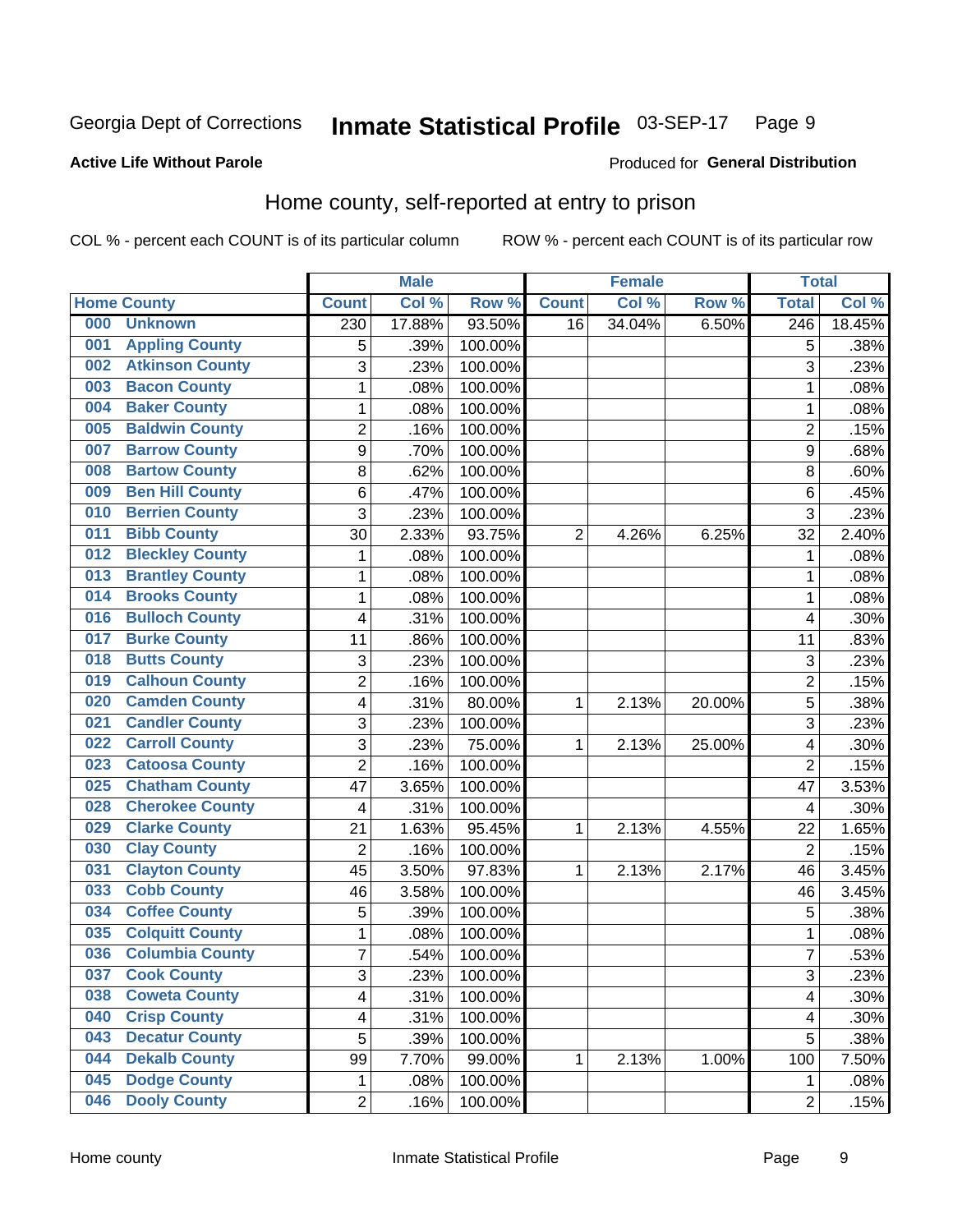Georgia Dept of Corrections **Inmate Statistical Profile** 03-SEP-17

**Active Life Without Parole**

Produced for **General Distribution**

## Home county, self-reported at entry to prison

COL % - percent each COUNT is of its particular column ROW % - percent each COUNT is of its particular row

| Home County | | Male | | | Female | | | Total | |
|---|---|---|---|---|---|---|---|---|---|
| | | Count | Col % | Row % | Count | Col % | Row % | Total | Col % |
| 000 | Unknown | 230 | 17.88% | 93.50% | 16 | 34.04% | 6.50% | 246 | 18.45% |
| 001 | Appling County | 5 | .39% | 100.00% | | | | 5 | .38% |
| 002 | Atkinson County | 3 | .23% | 100.00% | | | | 3 | .23% |
| 003 | Bacon County | 1 | .08% | 100.00% | | | | 1 | .08% |
| 004 | Baker County | 1 | .08% | 100.00% | | | | 1 | .08% |
| 005 | Baldwin County | 2 | .16% | 100.00% | | | | 2 | .15% |
| 007 | Barrow County | 9 | .70% | 100.00% | | | | 9 | .68% |
| 008 | Bartow County | 8 | .62% | 100.00% | | | | 8 | .60% |
| 009 | Ben Hill County | 6 | .47% | 100.00% | | | | 6 | .45% |
| 010 | Berrien County | 3 | .23% | 100.00% | | | | 3 | .23% |
| 011 | Bibb County | 30 | 2.33% | 93.75% | 2 | 4.26% | 6.25% | 32 | 2.40% |
| 012 | Bleckley County | 1 | .08% | 100.00% | | | | 1 | .08% |
| 013 | Brantley County | 1 | .08% | 100.00% | | | | 1 | .08% |
| 014 | Brooks County | 1 | .08% | 100.00% | | | | 1 | .08% |
| 016 | Bulloch County | 4 | .31% | 100.00% | | | | 4 | .30% |
| 017 | Burke County | 11 | .86% | 100.00% | | | | 11 | .83% |
| 018 | Butts County | 3 | .23% | 100.00% | | | | 3 | .23% |
| 019 | Calhoun County | 2 | .16% | 100.00% | | | | 2 | .15% |
| 020 | Camden County | 4 | .31% | 80.00% | 1 | 2.13% | 20.00% | 5 | .38% |
| 021 | Candler County | 3 | .23% | 100.00% | | | | 3 | .23% |
| 022 | Carroll County | 3 | .23% | 75.00% | 1 | 2.13% | 25.00% | 4 | .30% |
| 023 | Catoosa County | 2 | .16% | 100.00% | | | | 2 | .15% |
| 025 | Chatham County | 47 | 3.65% | 100.00% | | | | 47 | 3.53% |
| 028 | Cherokee County | 4 | .31% | 100.00% | | | | 4 | .30% |
| 029 | Clarke County | 21 | 1.63% | 95.45% | 1 | 2.13% | 4.55% | 22 | 1.65% |
| 030 | Clay County | 2 | .16% | 100.00% | | | | 2 | .15% |
| 031 | Clayton County | 45 | 3.50% | 97.83% | 1 | 2.13% | 2.17% | 46 | 3.45% |
| 033 | Cobb County | 46 | 3.58% | 100.00% | | | | 46 | 3.45% |
| 034 | Coffee County | 5 | .39% | 100.00% | | | | 5 | .38% |
| 035 | Colquitt County | 1 | .08% | 100.00% | | | | 1 | .08% |
| 036 | Columbia County | 7 | .54% | 100.00% | | | | 7 | .53% |
| 037 | Cook County | 3 | .23% | 100.00% | | | | 3 | .23% |
| 038 | Coweta County | 4 | .31% | 100.00% | | | | 4 | .30% |
| 040 | Crisp County | 4 | .31% | 100.00% | | | | 4 | .30% |
| 043 | Decatur County | 5 | .39% | 100.00% | | | | 5 | .38% |
| 044 | Dekalb County | 99 | 7.70% | 99.00% | 1 | 2.13% | 1.00% | 100 | 7.50% |
| 045 | Dodge County | 1 | .08% | 100.00% | | | | 1 | .08% |
| 046 | Dooly County | 2 | .16% | 100.00% | | | | 2 | .15% |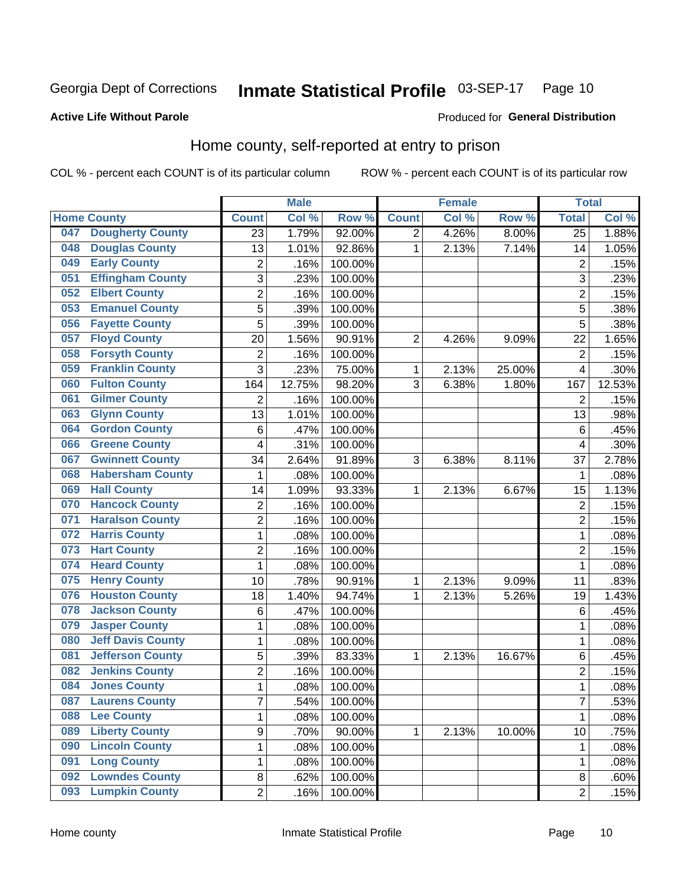Georgia Dept of Corrections **Inmate Statistical Profile** 03-SEP-17

**Active Life Without Parole**

Produced for **General Distribution**

## Home county, self-reported at entry to prison

COL % - percent each COUNT is of its particular column    ROW % - percent each COUNT is of its particular row

| Home County | | Male | | | Female | | | Total | |
|---|---|---|---|---|---|---|---|---|---|
| | | Count | Col % | Row % | Count | Col % | Row % | Total | Col % |
| 047 | Dougherty County | 23 | 1.79% | 92.00% | 2 | 4.26% | 8.00% | 25 | 1.88% |
| 048 | Douglas County | 13 | 1.01% | 92.86% | 1 | 2.13% | 7.14% | 14 | 1.05% |
| 049 | Early County | 2 | .16% | 100.00% | | | | 2 | .15% |
| 051 | Effingham County | 3 | .23% | 100.00% | | | | 3 | .23% |
| 052 | Elbert County | 2 | .16% | 100.00% | | | | 2 | .15% |
| 053 | Emanuel County | 5 | .39% | 100.00% | | | | 5 | .38% |
| 056 | Fayette County | 5 | .39% | 100.00% | | | | 5 | .38% |
| 057 | Floyd County | 20 | 1.56% | 90.91% | 2 | 4.26% | 9.09% | 22 | 1.65% |
| 058 | Forsyth County | 2 | .16% | 100.00% | | | | 2 | .15% |
| 059 | Franklin County | 3 | .23% | 75.00% | 1 | 2.13% | 25.00% | 4 | .30% |
| 060 | Fulton County | 164 | 12.75% | 98.20% | 3 | 6.38% | 1.80% | 167 | 12.53% |
| 061 | Gilmer County | 2 | .16% | 100.00% | | | | 2 | .15% |
| 063 | Glynn County | 13 | 1.01% | 100.00% | | | | 13 | .98% |
| 064 | Gordon County | 6 | .47% | 100.00% | | | | 6 | .45% |
| 066 | Greene County | 4 | .31% | 100.00% | | | | 4 | .30% |
| 067 | Gwinnett County | 34 | 2.64% | 91.89% | 3 | 6.38% | 8.11% | 37 | 2.78% |
| 068 | Habersham County | 1 | .08% | 100.00% | | | | 1 | .08% |
| 069 | Hall County | 14 | 1.09% | 93.33% | 1 | 2.13% | 6.67% | 15 | 1.13% |
| 070 | Hancock County | 2 | .16% | 100.00% | | | | 2 | .15% |
| 071 | Haralson County | 2 | .16% | 100.00% | | | | 2 | .15% |
| 072 | Harris County | 1 | .08% | 100.00% | | | | 1 | .08% |
| 073 | Hart County | 2 | .16% | 100.00% | | | | 2 | .15% |
| 074 | Heard County | 1 | .08% | 100.00% | | | | 1 | .08% |
| 075 | Henry County | 10 | .78% | 90.91% | 1 | 2.13% | 9.09% | 11 | .83% |
| 076 | Houston County | 18 | 1.40% | 94.74% | 1 | 2.13% | 5.26% | 19 | 1.43% |
| 078 | Jackson County | 6 | .47% | 100.00% | | | | 6 | .45% |
| 079 | Jasper County | 1 | .08% | 100.00% | | | | 1 | .08% |
| 080 | Jeff Davis County | 1 | .08% | 100.00% | | | | 1 | .08% |
| 081 | Jefferson County | 5 | .39% | 83.33% | 1 | 2.13% | 16.67% | 6 | .45% |
| 082 | Jenkins County | 2 | .16% | 100.00% | | | | 2 | .15% |
| 084 | Jones County | 1 | .08% | 100.00% | | | | 1 | .08% |
| 087 | Laurens County | 7 | .54% | 100.00% | | | | 7 | .53% |
| 088 | Lee County | 1 | .08% | 100.00% | | | | 1 | .08% |
| 089 | Liberty County | 9 | .70% | 90.00% | 1 | 2.13% | 10.00% | 10 | .75% |
| 090 | Lincoln County | 1 | .08% | 100.00% | | | | 1 | .08% |
| 091 | Long County | 1 | .08% | 100.00% | | | | 1 | .08% |
| 092 | Lowndes County | 8 | .62% | 100.00% | | | | 8 | .60% |
| 093 | Lumpkin County | 2 | .16% | 100.00% | | | | 2 | .15% |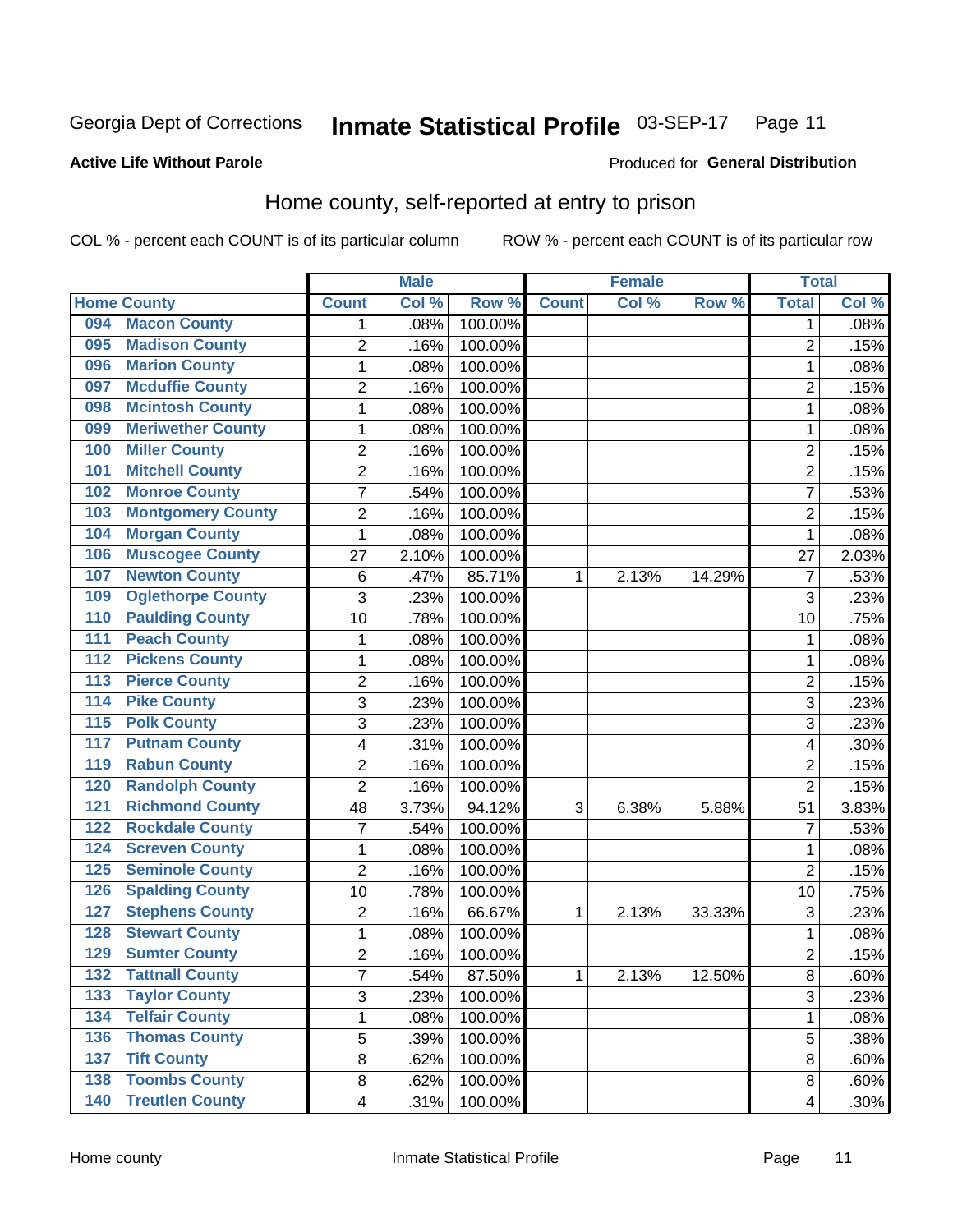Georgia Dept of Corrections **Inmate Statistical Profile** 03-SEP-17

**Active Life Without Parole**

Produced for **General Distribution**

# Home county, self-reported at entry to prison

COL % - percent each COUNT is of its particular column ROW % - percent each COUNT is of its particular row

| Home County | | Male | | | Female | | | Total | |
|---|---|---|---|---|---|---|---|---|---|
| | | Count | Col % | Row % | Count | Col % | Row % | Total | Col % |
| 094 | Macon County | 1 | .08% | 100.00% | | | | 1 | .08% |
| 095 | Madison County | 2 | .16% | 100.00% | | | | 2 | .15% |
| 096 | Marion County | 1 | .08% | 100.00% | | | | 1 | .08% |
| 097 | Mcduffie County | 2 | .16% | 100.00% | | | | 2 | .15% |
| 098 | Mcintosh County | 1 | .08% | 100.00% | | | | 1 | .08% |
| 099 | Meriwether County | 1 | .08% | 100.00% | | | | 1 | .08% |
| 100 | Miller County | 2 | .16% | 100.00% | | | | 2 | .15% |
| 101 | Mitchell County | 2 | .16% | 100.00% | | | | 2 | .15% |
| 102 | Monroe County | 7 | .54% | 100.00% | | | | 7 | .53% |
| 103 | Montgomery County | 2 | .16% | 100.00% | | | | 2 | .15% |
| 104 | Morgan County | 1 | .08% | 100.00% | | | | 1 | .08% |
| 106 | Muscogee County | 27 | 2.10% | 100.00% | | | | 27 | 2.03% |
| 107 | Newton County | 6 | .47% | 85.71% | 1 | 2.13% | 14.29% | 7 | .53% |
| 109 | Oglethorpe County | 3 | .23% | 100.00% | | | | 3 | .23% |
| 110 | Paulding County | 10 | .78% | 100.00% | | | | 10 | .75% |
| 111 | Peach County | 1 | .08% | 100.00% | | | | 1 | .08% |
| 112 | Pickens County | 1 | .08% | 100.00% | | | | 1 | .08% |
| 113 | Pierce County | 2 | .16% | 100.00% | | | | 2 | .15% |
| 114 | Pike County | 3 | .23% | 100.00% | | | | 3 | .23% |
| 115 | Polk County | 3 | .23% | 100.00% | | | | 3 | .23% |
| 117 | Putnam County | 4 | .31% | 100.00% | | | | 4 | .30% |
| 119 | Rabun County | 2 | .16% | 100.00% | | | | 2 | .15% |
| 120 | Randolph County | 2 | .16% | 100.00% | | | | 2 | .15% |
| 121 | Richmond County | 48 | 3.73% | 94.12% | 3 | 6.38% | 5.88% | 51 | 3.83% |
| 122 | Rockdale County | 7 | .54% | 100.00% | | | | 7 | .53% |
| 124 | Screven County | 1 | .08% | 100.00% | | | | 1 | .08% |
| 125 | Seminole County | 2 | .16% | 100.00% | | | | 2 | .15% |
| 126 | Spalding County | 10 | .78% | 100.00% | | | | 10 | .75% |
| 127 | Stephens County | 2 | .16% | 66.67% | 1 | 2.13% | 33.33% | 3 | .23% |
| 128 | Stewart County | 1 | .08% | 100.00% | | | | 1 | .08% |
| 129 | Sumter County | 2 | .16% | 100.00% | | | | 2 | .15% |
| 132 | Tattnall County | 7 | .54% | 87.50% | 1 | 2.13% | 12.50% | 8 | .60% |
| 133 | Taylor County | 3 | .23% | 100.00% | | | | 3 | .23% |
| 134 | Telfair County | 1 | .08% | 100.00% | | | | 1 | .08% |
| 136 | Thomas County | 5 | .39% | 100.00% | | | | 5 | .38% |
| 137 | Tift County | 8 | .62% | 100.00% | | | | 8 | .60% |
| 138 | Toombs County | 8 | .62% | 100.00% | | | | 8 | .60% |
| 140 | Treutlen County | 4 | .31% | 100.00% | | | | 4 | .30% |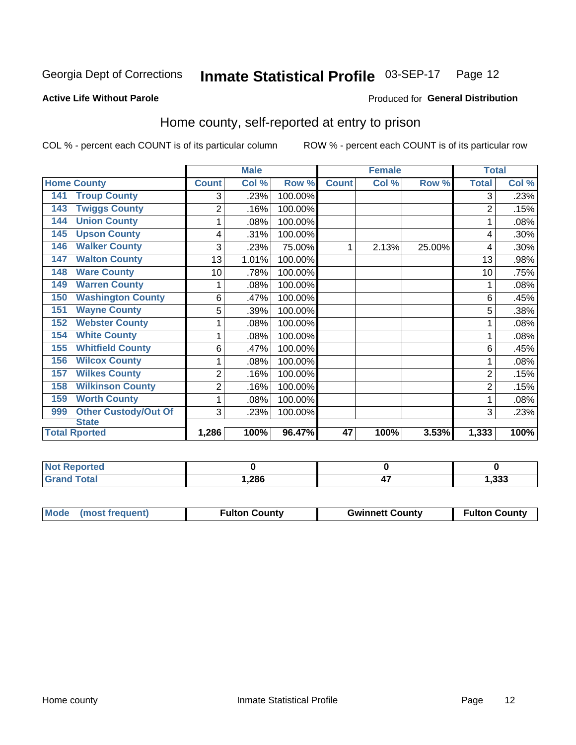Georgia Dept of Corrections **Inmate Statistical Profile** 03-SEP-17 Page 12

**Active Life Without Parole**

Produced for **General Distribution**

## Home county, self-reported at entry to prison

COL % - percent each COUNT is of its particular column ROW % - percent each COUNT is of its particular row

| Home County | | Male | | | Female | | | Total | |
|---|---|---|---|---|---|---|---|---|---|
| | | Count | Col % | Row % | Count | Col % | Row % | Total | Col % |
| 141 | Troup County | 3 | .23% | 100.00% | | | | 3 | .23% |
| 143 | Twiggs County | 2 | .16% | 100.00% | | | | 2 | .15% |
| 144 | Union County | 1 | .08% | 100.00% | | | | 1 | .08% |
| 145 | Upson County | 4 | .31% | 100.00% | | | | 4 | .30% |
| 146 | Walker County | 3 | .23% | 75.00% | 1 | 2.13% | 25.00% | 4 | .30% |
| 147 | Walton County | 13 | 1.01% | 100.00% | | | | 13 | .98% |
| 148 | Ware County | 10 | .78% | 100.00% | | | | 10 | .75% |
| 149 | Warren County | 1 | .08% | 100.00% | | | | 1 | .08% |
| 150 | Washington County | 6 | .47% | 100.00% | | | | 6 | .45% |
| 151 | Wayne County | 5 | .39% | 100.00% | | | | 5 | .38% |
| 152 | Webster County | 1 | .08% | 100.00% | | | | 1 | .08% |
| 154 | White County | 1 | .08% | 100.00% | | | | 1 | .08% |
| 155 | Whitfield County | 6 | .47% | 100.00% | | | | 6 | .45% |
| 156 | Wilcox County | 1 | .08% | 100.00% | | | | 1 | .08% |
| 157 | Wilkes County | 2 | .16% | 100.00% | | | | 2 | .15% |
| 158 | Wilkinson County | 2 | .16% | 100.00% | | | | 2 | .15% |
| 159 | Worth County | 1 | .08% | 100.00% | | | | 1 | .08% |
| 999 | Other Custody/Out Of State | 3 | .23% | 100.00% | | | | 3 | .23% |
| **Total Rported** | | **1,286** | **100%** | **96.47%** | **47** | **100%** | **3.53%** | **1,333** | **100%** |

| | Male | Female | Total |
|---|---|---|---|
| Not Reported | 0 | 0 | 0 |
| Grand Total | 1,286 | 47 | 1,333 |

| Mode (most frequent) | Fulton County | Gwinnett County | Fulton County |
|---|---|---|---|

Home county Inmate Statistical Profile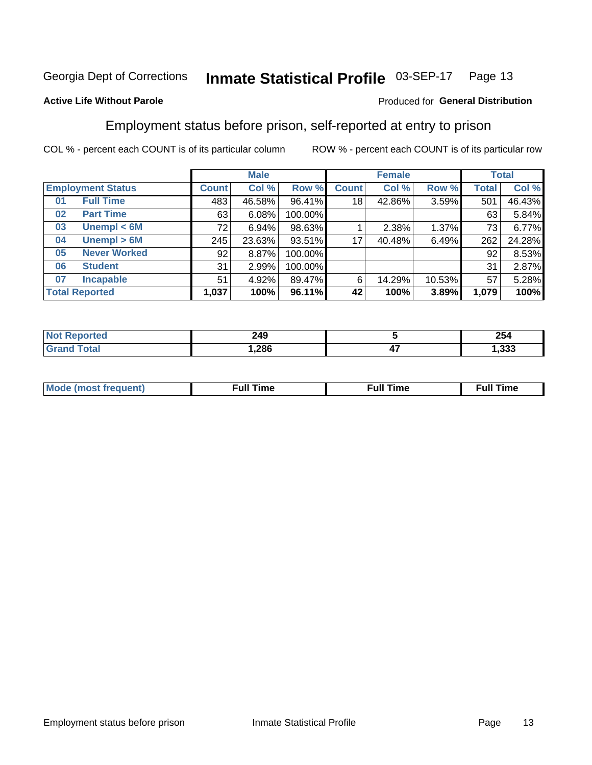Georgia Dept of Corrections **Inmate Statistical Profile** 03-SEP-17 Page 13

**Active Life Without Parole**

Produced for **General Distribution**

## Employment status before prison, self-reported at entry to prison

COL % - percent each COUNT is of its particular column ROW % - percent each COUNT is of its particular row

| Employment Status | | Male | | | Female | | | Total | |
|---|---|---|---|---|---|---|---|---|---|
| | | Count | Col % | Row % | Count | Col % | Row % | Total | Col % |
| 01 | Full Time | 483 | 46.58% | 96.41% | 18 | 42.86% | 3.59% | 501 | 46.43% |
| 02 | Part Time | 63 | 6.08% | 100.00% | | | | 63 | 5.84% |
| 03 | Unempl < 6M | 72 | 6.94% | 98.63% | 1 | 2.38% | 1.37% | 73 | 6.77% |
| 04 | Unempl > 6M | 245 | 23.63% | 93.51% | 17 | 40.48% | 6.49% | 262 | 24.28% |
| 05 | Never Worked | 92 | 8.87% | 100.00% | | | | 92 | 8.53% |
| 06 | Student | 31 | 2.99% | 100.00% | | | | 31 | 2.87% |
| 07 | Incapable | 51 | 4.92% | 89.47% | 6 | 14.29% | 10.53% | 57 | 5.28% |
| **Total Reported** | | **1,037** | **100%** | **96.11%** | **42** | **100%** | **3.89%** | **1,079** | **100%** |

| | Male | Female | Total |
|---|---|---|---|
| Not Reported | 249 | 5 | 254 |
| Grand Total | 1,286 | 47 | 1,333 |

| | Male | Female | Total |
|---|---|---|---|
| Mode (most frequent) | Full Time | Full Time | Full Time |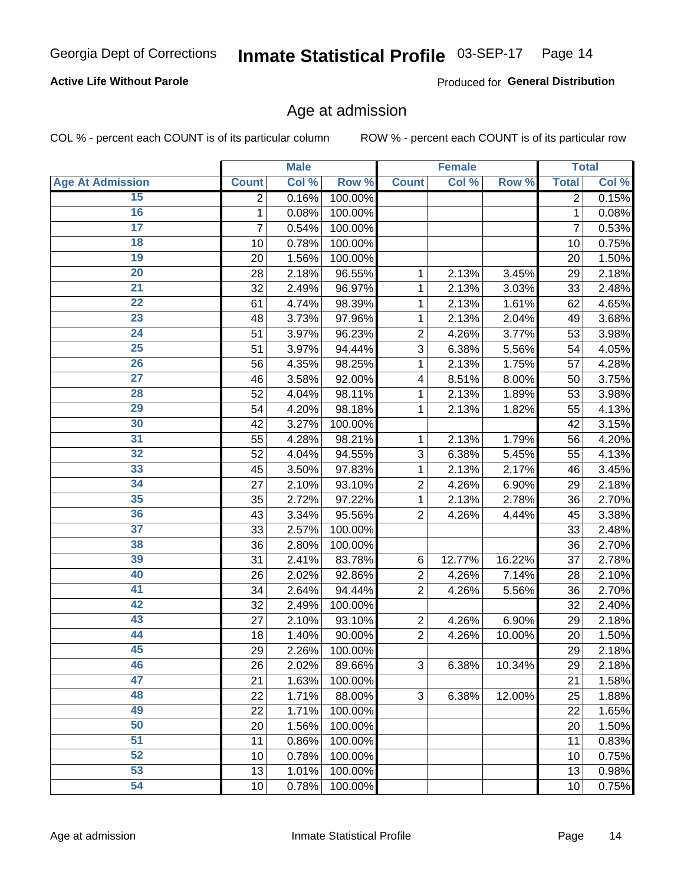Georgia Dept of Corrections **Inmate Statistical Profile** 03-SEP-17

**Active Life Without Parole**

Produced for **General Distribution**

## Age at admission

COL % - percent each COUNT is of its particular column

ROW % - percent each COUNT is of its particular row

| | Male | | | Female | | | Total | |
|---|---|---|---|---|---|---|---|---|
| **Age At Admission** | **Count** | **Col %** | **Row %** | **Count** | **Col %** | **Row %** | **Total** | **Col %** |
| 15 | 2 | 0.16% | 100.00% | | | | 2 | 0.15% |
| 16 | 1 | 0.08% | 100.00% | | | | 1 | 0.08% |
| 17 | 7 | 0.54% | 100.00% | | | | 7 | 0.53% |
| 18 | 10 | 0.78% | 100.00% | | | | 10 | 0.75% |
| 19 | 20 | 1.56% | 100.00% | | | | 20 | 1.50% |
| 20 | 28 | 2.18% | 96.55% | 1 | 2.13% | 3.45% | 29 | 2.18% |
| 21 | 32 | 2.49% | 96.97% | 1 | 2.13% | 3.03% | 33 | 2.48% |
| 22 | 61 | 4.74% | 98.39% | 1 | 2.13% | 1.61% | 62 | 4.65% |
| 23 | 48 | 3.73% | 97.96% | 1 | 2.13% | 2.04% | 49 | 3.68% |
| 24 | 51 | 3.97% | 96.23% | 2 | 4.26% | 3.77% | 53 | 3.98% |
| 25 | 51 | 3.97% | 94.44% | 3 | 6.38% | 5.56% | 54 | 4.05% |
| 26 | 56 | 4.35% | 98.25% | 1 | 2.13% | 1.75% | 57 | 4.28% |
| 27 | 46 | 3.58% | 92.00% | 4 | 8.51% | 8.00% | 50 | 3.75% |
| 28 | 52 | 4.04% | 98.11% | 1 | 2.13% | 1.89% | 53 | 3.98% |
| 29 | 54 | 4.20% | 98.18% | 1 | 2.13% | 1.82% | 55 | 4.13% |
| 30 | 42 | 3.27% | 100.00% | | | | 42 | 3.15% |
| 31 | 55 | 4.28% | 98.21% | 1 | 2.13% | 1.79% | 56 | 4.20% |
| 32 | 52 | 4.04% | 94.55% | 3 | 6.38% | 5.45% | 55 | 4.13% |
| 33 | 45 | 3.50% | 97.83% | 1 | 2.13% | 2.17% | 46 | 3.45% |
| 34 | 27 | 2.10% | 93.10% | 2 | 4.26% | 6.90% | 29 | 2.18% |
| 35 | 35 | 2.72% | 97.22% | 1 | 2.13% | 2.78% | 36 | 2.70% |
| 36 | 43 | 3.34% | 95.56% | 2 | 4.26% | 4.44% | 45 | 3.38% |
| 37 | 33 | 2.57% | 100.00% | | | | 33 | 2.48% |
| 38 | 36 | 2.80% | 100.00% | | | | 36 | 2.70% |
| 39 | 31 | 2.41% | 83.78% | 6 | 12.77% | 16.22% | 37 | 2.78% |
| 40 | 26 | 2.02% | 92.86% | 2 | 4.26% | 7.14% | 28 | 2.10% |
| 41 | 34 | 2.64% | 94.44% | 2 | 4.26% | 5.56% | 36 | 2.70% |
| 42 | 32 | 2.49% | 100.00% | | | | 32 | 2.40% |
| 43 | 27 | 2.10% | 93.10% | 2 | 4.26% | 6.90% | 29 | 2.18% |
| 44 | 18 | 1.40% | 90.00% | 2 | 4.26% | 10.00% | 20 | 1.50% |
| 45 | 29 | 2.26% | 100.00% | | | | 29 | 2.18% |
| 46 | 26 | 2.02% | 89.66% | 3 | 6.38% | 10.34% | 29 | 2.18% |
| 47 | 21 | 1.63% | 100.00% | | | | 21 | 1.58% |
| 48 | 22 | 1.71% | 88.00% | 3 | 6.38% | 12.00% | 25 | 1.88% |
| 49 | 22 | 1.71% | 100.00% | | | | 22 | 1.65% |
| 50 | 20 | 1.56% | 100.00% | | | | 20 | 1.50% |
| 51 | 11 | 0.86% | 100.00% | | | | 11 | 0.83% |
| 52 | 10 | 0.78% | 100.00% | | | | 10 | 0.75% |
| 53 | 13 | 1.01% | 100.00% | | | | 13 | 0.98% |
| 54 | 10 | 0.78% | 100.00% | | | | 10 | 0.75% |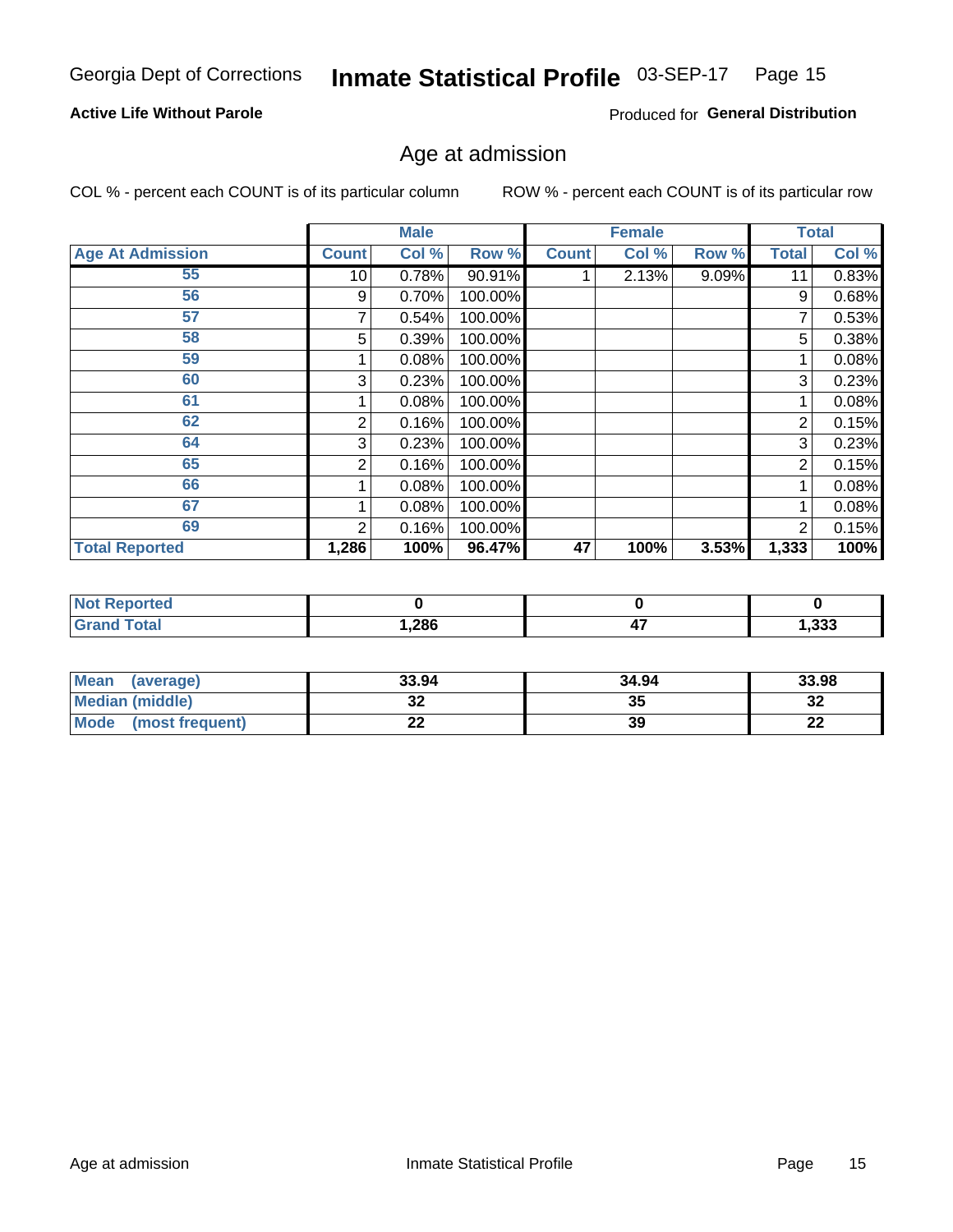Georgia Dept of Corrections **Inmate Statistical Profile** 03-SEP-17

**Active Life Without Parole**

Produced for **General Distribution**

## Age at admission

COL % - percent each COUNT is of its particular column    ROW % - percent each COUNT is of its particular row

| | Male | | | Female | | | Total | |
|---|---|---|---|---|---|---|---|---|
| **Age At Admission** | **Count** | **Col %** | **Row %** | **Count** | **Col %** | **Row %** | **Total** | **Col %** |
| 55 | 10 | 0.78% | 90.91% | 1 | 2.13% | 9.09% | 11 | 0.83% |
| 56 | 9 | 0.70% | 100.00% | | | | 9 | 0.68% |
| 57 | 7 | 0.54% | 100.00% | | | | 7 | 0.53% |
| 58 | 5 | 0.39% | 100.00% | | | | 5 | 0.38% |
| 59 | 1 | 0.08% | 100.00% | | | | 1 | 0.08% |
| 60 | 3 | 0.23% | 100.00% | | | | 3 | 0.23% |
| 61 | 1 | 0.08% | 100.00% | | | | 1 | 0.08% |
| 62 | 2 | 0.16% | 100.00% | | | | 2 | 0.15% |
| 64 | 3 | 0.23% | 100.00% | | | | 3 | 0.23% |
| 65 | 2 | 0.16% | 100.00% | | | | 2 | 0.15% |
| 66 | 1 | 0.08% | 100.00% | | | | 1 | 0.08% |
| 67 | 1 | 0.08% | 100.00% | | | | 1 | 0.08% |
| 69 | 2 | 0.16% | 100.00% | | | | 2 | 0.15% |
| **Total Reported** | **1,286** | **100%** | **96.47%** | **47** | **100%** | **3.53%** | **1,333** | **100%** |

| | Male | Female | Total |
|---|---|---|---|
| **Not Reported** | **0** | **0** | **0** |
| **Grand Total** | **1,286** | **47** | **1,333** |

| | Male | Female | Total |
|---|---|---|---|
| **Mean (average)** | **33.94** | **34.94** | **33.98** |
| **Median (middle)** | **32** | **35** | **32** |
| **Mode (most frequent)** | **22** | **39** | **22** |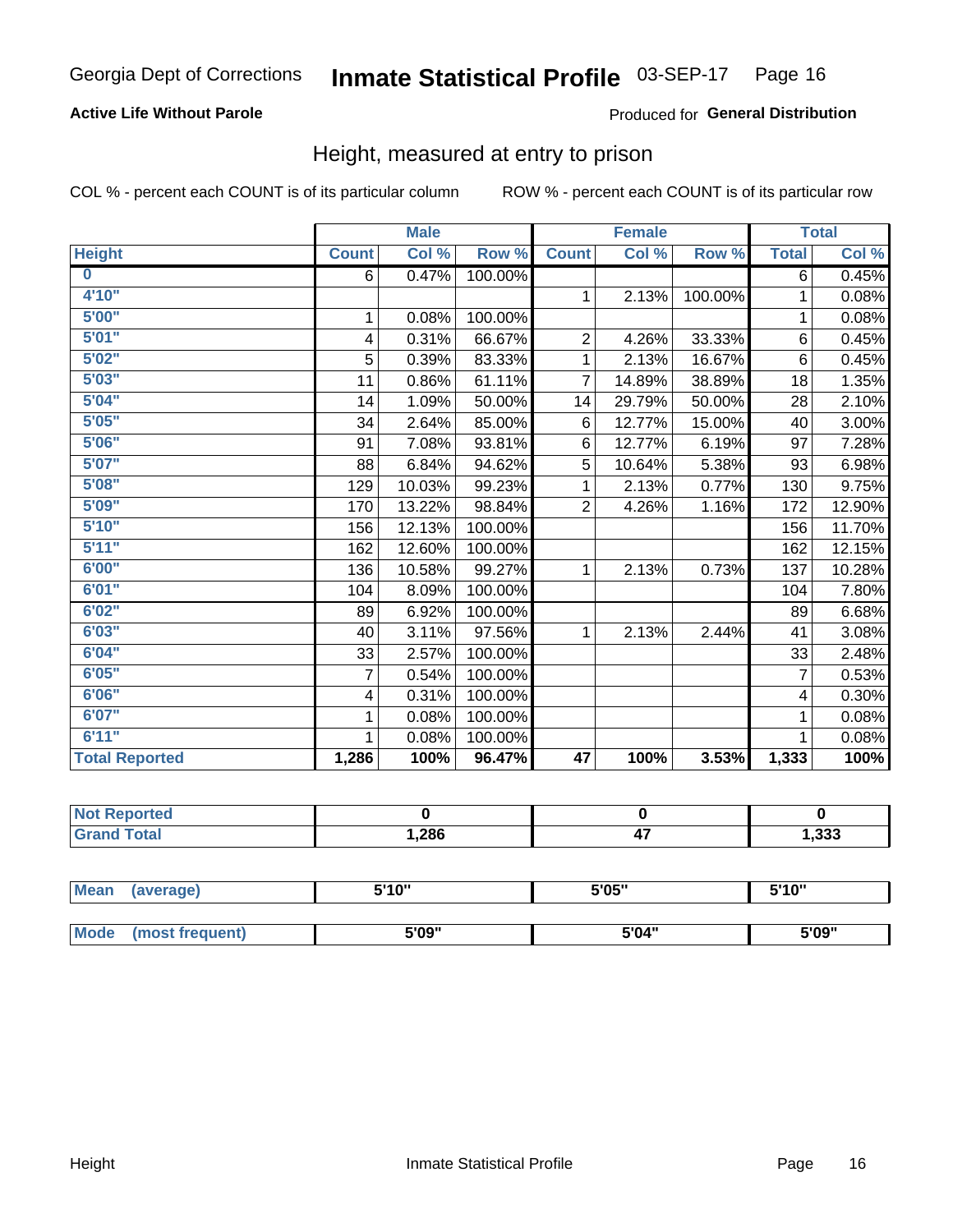Georgia Dept of Corrections **Inmate Statistical Profile** 03-SEP-17

**Active Life Without Parole**

Produced for **General Distribution**

## Height, measured at entry to prison

COL % - percent each COUNT is of its particular column

ROW % - percent each COUNT is of its particular row

| | Male | | | Female | | | Total | |
|---|---|---|---|---|---|---|---|---|
| **Height** | **Count** | **Col %** | **Row %** | **Count** | **Col %** | **Row %** | **Total** | **Col %** |
| **0** | 6 | 0.47% | 100.00% | | | | 6 | 0.45% |
| **4'10"** | | | | 1 | 2.13% | 100.00% | 1 | 0.08% |
| **5'00"** | 1 | 0.08% | 100.00% | | | | 1 | 0.08% |
| **5'01"** | 4 | 0.31% | 66.67% | 2 | 4.26% | 33.33% | 6 | 0.45% |
| **5'02"** | 5 | 0.39% | 83.33% | 1 | 2.13% | 16.67% | 6 | 0.45% |
| **5'03"** | 11 | 0.86% | 61.11% | 7 | 14.89% | 38.89% | 18 | 1.35% |
| **5'04"** | 14 | 1.09% | 50.00% | 14 | 29.79% | 50.00% | 28 | 2.10% |
| **5'05"** | 34 | 2.64% | 85.00% | 6 | 12.77% | 15.00% | 40 | 3.00% |
| **5'06"** | 91 | 7.08% | 93.81% | 6 | 12.77% | 6.19% | 97 | 7.28% |
| **5'07"** | 88 | 6.84% | 94.62% | 5 | 10.64% | 5.38% | 93 | 6.98% |
| **5'08"** | 129 | 10.03% | 99.23% | 1 | 2.13% | 0.77% | 130 | 9.75% |
| **5'09"** | 170 | 13.22% | 98.84% | 2 | 4.26% | 1.16% | 172 | 12.90% |
| **5'10"** | 156 | 12.13% | 100.00% | | | | 156 | 11.70% |
| **5'11"** | 162 | 12.60% | 100.00% | | | | 162 | 12.15% |
| **6'00"** | 136 | 10.58% | 99.27% | 1 | 2.13% | 0.73% | 137 | 10.28% |
| **6'01"** | 104 | 8.09% | 100.00% | | | | 104 | 7.80% |
| **6'02"** | 89 | 6.92% | 100.00% | | | | 89 | 6.68% |
| **6'03"** | 40 | 3.11% | 97.56% | 1 | 2.13% | 2.44% | 41 | 3.08% |
| **6'04"** | 33 | 2.57% | 100.00% | | | | 33 | 2.48% |
| **6'05"** | 7 | 0.54% | 100.00% | | | | 7 | 0.53% |
| **6'06"** | 4 | 0.31% | 100.00% | | | | 4 | 0.30% |
| **6'07"** | 1 | 0.08% | 100.00% | | | | 1 | 0.08% |
| **6'11"** | 1 | 0.08% | 100.00% | | | | 1 | 0.08% |
| **Total Reported** | **1,286** | **100%** | **96.47%** | **47** | **100%** | **3.53%** | **1,333** | **100%** |

| | Male | Female | Total |
|---|---|---|---|
| **Not Reported** | **0** | **0** | **0** |
| **Grand Total** | **1,286** | **47** | **1,333** |

| | Male | Female | Total |
|---|---|---|---|
| **Mean (average)** | **5'10"** | **5'05"** | **5'10"** |
| **Mode (most frequent)** | **5'09"** | **5'04"** | **5'09"** |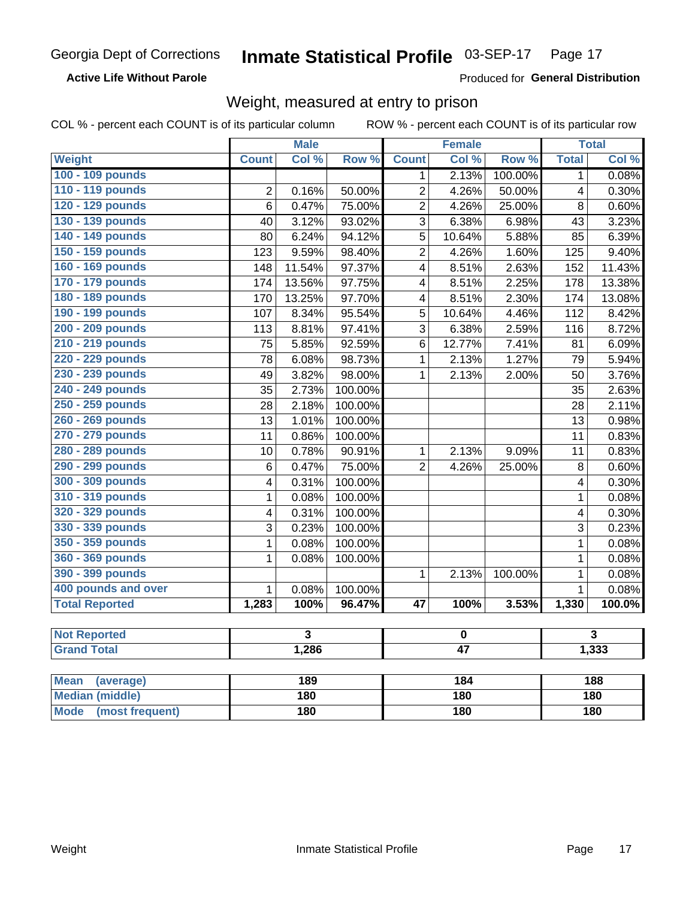Georgia Dept of Corrections **Inmate Statistical Profile** 03-SEP-17 Page 17

**Active Life Without Parole**

Produced for **General Distribution**

## Weight, measured at entry to prison

COL % - percent each COUNT is of its particular column ROW % - percent each COUNT is of its particular row

| | Male | | | Female | | | Total | |
|---|---|---|---|---|---|---|---|---|
| **Weight** | **Count** | **Col %** | **Row %** | **Count** | **Col %** | **Row %** | **Total** | **Col %** |
| 100 - 109 pounds | | | | 1 | 2.13% | 100.00% | 1 | 0.08% |
| 110 - 119 pounds | 2 | 0.16% | 50.00% | 2 | 4.26% | 50.00% | 4 | 0.30% |
| 120 - 129 pounds | 6 | 0.47% | 75.00% | 2 | 4.26% | 25.00% | 8 | 0.60% |
| 130 - 139 pounds | 40 | 3.12% | 93.02% | 3 | 6.38% | 6.98% | 43 | 3.23% |
| 140 - 149 pounds | 80 | 6.24% | 94.12% | 5 | 10.64% | 5.88% | 85 | 6.39% |
| 150 - 159 pounds | 123 | 9.59% | 98.40% | 2 | 4.26% | 1.60% | 125 | 9.40% |
| 160 - 169 pounds | 148 | 11.54% | 97.37% | 4 | 8.51% | 2.63% | 152 | 11.43% |
| 170 - 179 pounds | 174 | 13.56% | 97.75% | 4 | 8.51% | 2.25% | 178 | 13.38% |
| 180 - 189 pounds | 170 | 13.25% | 97.70% | 4 | 8.51% | 2.30% | 174 | 13.08% |
| 190 - 199 pounds | 107 | 8.34% | 95.54% | 5 | 10.64% | 4.46% | 112 | 8.42% |
| 200 - 209 pounds | 113 | 8.81% | 97.41% | 3 | 6.38% | 2.59% | 116 | 8.72% |
| 210 - 219 pounds | 75 | 5.85% | 92.59% | 6 | 12.77% | 7.41% | 81 | 6.09% |
| 220 - 229 pounds | 78 | 6.08% | 98.73% | 1 | 2.13% | 1.27% | 79 | 5.94% |
| 230 - 239 pounds | 49 | 3.82% | 98.00% | 1 | 2.13% | 2.00% | 50 | 3.76% |
| 240 - 249 pounds | 35 | 2.73% | 100.00% | | | | 35 | 2.63% |
| 250 - 259 pounds | 28 | 2.18% | 100.00% | | | | 28 | 2.11% |
| 260 - 269 pounds | 13 | 1.01% | 100.00% | | | | 13 | 0.98% |
| 270 - 279 pounds | 11 | 0.86% | 100.00% | | | | 11 | 0.83% |
| 280 - 289 pounds | 10 | 0.78% | 90.91% | 1 | 2.13% | 9.09% | 11 | 0.83% |
| 290 - 299 pounds | 6 | 0.47% | 75.00% | 2 | 4.26% | 25.00% | 8 | 0.60% |
| 300 - 309 pounds | 4 | 0.31% | 100.00% | | | | 4 | 0.30% |
| 310 - 319 pounds | 1 | 0.08% | 100.00% | | | | 1 | 0.08% |
| 320 - 329 pounds | 4 | 0.31% | 100.00% | | | | 4 | 0.30% |
| 330 - 339 pounds | 3 | 0.23% | 100.00% | | | | 3 | 0.23% |
| 350 - 359 pounds | 1 | 0.08% | 100.00% | | | | 1 | 0.08% |
| 360 - 369 pounds | 1 | 0.08% | 100.00% | | | | 1 | 0.08% |
| 390 - 399 pounds | | | | 1 | 2.13% | 100.00% | 1 | 0.08% |
| 400 pounds and over | 1 | 0.08% | 100.00% | | | | 1 | 0.08% |
| **Total Reported** | **1,283** | **100%** | **96.47%** | **47** | **100%** | **3.53%** | **1,330** | **100.0%** |

| | Male | Female | Total |
|---|---|---|---|
| **Not Reported** | **3** | **0** | **3** |
| **Grand Total** | **1,286** | **47** | **1,333** |

| | Male | Female | Total |
|---|---|---|---|
| **Mean (average)** | **189** | **184** | **188** |
| **Median (middle)** | **180** | **180** | **180** |
| **Mode (most frequent)** | **180** | **180** | **180** |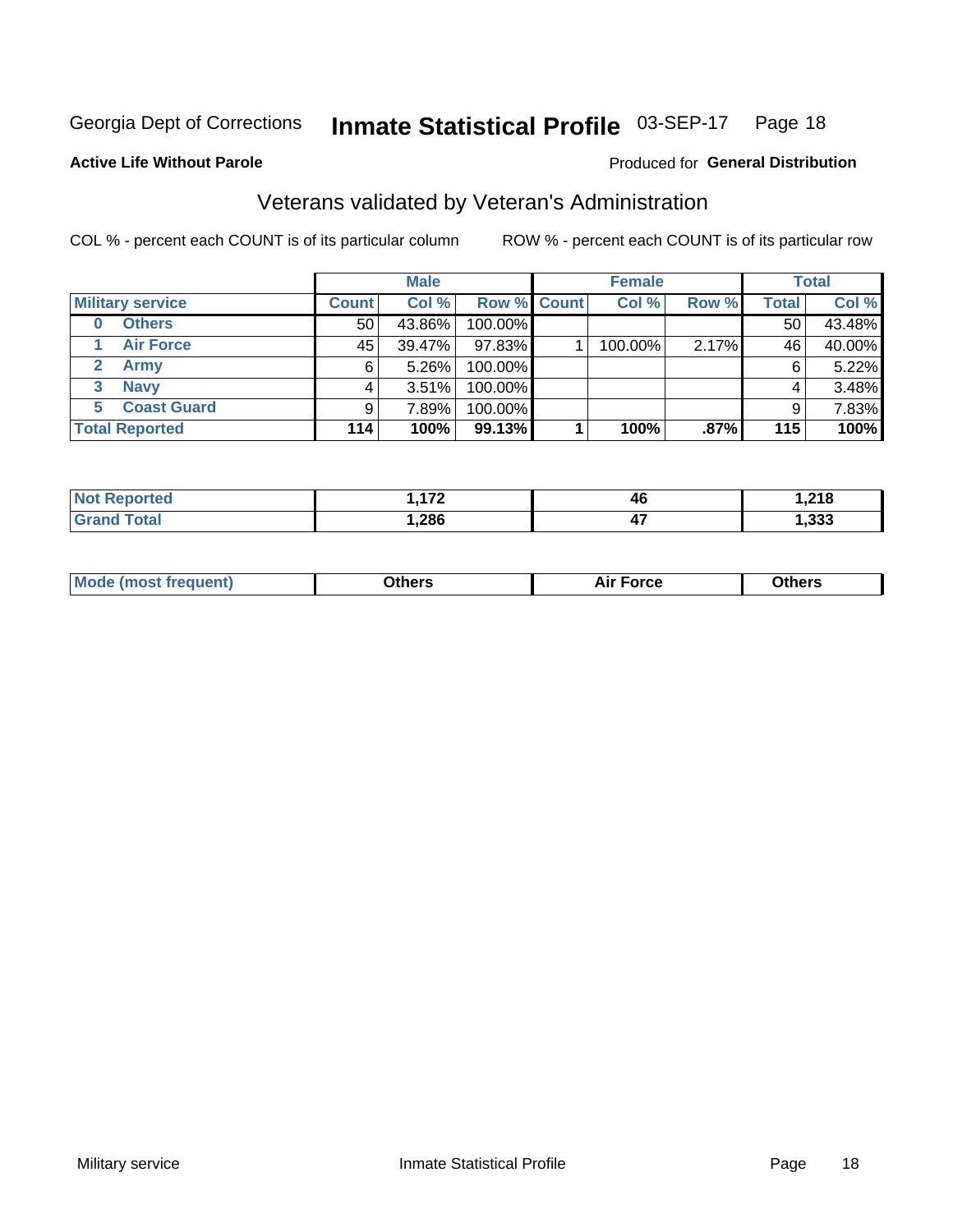Georgia Dept of Corrections **Inmate Statistical Profile** 03-SEP-17 Page 18

**Active Life Without Parole**

Produced for **General Distribution**

## Veterans validated by Veteran's Administration

COL % - percent each COUNT is of its particular column ROW % - percent each COUNT is of its particular row

| | Male | | | Female | | | Total | |
|---|---|---|---|---|---|---|---|---|
| **Military service** | **Count** | **Col %** | **Row %** | **Count** | **Col %** | **Row %** | **Total** | **Col %** |
| **0 Others** | 50 | 43.86% | 100.00% | | | | 50 | 43.48% |
| **1 Air Force** | 45 | 39.47% | 97.83% | 1 | 100.00% | 2.17% | 46 | 40.00% |
| **2 Army** | 6 | 5.26% | 100.00% | | | | 6 | 5.22% |
| **3 Navy** | 4 | 3.51% | 100.00% | | | | 4 | 3.48% |
| **5 Coast Guard** | 9 | 7.89% | 100.00% | | | | 9 | 7.83% |
| **Total Reported** | **114** | **100%** | **99.13%** | **1** | **100%** | **.87%** | **115** | **100%** |

| | Male | Female | Total |
|---|---|---|---|
| **Not Reported** | **1,172** | **46** | **1,218** |
| **Grand Total** | **1,286** | **47** | **1,333** |

| | Male | Female | Total |
|---|---|---|---|
| **Mode (most frequent)** | **Others** | **Air Force** | **Others** |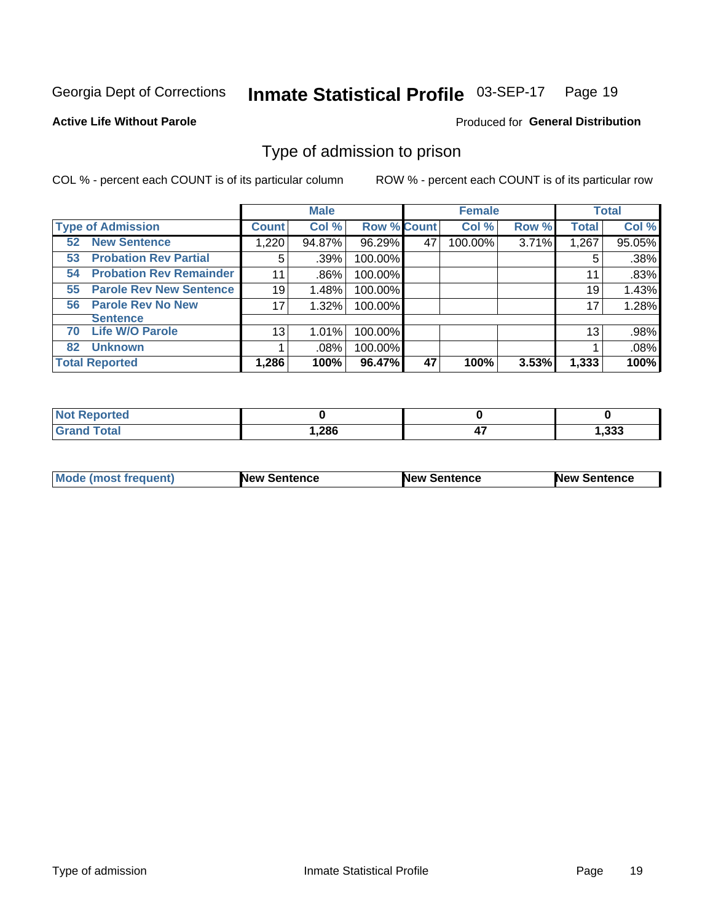Georgia Dept of Corrections **Inmate Statistical Profile** 03-SEP-17 Page 19

**Active Life Without Parole**

Produced for **General Distribution**

# Type of admission to prison

COL % - percent each COUNT is of its particular column ROW % - percent each COUNT is of its particular row

| | Male | | | Female | | | Total | |
|---|---|---|---|---|---|---|---|---|
| **Type of Admission** | **Count** | **Col %** | **Row %** | **Count** | **Col %** | **Row %** | **Total** | **Col %** |
| **52 New Sentence** | 1,220 | 94.87% | 96.29% | 47 | 100.00% | 3.71% | 1,267 | 95.05% |
| **53 Probation Rev Partial** | 5 | .39% | 100.00% | | | | 5 | .38% |
| **54 Probation Rev Remainder** | 11 | .86% | 100.00% | | | | 11 | .83% |
| **55 Parole Rev New Sentence** | 19 | 1.48% | 100.00% | | | | 19 | 1.43% |
| **56 Parole Rev No New Sentence** | 17 | 1.32% | 100.00% | | | | 17 | 1.28% |
| **70 Life W/O Parole** | 13 | 1.01% | 100.00% | | | | 13 | .98% |
| **82 Unknown** | 1 | .08% | 100.00% | | | | 1 | .08% |
| **Total Reported** | **1,286** | **100%** | **96.47%** | **47** | **100%** | **3.53%** | **1,333** | **100%** |

| | Male | Female | Total |
|---|---|---|---|
| **Not Reported** | **0** | **0** | **0** |
| **Grand Total** | **1,286** | **47** | **1,333** |

| | Male | Female | Total |
|---|---|---|---|
| **Mode (most frequent)** | **New Sentence** | **New Sentence** | **New Sentence** |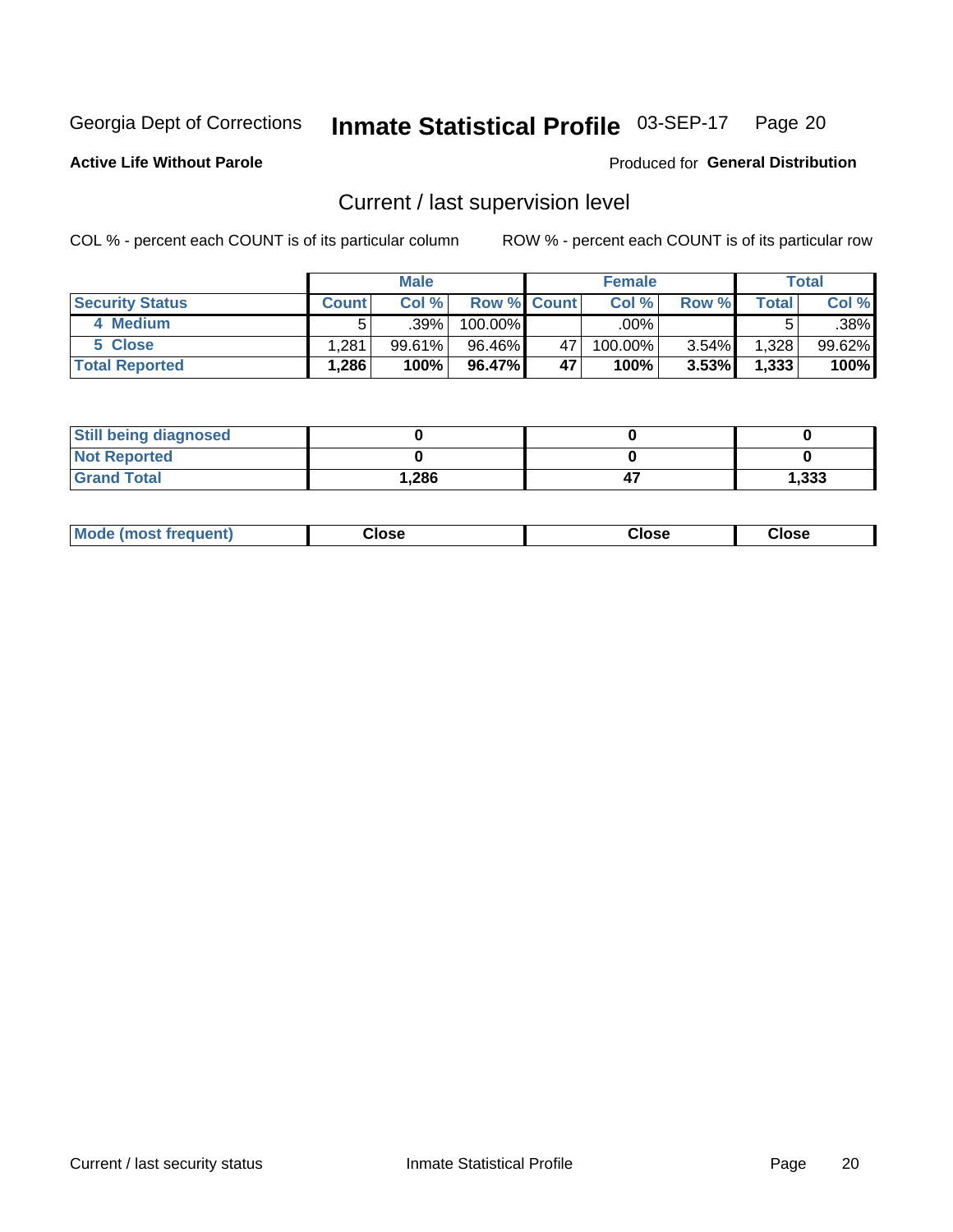Georgia Dept of Corrections **Inmate Statistical Profile** 03-SEP-17

**Active Life Without Parole**

Produced for **General Distribution**

## Current / last supervision level

COL % - percent each COUNT is of its particular column

ROW % - percent each COUNT is of its particular row

| | Male | | | Female | | | Total | |
|---|---|---|---|---|---|---|---|---|
| **Security Status** | **Count** | **Col %** | **Row %** | **Count** | **Col %** | **Row %** | **Total** | **Col %** |
| 4 Medium | 5 | .39% | 100.00% | | .00% | | 5 | .38% |
| 5 Close | 1,281 | 99.61% | 96.46% | 47 | 100.00% | 3.54% | 1,328 | 99.62% |
| **Total Reported** | **1,286** | **100%** | **96.47%** | **47** | **100%** | **3.53%** | **1,333** | **100%** |

| | Male | Female | Total |
|---|---|---|---|
| **Still being diagnosed** | **0** | **0** | **0** |
| **Not Reported** | **0** | **0** | **0** |
| **Grand Total** | **1,286** | **47** | **1,333** |

| | Male | Female | Total |
|---|---|---|---|
| **Mode (most frequent)** | **Close** | **Close** | **Close** |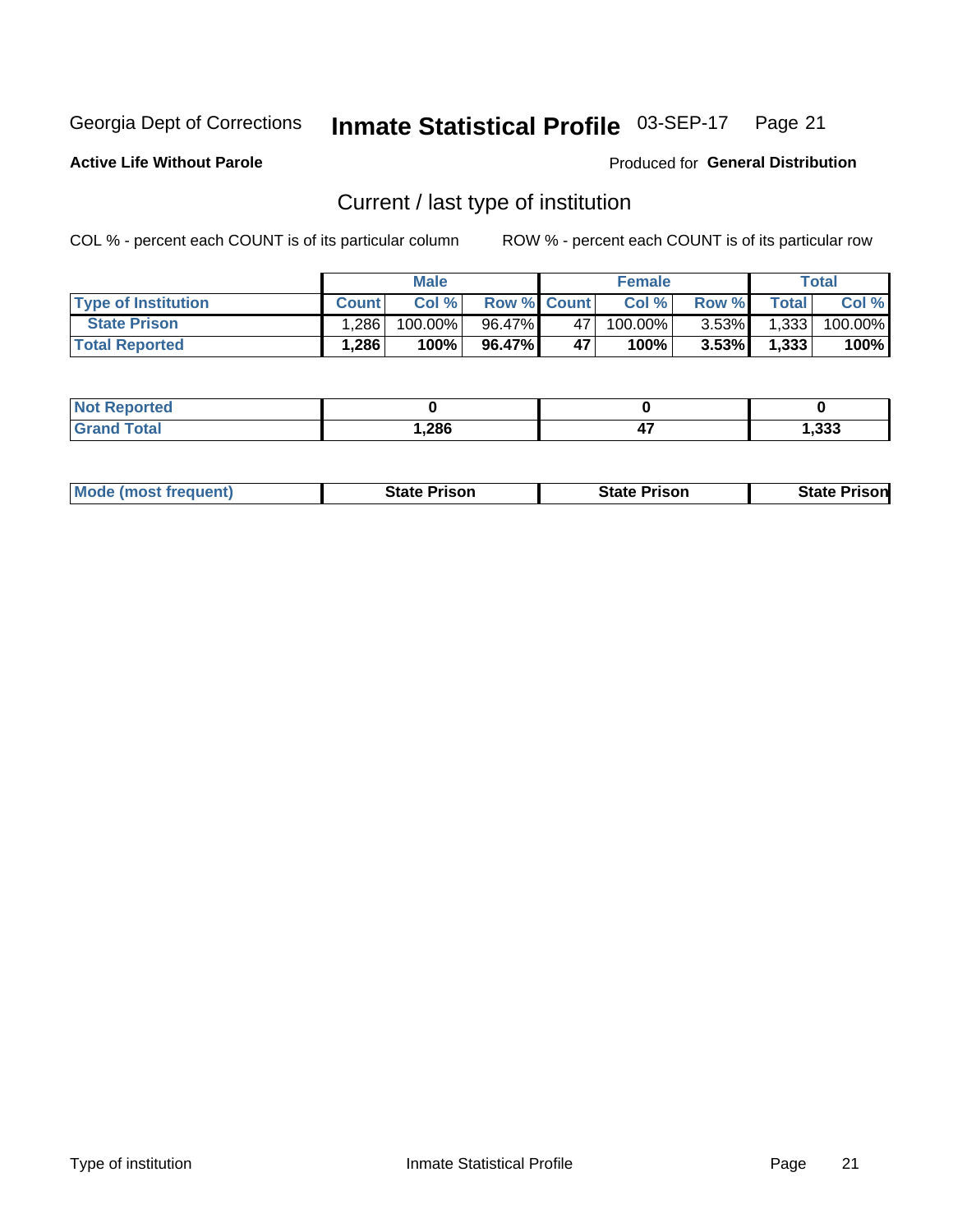Georgia Dept of Corrections **Inmate Statistical Profile** 03-SEP-17

**Active Life Without Parole**

Produced for **General Distribution**

## Current / last type of institution

COL % - percent each COUNT is of its particular column ROW % - percent each COUNT is of its particular row

| | Male | | | Female | | | Total | |
|---|---|---|---|---|---|---|---|---|
| **Type of Institution** | **Count** | **Col %** | **Row %** | **Count** | **Col %** | **Row %** | **Total** | **Col %** |
| **State Prison** | 1,286 | 100.00% | 96.47% | 47 | 100.00% | 3.53% | 1,333 | 100.00% |
| **Total Reported** | **1,286** | **100%** | **96.47%** | **47** | **100%** | **3.53%** | **1,333** | **100%** |

| | Male | Female | Total |
|---|---|---|---|
| **Not Reported** | **0** | **0** | **0** |
| **Grand Total** | **1,286** | **47** | **1,333** |

| | Male | Female | Total |
|---|---|---|---|
| **Mode (most frequent)** | **State Prison** | **State Prison** | **State Prison** |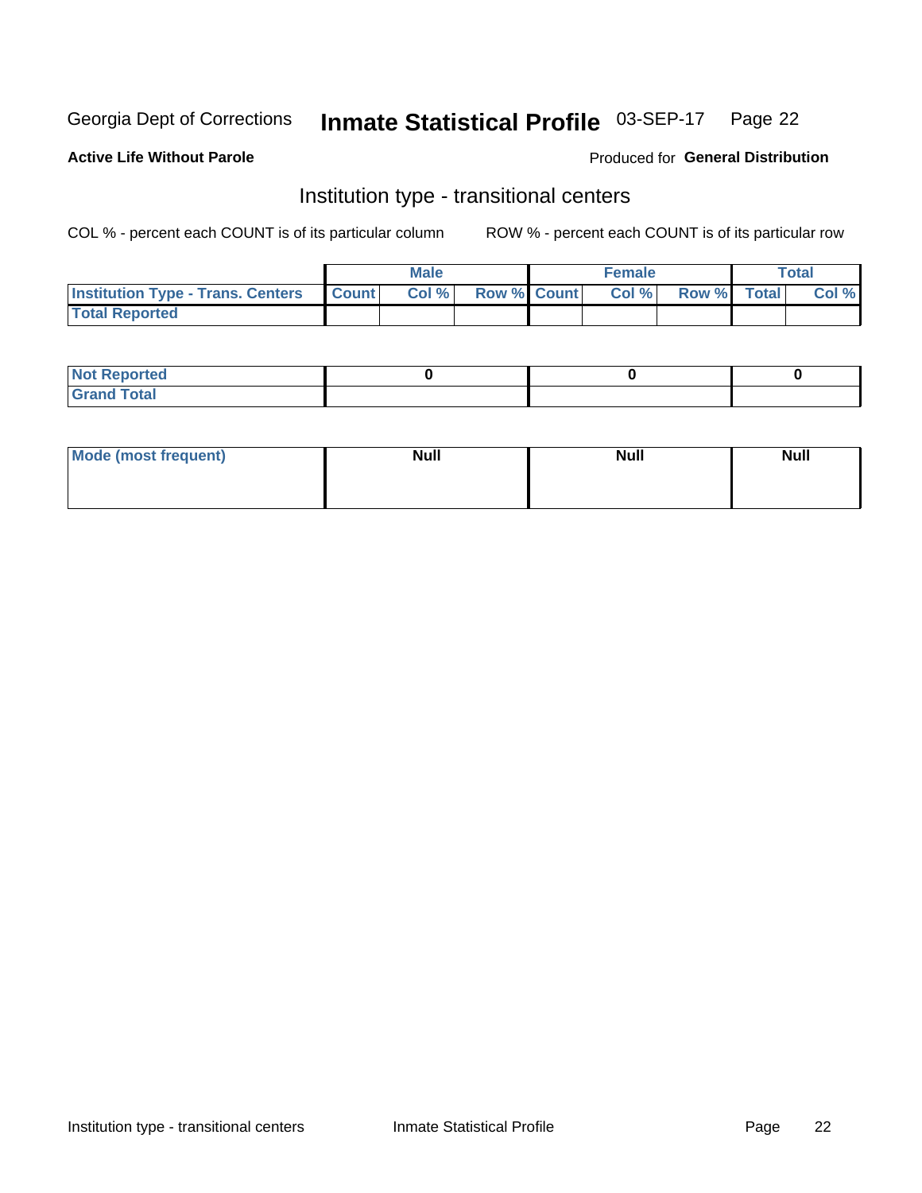Georgia Dept of Corrections **Inmate Statistical Profile** 03-SEP-17 Page 22

**Active Life Without Parole**

Produced for **General Distribution**

## Institution type - transitional centers

COL % - percent each COUNT is of its particular column

ROW % - percent each COUNT is of its particular row

| | Male | | | Female | | | Total | |
|---|---|---|---|---|---|---|---|---|
| **Institution Type - Trans. Centers** | **Count** | **Col %** | **Row %** | **Count** | **Col %** | **Row %** | **Total** | **Col %** |
| **Total Reported** | | | | | | | | |

| | Male | Female | Total |
|---|---|---|---|
| **Not Reported** | 0 | 0 | 0 |
| **Grand Total** | | | |

| | Male | Female | Total |
|---|---|---|---|
| **Mode (most frequent)** | Null | Null | Null |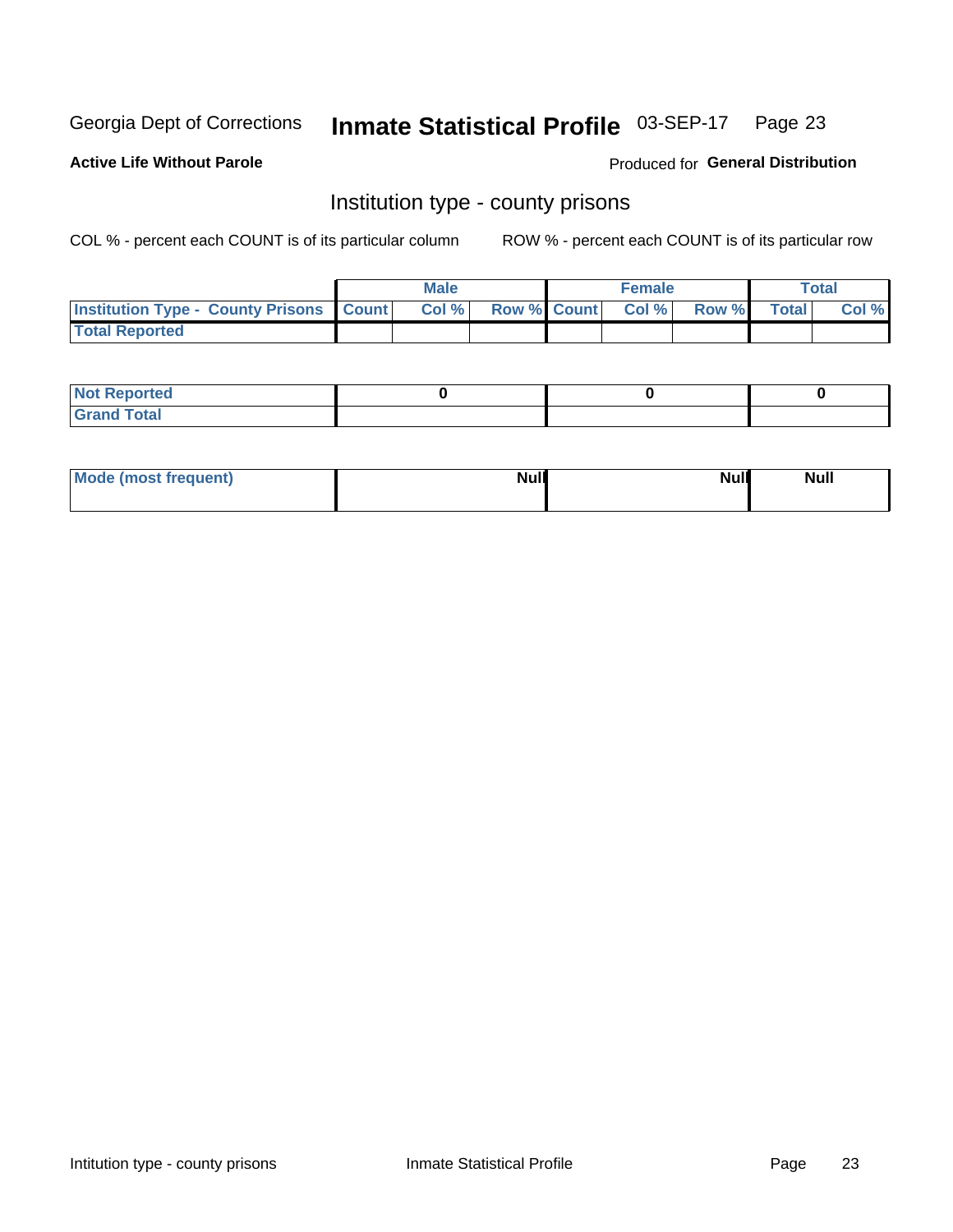Georgia Dept of Corrections **Inmate Statistical Profile** 03-SEP-17

**Active Life Without Parole**

Produced for **General Distribution**

## Institution type - county prisons

COL % - percent each COUNT is of its particular column     ROW % - percent each COUNT is of its particular row

| | Male | | | Female | | | Total | |
|---|---|---|---|---|---|---|---|---|
| **Institution Type - County Prisons** | **Count** | **Col %** | **Row %** | **Count** | **Col %** | **Row %** | **Total** | **Col %** |
| **Total Reported** | | | | | | | | |

| | Male | Female | Total |
|---|---|---|---|
| **Not Reported** | 0 | 0 | 0 |
| **Grand Total** | | | |

| | Male | Female | Total |
|---|---|---|---|
| **Mode (most frequent)** | Null | Null | Null |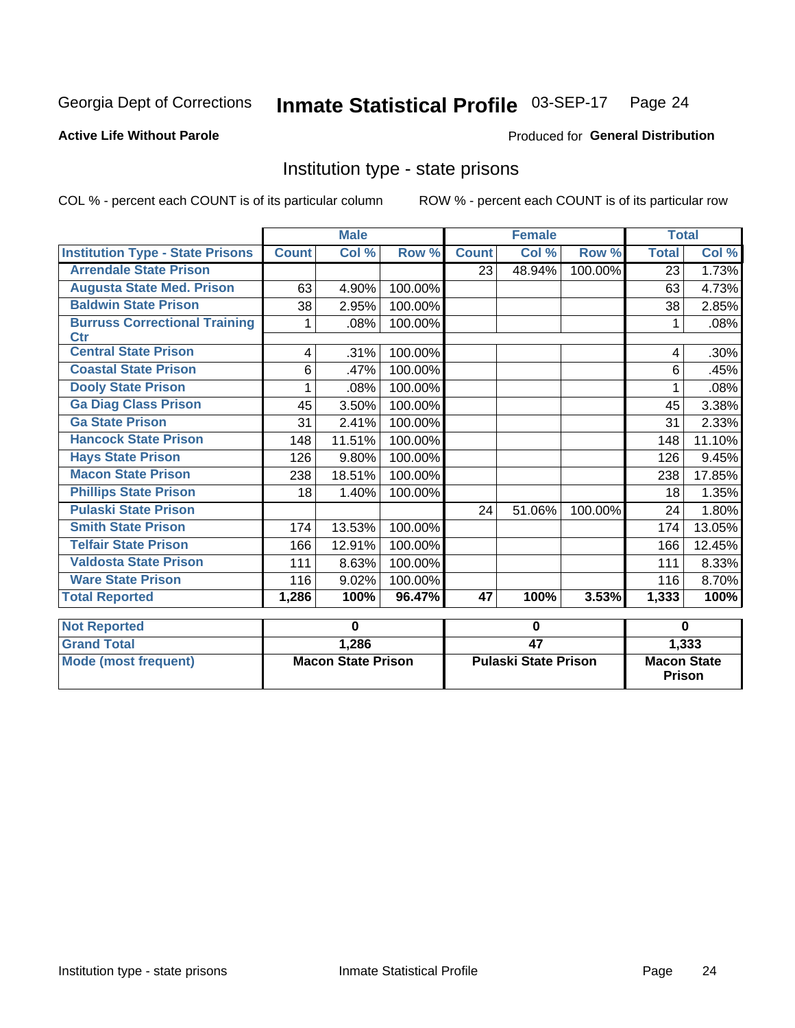Georgia Dept of Corrections **Inmate Statistical Profile** 03-SEP-17

**Active Life Without Parole**

Produced for **General Distribution**

## Institution type - state prisons

COL % - percent each COUNT is of its particular column ROW % - percent each COUNT is of its particular row

| Institution Type - State Prisons | Male | | | Female | | | Total | |
|---|---|---|---|---|---|---|---|---|
| | Count | Col % | Row % | Count | Col % | Row % | Total | Col % |
| Arrendale State Prison | | | | 23 | 48.94% | 100.00% | 23 | 1.73% |
| Augusta State Med. Prison | 63 | 4.90% | 100.00% | | | | 63 | 4.73% |
| Baldwin State Prison | 38 | 2.95% | 100.00% | | | | 38 | 2.85% |
| Burruss Correctional Training Ctr | 1 | .08% | 100.00% | | | | 1 | .08% |
| Central State Prison | 4 | .31% | 100.00% | | | | 4 | .30% |
| Coastal State Prison | 6 | .47% | 100.00% | | | | 6 | .45% |
| Dooly State Prison | 1 | .08% | 100.00% | | | | 1 | .08% |
| Ga Diag Class Prison | 45 | 3.50% | 100.00% | | | | 45 | 3.38% |
| Ga State Prison | 31 | 2.41% | 100.00% | | | | 31 | 2.33% |
| Hancock State Prison | 148 | 11.51% | 100.00% | | | | 148 | 11.10% |
| Hays State Prison | 126 | 9.80% | 100.00% | | | | 126 | 9.45% |
| Macon State Prison | 238 | 18.51% | 100.00% | | | | 238 | 17.85% |
| Phillips State Prison | 18 | 1.40% | 100.00% | | | | 18 | 1.35% |
| Pulaski State Prison | | | | 24 | 51.06% | 100.00% | 24 | 1.80% |
| Smith State Prison | 174 | 13.53% | 100.00% | | | | 174 | 13.05% |
| Telfair State Prison | 166 | 12.91% | 100.00% | | | | 166 | 12.45% |
| Valdosta State Prison | 111 | 8.63% | 100.00% | | | | 111 | 8.33% |
| Ware State Prison | 116 | 9.02% | 100.00% | | | | 116 | 8.70% |
| **Total Reported** | **1,286** | **100%** | **96.47%** | **47** | **100%** | **3.53%** | **1,333** | **100%** |

| | Male | Female | Total |
|---|---|---|---|
| Not Reported | 0 | 0 | 0 |
| Grand Total | 1,286 | 47 | 1,333 |
| Mode (most frequent) | Macon State Prison | Pulaski State Prison | Macon State Prison |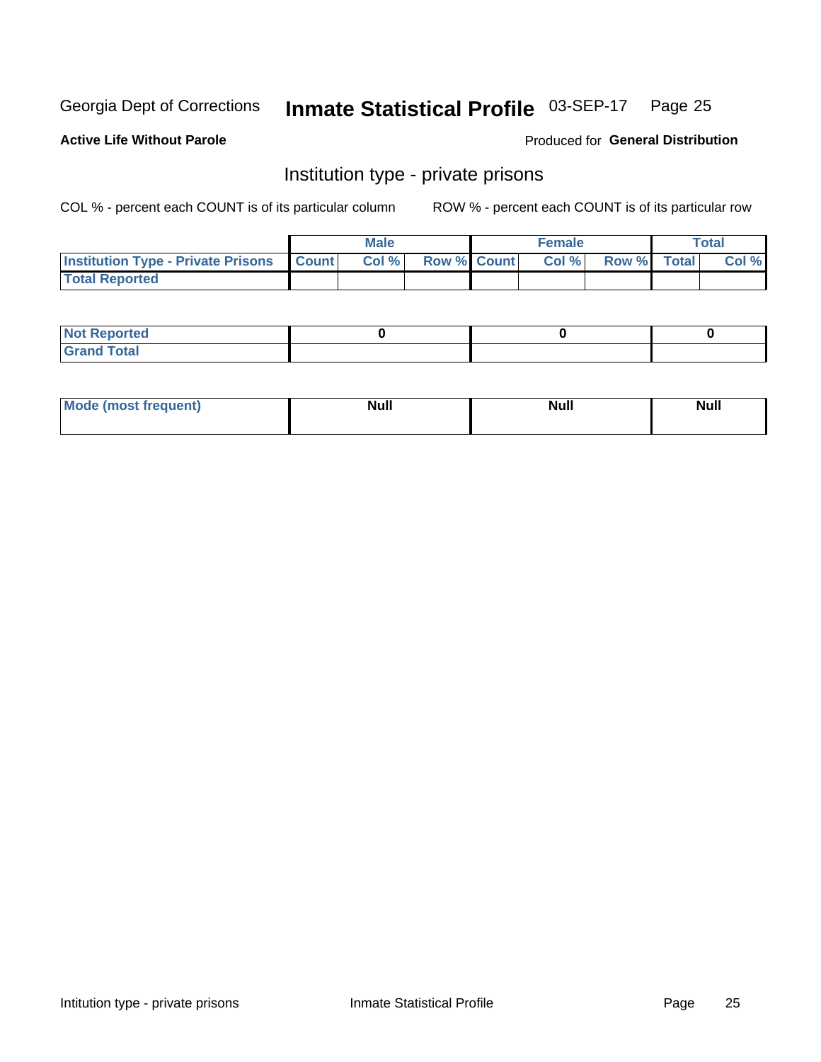Georgia Dept of Corrections **Inmate Statistical Profile** 03-SEP-17

**Active Life Without Parole** Produced for **General Distribution**

## Institution type - private prisons

COL % - percent each COUNT is of its particular column ROW % - percent each COUNT is of its particular row

| | Male | | | Female | | | Total | |
|---|---|---|---|---|---|---|---|---|
| **Institution Type - Private Prisons** | **Count** | **Col %** | **Row %** | **Count** | **Col %** | **Row %** | **Total** | **Col %** |
| **Total Reported** | | | | | | | | |

| | Male | Female | Total |
|---|---|---|---|
| **Not Reported** | 0 | 0 | 0 |
| **Grand Total** | | | |

| | Male | Female | Total |
|---|---|---|---|
| **Mode (most frequent)** | Null | Null | Null |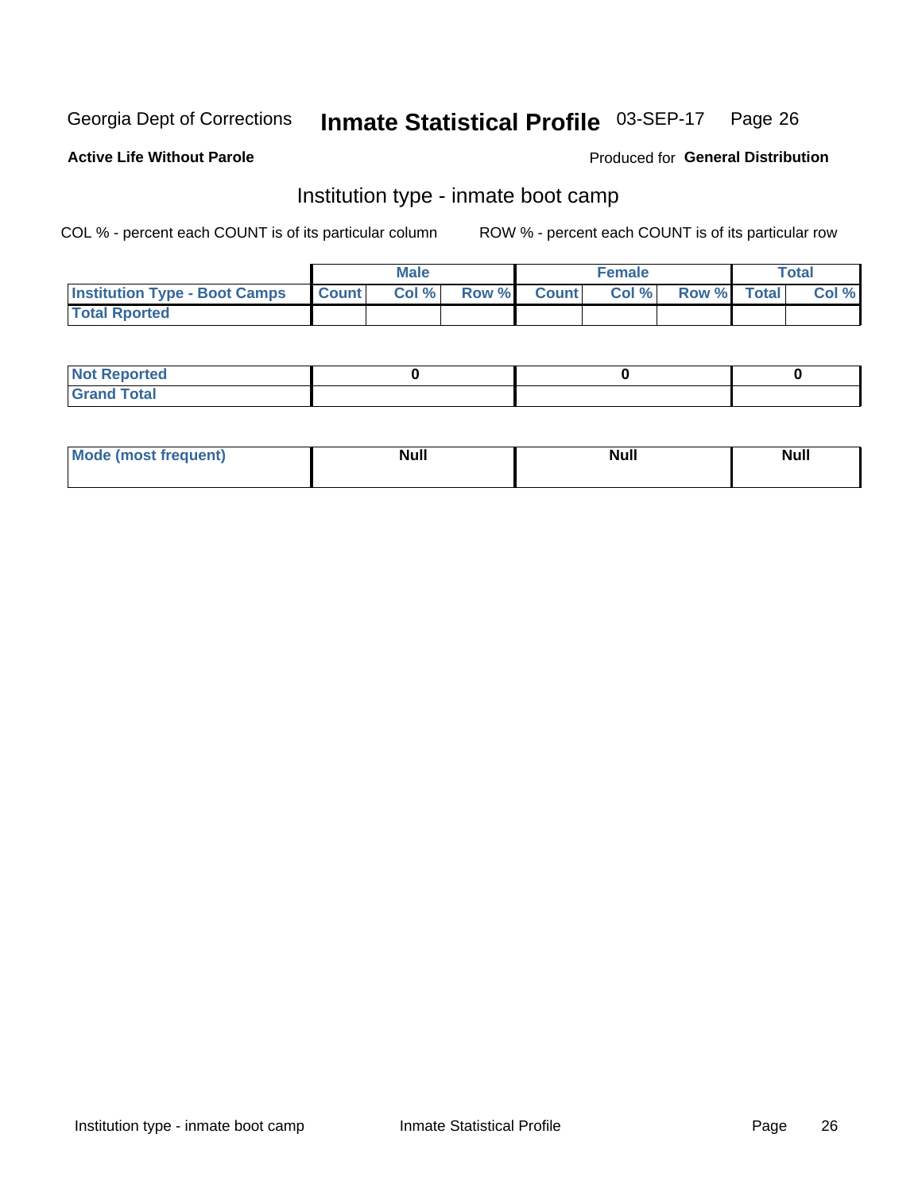Georgia Dept of Corrections **Inmate Statistical Profile** 03-SEP-17

**Active Life Without Parole**

Produced for **General Distribution**

## Institution type - inmate boot camp

COL % - percent each COUNT is of its particular column ROW % - percent each COUNT is of its particular row

| | Male | | | Female | | | Total | |
|---|---|---|---|---|---|---|---|---|
| **Institution Type - Boot Camps** | **Count** | **Col %** | **Row %** | **Count** | **Col %** | **Row %** | **Total** | **Col %** |
| **Total Rported** | | | | | | | | |

| | Male | Female | Total |
|---|---|---|---|
| **Not Reported** | 0 | 0 | 0 |
| **Grand Total** | | | |

| | Male | Female | Total |
|---|---|---|---|
| **Mode (most frequent)** | **Null** | **Null** | **Null** |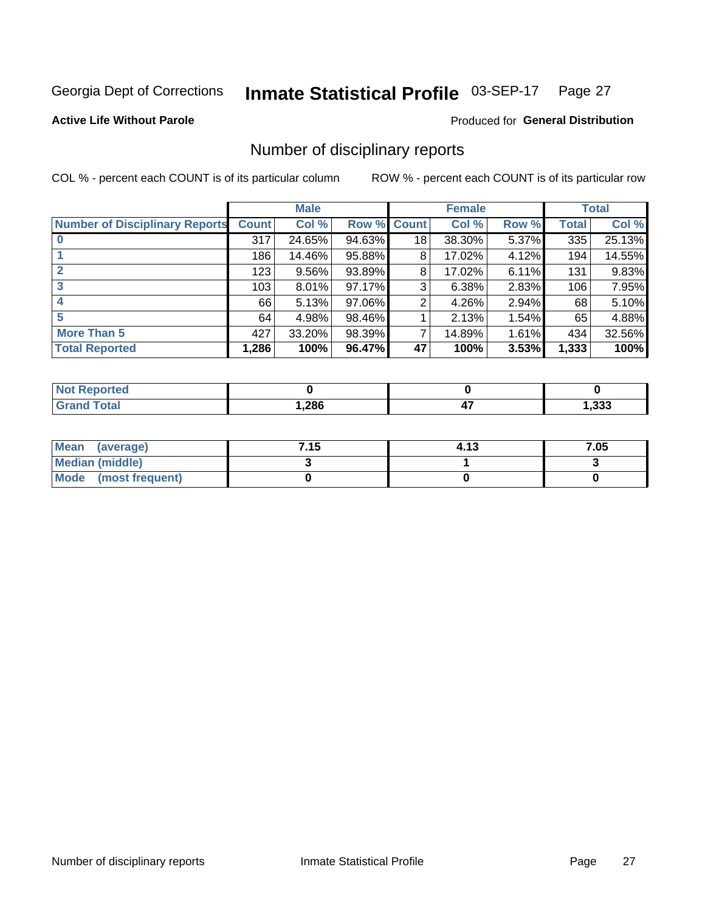Georgia Dept of Corrections **Inmate Statistical Profile** 03-SEP-17

**Active Life Without Parole**

Produced for **General Distribution**

## Number of disciplinary reports

COL % - percent each COUNT is of its particular column

ROW % - percent each COUNT is of its particular row

| | Male | | | Female | | | Total | |
|---|---|---|---|---|---|---|---|---|
| **Number of Disciplinary Reports** | **Count** | **Col %** | **Row %** | **Count** | **Col %** | **Row %** | **Total** | **Col %** |
| **0** | 317 | 24.65% | 94.63% | 18 | 38.30% | 5.37% | 335 | 25.13% |
| **1** | 186 | 14.46% | 95.88% | 8 | 17.02% | 4.12% | 194 | 14.55% |
| **2** | 123 | 9.56% | 93.89% | 8 | 17.02% | 6.11% | 131 | 9.83% |
| **3** | 103 | 8.01% | 97.17% | 3 | 6.38% | 2.83% | 106 | 7.95% |
| **4** | 66 | 5.13% | 97.06% | 2 | 4.26% | 2.94% | 68 | 5.10% |
| **5** | 64 | 4.98% | 98.46% | 1 | 2.13% | 1.54% | 65 | 4.88% |
| **More Than 5** | 427 | 33.20% | 98.39% | 7 | 14.89% | 1.61% | 434 | 32.56% |
| **Total Reported** | **1,286** | **100%** | **96.47%** | **47** | **100%** | **3.53%** | **1,333** | **100%** |

| | Male | Female | Total |
|---|---|---|---|
| **Not Reported** | **0** | **0** | **0** |
| **Grand Total** | **1,286** | **47** | **1,333** |

| | Male | Female | Total |
|---|---|---|---|
| **Mean (average)** | **7.15** | **4.13** | **7.05** |
| **Median (middle)** | **3** | **1** | **3** |
| **Mode (most frequent)** | **0** | **0** | **0** |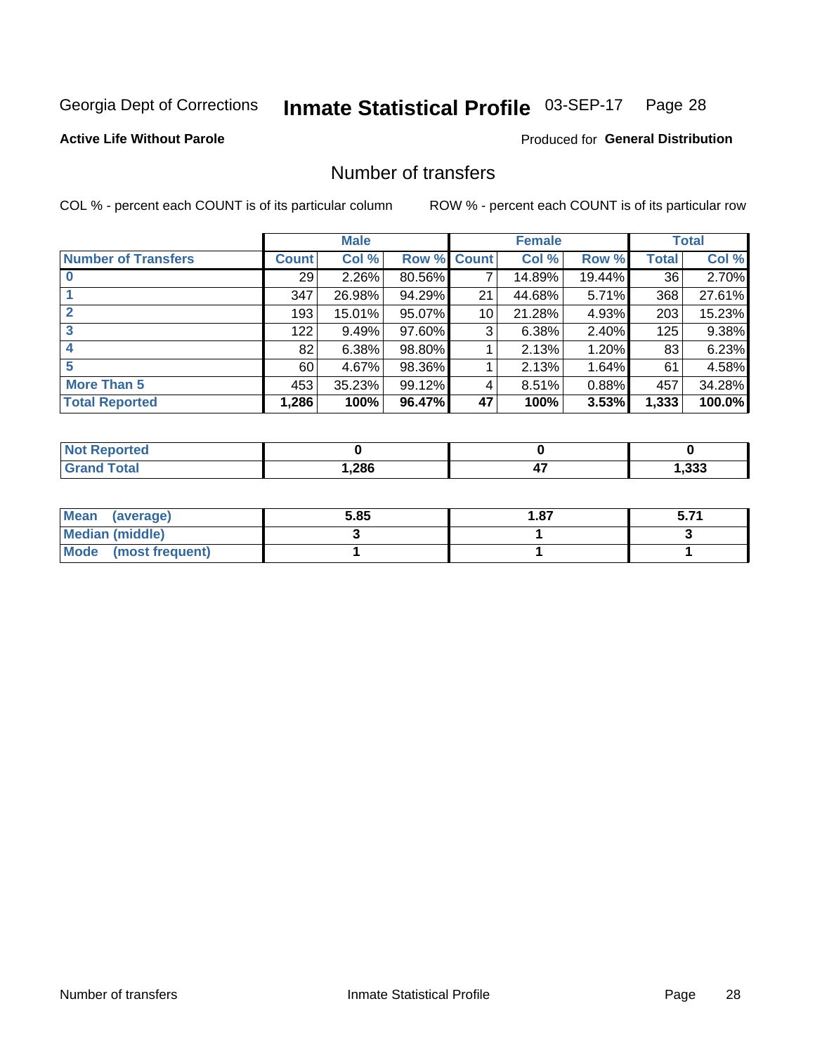Georgia Dept of Corrections **Inmate Statistical Profile** 03-SEP-17

**Active Life Without Parole**

Produced for **General Distribution**

## Number of transfers

COL % - percent each COUNT is of its particular column

ROW % - percent each COUNT is of its particular row

| | Male | | | Female | | | Total | |
|---|---|---|---|---|---|---|---|---|
| **Number of Transfers** | **Count** | **Col %** | **Row %** | **Count** | **Col %** | **Row %** | **Total** | **Col %** |
| **0** | 29 | 2.26% | 80.56% | 7 | 14.89% | 19.44% | 36 | 2.70% |
| **1** | 347 | 26.98% | 94.29% | 21 | 44.68% | 5.71% | 368 | 27.61% |
| **2** | 193 | 15.01% | 95.07% | 10 | 21.28% | 4.93% | 203 | 15.23% |
| **3** | 122 | 9.49% | 97.60% | 3 | 6.38% | 2.40% | 125 | 9.38% |
| **4** | 82 | 6.38% | 98.80% | 1 | 2.13% | 1.20% | 83 | 6.23% |
| **5** | 60 | 4.67% | 98.36% | 1 | 2.13% | 1.64% | 61 | 4.58% |
| **More Than 5** | 453 | 35.23% | 99.12% | 4 | 8.51% | 0.88% | 457 | 34.28% |
| **Total Reported** | **1,286** | **100%** | **96.47%** | **47** | **100%** | **3.53%** | **1,333** | **100.0%** |

| | Male | Female | Total |
|---|---|---|---|
| **Not Reported** | **0** | **0** | **0** |
| **Grand Total** | **1,286** | **47** | **1,333** |

| | Male | Female | Total |
|---|---|---|---|
| **Mean (average)** | **5.85** | **1.87** | **5.71** |
| **Median (middle)** | **3** | **1** | **3** |
| **Mode (most frequent)** | **1** | **1** | **1** |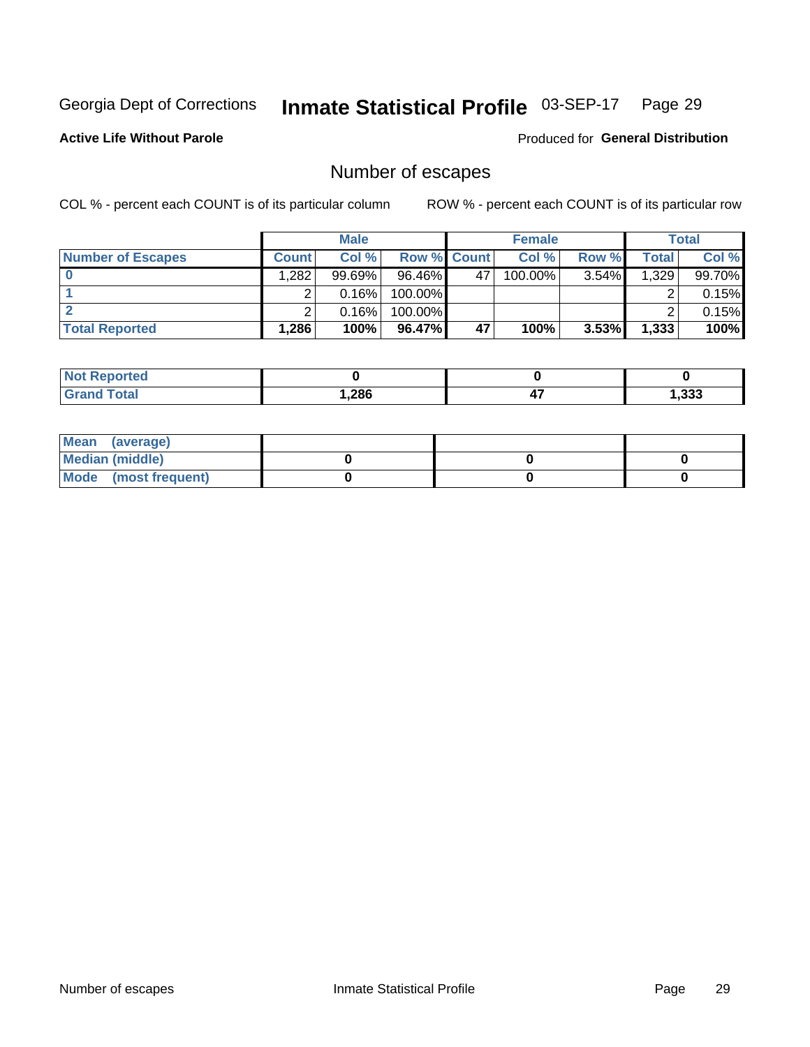Georgia Dept of Corrections **Inmate Statistical Profile** 03-SEP-17

**Active Life Without Parole**

Produced for **General Distribution**

## Number of escapes

COL % - percent each COUNT is of its particular column ROW % - percent each COUNT is of its particular row

| | Male | | | Female | | | Total | |
|---|---|---|---|---|---|---|---|---|
| **Number of Escapes** | **Count** | **Col %** | **Row %** | **Count** | **Col %** | **Row %** | **Total** | **Col %** |
| **0** | 1,282 | 99.69% | 96.46% | 47 | 100.00% | 3.54% | 1,329 | 99.70% |
| **1** | 2 | 0.16% | 100.00% | | | | 2 | 0.15% |
| **2** | 2 | 0.16% | 100.00% | | | | 2 | 0.15% |
| **Total Reported** | **1,286** | **100%** | **96.47%** | **47** | **100%** | **3.53%** | **1,333** | **100%** |

| | Male | Female | Total |
|---|---|---|---|
| **Not Reported** | **0** | **0** | **0** |
| **Grand Total** | **1,286** | **47** | **1,333** |

| | Male | Female | Total |
|---|---|---|---|
| **Mean (average)** | | | |
| **Median (middle)** | **0** | **0** | **0** |
| **Mode (most frequent)** | **0** | **0** | **0** |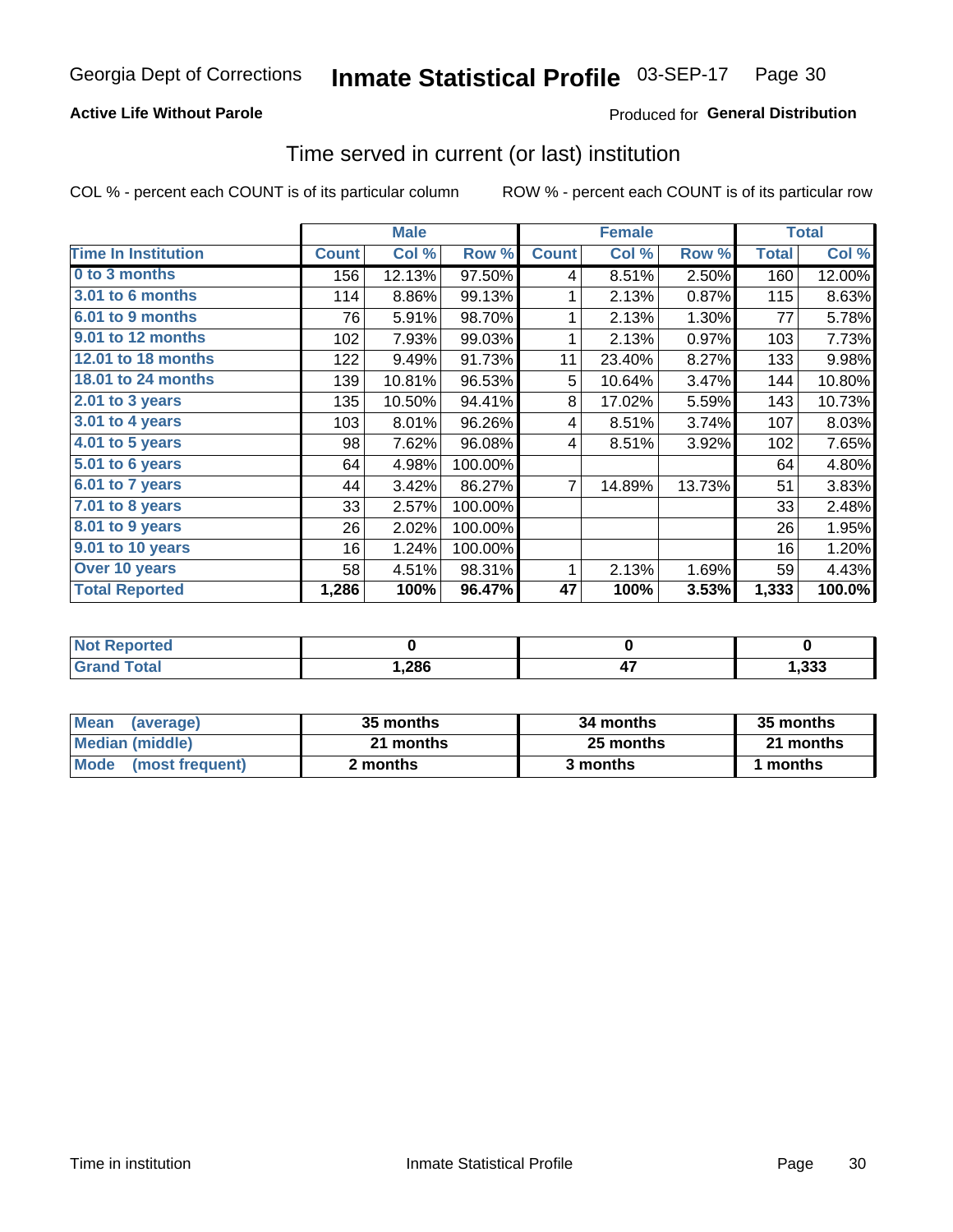Georgia Dept of Corrections **Inmate Statistical Profile** 03-SEP-17

**Active Life Without Parole**

Produced for **General Distribution**

## Time served in current (or last) institution

COL % - percent each COUNT is of its particular column ROW % - percent each COUNT is of its particular row

| | Male | | | Female | | | Total | |
|---|---|---|---|---|---|---|---|---|
| Time In Institution | Count | Col % | Row % | Count | Col % | Row % | Total | Col % |
| 0 to 3 months | 156 | 12.13% | 97.50% | 4 | 8.51% | 2.50% | 160 | 12.00% |
| 3.01 to 6 months | 114 | 8.86% | 99.13% | 1 | 2.13% | 0.87% | 115 | 8.63% |
| 6.01 to 9 months | 76 | 5.91% | 98.70% | 1 | 2.13% | 1.30% | 77 | 5.78% |
| 9.01 to 12 months | 102 | 7.93% | 99.03% | 1 | 2.13% | 0.97% | 103 | 7.73% |
| 12.01 to 18 months | 122 | 9.49% | 91.73% | 11 | 23.40% | 8.27% | 133 | 9.98% |
| 18.01 to 24 months | 139 | 10.81% | 96.53% | 5 | 10.64% | 3.47% | 144 | 10.80% |
| 2.01 to 3 years | 135 | 10.50% | 94.41% | 8 | 17.02% | 5.59% | 143 | 10.73% |
| 3.01 to 4 years | 103 | 8.01% | 96.26% | 4 | 8.51% | 3.74% | 107 | 8.03% |
| 4.01 to 5 years | 98 | 7.62% | 96.08% | 4 | 8.51% | 3.92% | 102 | 7.65% |
| 5.01 to 6 years | 64 | 4.98% | 100.00% | | | | 64 | 4.80% |
| 6.01 to 7 years | 44 | 3.42% | 86.27% | 7 | 14.89% | 13.73% | 51 | 3.83% |
| 7.01 to 8 years | 33 | 2.57% | 100.00% | | | | 33 | 2.48% |
| 8.01 to 9 years | 26 | 2.02% | 100.00% | | | | 26 | 1.95% |
| 9.01 to 10 years | 16 | 1.24% | 100.00% | | | | 16 | 1.20% |
| Over 10 years | 58 | 4.51% | 98.31% | 1 | 2.13% | 1.69% | 59 | 4.43% |
| **Total Reported** | **1,286** | **100%** | **96.47%** | **47** | **100%** | **3.53%** | **1,333** | **100.0%** |

| | Male | Female | Total |
|---|---|---|---|
| Not Reported | **0** | **0** | **0** |
| Grand Total | **1,286** | **47** | **1,333** |

| | Male | Female | Total |
|---|---|---|---|
| Mean (average) | **35 months** | **34 months** | **35 months** |
| Median (middle) | **21 months** | **25 months** | **21 months** |
| Mode (most frequent) | **2 months** | **3 months** | **1 months** |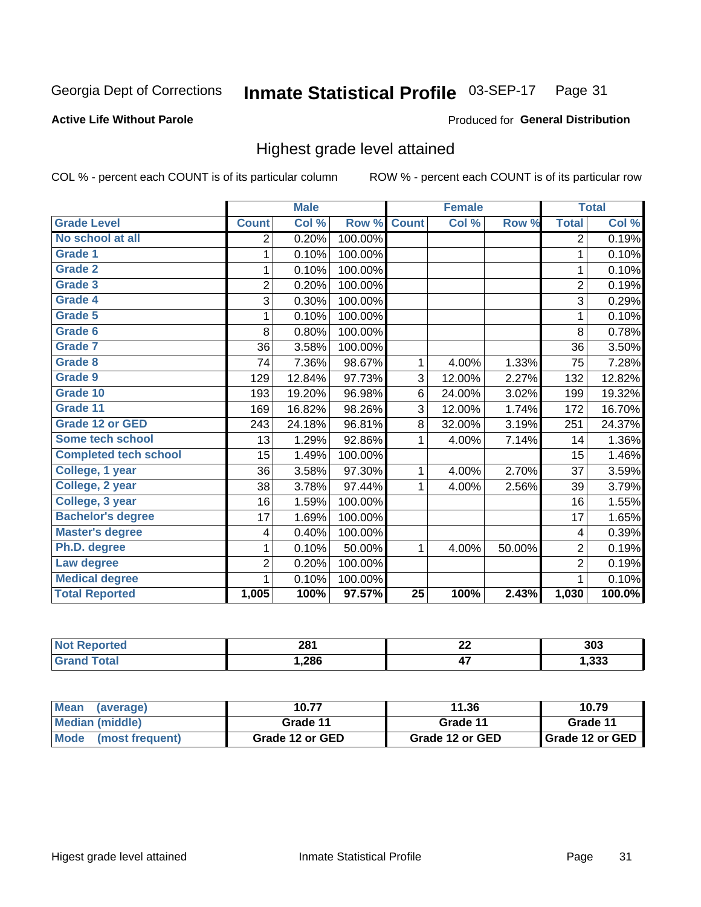Georgia Dept of Corrections **Inmate Statistical Profile** 03-SEP-17 Page 31

**Active Life Without Parole**

Produced for **General Distribution**

## Highest grade level attained

COL % - percent each COUNT is of its particular column ROW % - percent each COUNT is of its particular row

| | Male | | | Female | | | Total | |
|---|---|---|---|---|---|---|---|---|
| **Grade Level** | **Count** | **Col %** | **Row %** | **Count** | **Col %** | **Row %** | **Total** | **Col %** |
| **No school at all** | 2 | 0.20% | 100.00% | | | | 2 | 0.19% |
| **Grade 1** | 1 | 0.10% | 100.00% | | | | 1 | 0.10% |
| **Grade 2** | 1 | 0.10% | 100.00% | | | | 1 | 0.10% |
| **Grade 3** | 2 | 0.20% | 100.00% | | | | 2 | 0.19% |
| **Grade 4** | 3 | 0.30% | 100.00% | | | | 3 | 0.29% |
| **Grade 5** | 1 | 0.10% | 100.00% | | | | 1 | 0.10% |
| **Grade 6** | 8 | 0.80% | 100.00% | | | | 8 | 0.78% |
| **Grade 7** | 36 | 3.58% | 100.00% | | | | 36 | 3.50% |
| **Grade 8** | 74 | 7.36% | 98.67% | 1 | 4.00% | 1.33% | 75 | 7.28% |
| **Grade 9** | 129 | 12.84% | 97.73% | 3 | 12.00% | 2.27% | 132 | 12.82% |
| **Grade 10** | 193 | 19.20% | 96.98% | 6 | 24.00% | 3.02% | 199 | 19.32% |
| **Grade 11** | 169 | 16.82% | 98.26% | 3 | 12.00% | 1.74% | 172 | 16.70% |
| **Grade 12 or GED** | 243 | 24.18% | 96.81% | 8 | 32.00% | 3.19% | 251 | 24.37% |
| **Some tech school** | 13 | 1.29% | 92.86% | 1 | 4.00% | 7.14% | 14 | 1.36% |
| **Completed tech school** | 15 | 1.49% | 100.00% | | | | 15 | 1.46% |
| **College, 1 year** | 36 | 3.58% | 97.30% | 1 | 4.00% | 2.70% | 37 | 3.59% |
| **College, 2 year** | 38 | 3.78% | 97.44% | 1 | 4.00% | 2.56% | 39 | 3.79% |
| **College, 3 year** | 16 | 1.59% | 100.00% | | | | 16 | 1.55% |
| **Bachelor's degree** | 17 | 1.69% | 100.00% | | | | 17 | 1.65% |
| **Master's degree** | 4 | 0.40% | 100.00% | | | | 4 | 0.39% |
| **Ph.D. degree** | 1 | 0.10% | 50.00% | 1 | 4.00% | 50.00% | 2 | 0.19% |
| **Law degree** | 2 | 0.20% | 100.00% | | | | 2 | 0.19% |
| **Medical degree** | 1 | 0.10% | 100.00% | | | | 1 | 0.10% |
| **Total Reported** | **1,005** | **100%** | **97.57%** | **25** | **100%** | **2.43%** | **1,030** | **100.0%** |

| | Male | Female | Total |
|---|---|---|---|
| **Not Reported** | **281** | **22** | **303** |
| **Grand Total** | **1,286** | **47** | **1,333** |

| | Male | Female | Total |
|---|---|---|---|
| **Mean (average)** | **10.77** | **11.36** | **10.79** |
| **Median (middle)** | **Grade 11** | **Grade 11** | **Grade 11** |
| **Mode (most frequent)** | **Grade 12 or GED** | **Grade 12 or GED** | **Grade 12 or GED** |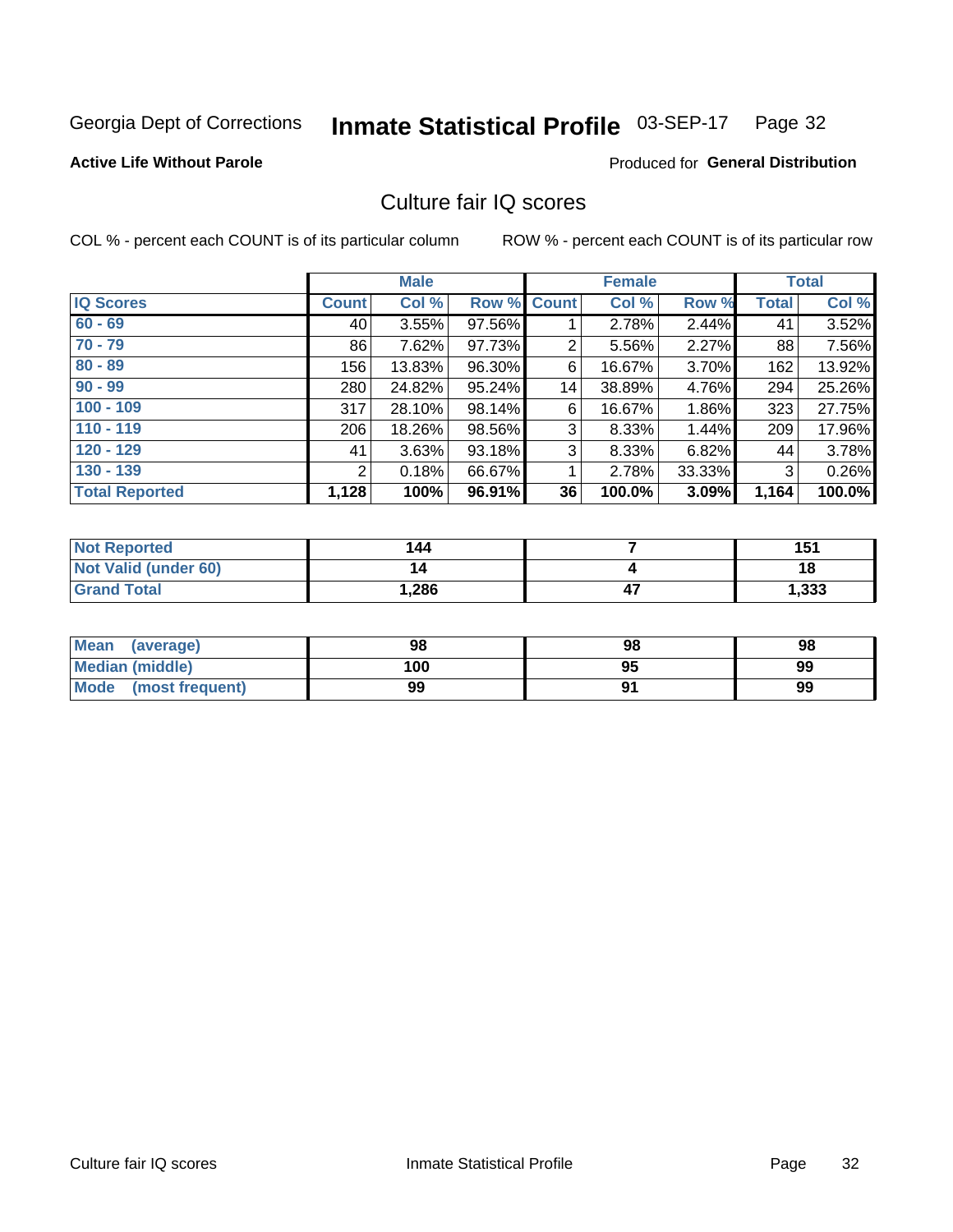Georgia Dept of Corrections **Inmate Statistical Profile** 03-SEP-17 Page 32

**Active Life Without Parole**

Produced for **General Distribution**

## Culture fair IQ scores

COL % - percent each COUNT is of its particular column

ROW % - percent each COUNT is of its particular row

| | Male | | | Female | | | Total | |
|---|---|---|---|---|---|---|---|---|
| **IQ Scores** | **Count** | **Col %** | **Row %** | **Count** | **Col %** | **Row %** | **Total** | **Col %** |
| **60 - 69** | 40 | 3.55% | 97.56% | 1 | 2.78% | 2.44% | 41 | 3.52% |
| **70 - 79** | 86 | 7.62% | 97.73% | 2 | 5.56% | 2.27% | 88 | 7.56% |
| **80 - 89** | 156 | 13.83% | 96.30% | 6 | 16.67% | 3.70% | 162 | 13.92% |
| **90 - 99** | 280 | 24.82% | 95.24% | 14 | 38.89% | 4.76% | 294 | 25.26% |
| **100 - 109** | 317 | 28.10% | 98.14% | 6 | 16.67% | 1.86% | 323 | 27.75% |
| **110 - 119** | 206 | 18.26% | 98.56% | 3 | 8.33% | 1.44% | 209 | 17.96% |
| **120 - 129** | 41 | 3.63% | 93.18% | 3 | 8.33% | 6.82% | 44 | 3.78% |
| **130 - 139** | 2 | 0.18% | 66.67% | 1 | 2.78% | 33.33% | 3 | 0.26% |
| **Total Reported** | **1,128** | **100%** | **96.91%** | **36** | **100.0%** | **3.09%** | **1,164** | **100.0%** |

| | Male | Female | Total |
|---|---|---|---|
| **Not Reported** | **144** | **7** | **151** |
| **Not Valid (under 60)** | **14** | **4** | **18** |
| **Grand Total** | **1,286** | **47** | **1,333** |

| | Male | Female | Total |
|---|---|---|---|
| **Mean (average)** | **98** | **98** | **98** |
| **Median (middle)** | **100** | **95** | **99** |
| **Mode (most frequent)** | **99** | **91** | **99** |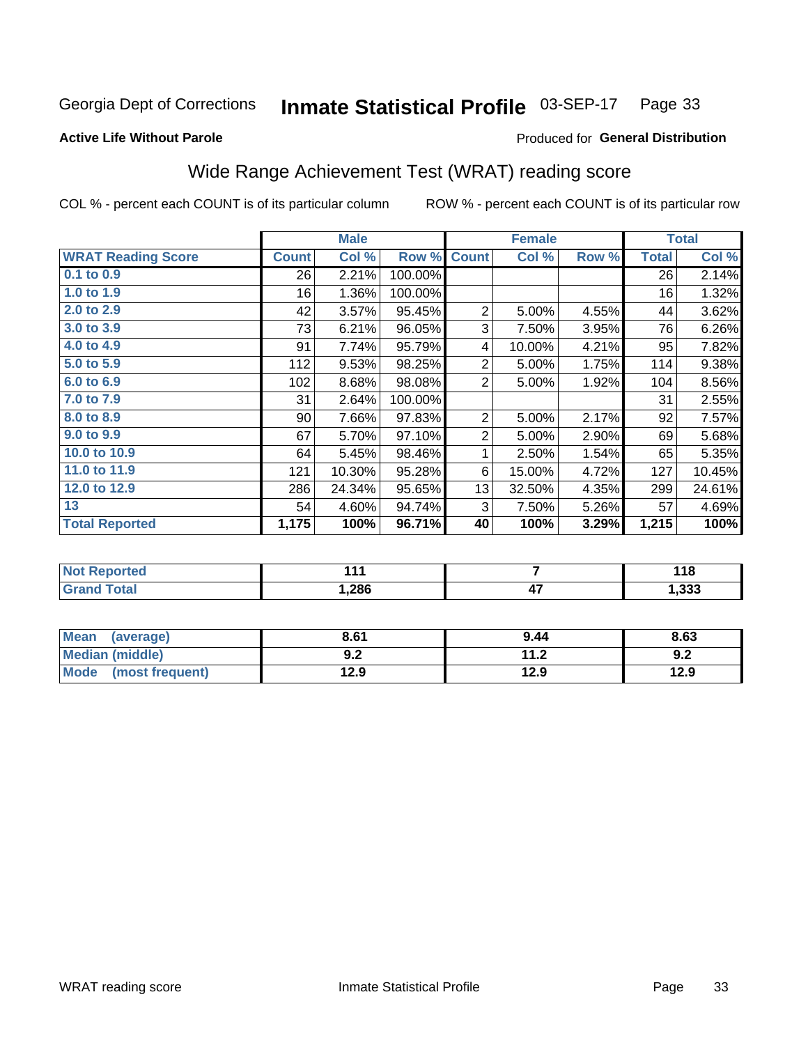Georgia Dept of Corrections **Inmate Statistical Profile** 03-SEP-17 Page 33

**Active Life Without Parole**

Produced for **General Distribution**

## Wide Range Achievement Test (WRAT) reading score

COL % - percent each COUNT is of its particular column ROW % - percent each COUNT is of its particular row

| | Male | | | Female | | | Total | |
|---|---|---|---|---|---|---|---|---|
| **WRAT Reading Score** | **Count** | **Col %** | **Row %** | **Count** | **Col %** | **Row %** | **Total** | **Col %** |
| 0.1 to 0.9 | 26 | 2.21% | 100.00% | | | | 26 | 2.14% |
| 1.0 to 1.9 | 16 | 1.36% | 100.00% | | | | 16 | 1.32% |
| 2.0 to 2.9 | 42 | 3.57% | 95.45% | 2 | 5.00% | 4.55% | 44 | 3.62% |
| 3.0 to 3.9 | 73 | 6.21% | 96.05% | 3 | 7.50% | 3.95% | 76 | 6.26% |
| 4.0 to 4.9 | 91 | 7.74% | 95.79% | 4 | 10.00% | 4.21% | 95 | 7.82% |
| 5.0 to 5.9 | 112 | 9.53% | 98.25% | 2 | 5.00% | 1.75% | 114 | 9.38% |
| 6.0 to 6.9 | 102 | 8.68% | 98.08% | 2 | 5.00% | 1.92% | 104 | 8.56% |
| 7.0 to 7.9 | 31 | 2.64% | 100.00% | | | | 31 | 2.55% |
| 8.0 to 8.9 | 90 | 7.66% | 97.83% | 2 | 5.00% | 2.17% | 92 | 7.57% |
| 9.0 to 9.9 | 67 | 5.70% | 97.10% | 2 | 5.00% | 2.90% | 69 | 5.68% |
| 10.0 to 10.9 | 64 | 5.45% | 98.46% | 1 | 2.50% | 1.54% | 65 | 5.35% |
| 11.0 to 11.9 | 121 | 10.30% | 95.28% | 6 | 15.00% | 4.72% | 127 | 10.45% |
| 12.0 to 12.9 | 286 | 24.34% | 95.65% | 13 | 32.50% | 4.35% | 299 | 24.61% |
| 13 | 54 | 4.60% | 94.74% | 3 | 7.50% | 5.26% | 57 | 4.69% |
| **Total Reported** | **1,175** | **100%** | **96.71%** | **40** | **100%** | **3.29%** | **1,215** | **100%** |

| | Male | Female | Total |
|---|---|---|---|
| Not Reported | 111 | 7 | 118 |
| Grand Total | 1,286 | 47 | 1,333 |

| | Male | Female | Total |
|---|---|---|---|
| Mean (average) | 8.61 | 9.44 | 8.63 |
| Median (middle) | 9.2 | 11.2 | 9.2 |
| Mode (most frequent) | 12.9 | 12.9 | 12.9 |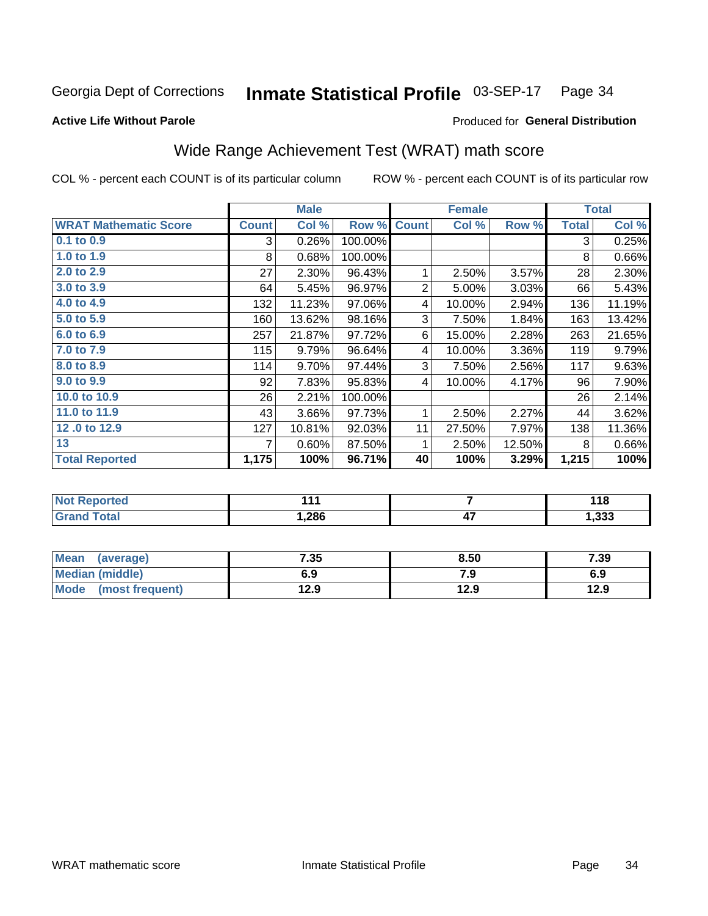Georgia Dept of Corrections **Inmate Statistical Profile** 03-SEP-17

**Active Life Without Parole**

Produced for **General Distribution**

## Wide Range Achievement Test (WRAT) math score

COL % - percent each COUNT is of its particular column ROW % - percent each COUNT is of its particular row

| | Male | | | Female | | | Total | |
|---|---|---|---|---|---|---|---|---|
| **WRAT Mathematic Score** | **Count** | **Col %** | **Row %** | **Count** | **Col %** | **Row %** | **Total** | **Col %** |
| 0.1 to 0.9 | 3 | 0.26% | 100.00% | | | | 3 | 0.25% |
| 1.0 to 1.9 | 8 | 0.68% | 100.00% | | | | 8 | 0.66% |
| 2.0 to 2.9 | 27 | 2.30% | 96.43% | 1 | 2.50% | 3.57% | 28 | 2.30% |
| 3.0 to 3.9 | 64 | 5.45% | 96.97% | 2 | 5.00% | 3.03% | 66 | 5.43% |
| 4.0 to 4.9 | 132 | 11.23% | 97.06% | 4 | 10.00% | 2.94% | 136 | 11.19% |
| 5.0 to 5.9 | 160 | 13.62% | 98.16% | 3 | 7.50% | 1.84% | 163 | 13.42% |
| 6.0 to 6.9 | 257 | 21.87% | 97.72% | 6 | 15.00% | 2.28% | 263 | 21.65% |
| 7.0 to 7.9 | 115 | 9.79% | 96.64% | 4 | 10.00% | 3.36% | 119 | 9.79% |
| 8.0 to 8.9 | 114 | 9.70% | 97.44% | 3 | 7.50% | 2.56% | 117 | 9.63% |
| 9.0 to 9.9 | 92 | 7.83% | 95.83% | 4 | 10.00% | 4.17% | 96 | 7.90% |
| 10.0 to 10.9 | 26 | 2.21% | 100.00% | | | | 26 | 2.14% |
| 11.0 to 11.9 | 43 | 3.66% | 97.73% | 1 | 2.50% | 2.27% | 44 | 3.62% |
| 12 .0 to 12.9 | 127 | 10.81% | 92.03% | 11 | 27.50% | 7.97% | 138 | 11.36% |
| 13 | 7 | 0.60% | 87.50% | 1 | 2.50% | 12.50% | 8 | 0.66% |
| **Total Reported** | **1,175** | **100%** | **96.71%** | **40** | **100%** | **3.29%** | **1,215** | **100%** |

| | Male | Female | Total |
|---|---|---|---|
| Not Reported | **111** | **7** | **118** |
| Grand Total | **1,286** | **47** | **1,333** |

| | Male | Female | Total |
|---|---|---|---|
| Mean (average) | **7.35** | **8.50** | **7.39** |
| Median (middle) | **6.9** | **7.9** | **6.9** |
| Mode (most frequent) | **12.9** | **12.9** | **12.9** |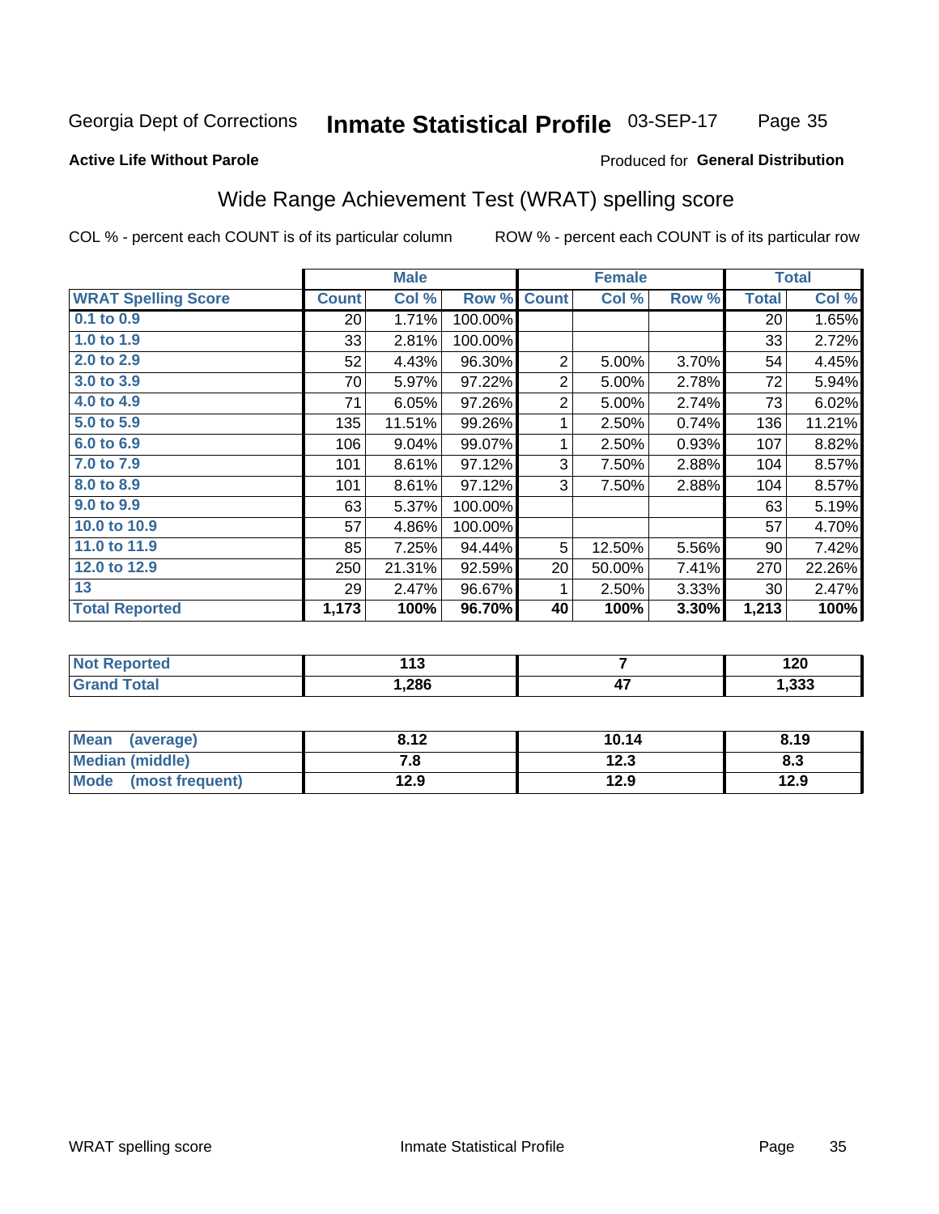Georgia Dept of Corrections **Inmate Statistical Profile** 03-SEP-17

**Active Life Without Parole**

Produced for **General Distribution**

## Wide Range Achievement Test (WRAT) spelling score

COL % - percent each COUNT is of its particular column ROW % - percent each COUNT is of its particular row

| | Male | | | Female | | | Total | |
|---|---|---|---|---|---|---|---|---|
| **WRAT Spelling Score** | **Count** | **Col %** | **Row %** | **Count** | **Col %** | **Row %** | **Total** | **Col %** |
| 0.1 to 0.9 | 20 | 1.71% | 100.00% | | | | 20 | 1.65% |
| 1.0 to 1.9 | 33 | 2.81% | 100.00% | | | | 33 | 2.72% |
| 2.0 to 2.9 | 52 | 4.43% | 96.30% | 2 | 5.00% | 3.70% | 54 | 4.45% |
| 3.0 to 3.9 | 70 | 5.97% | 97.22% | 2 | 5.00% | 2.78% | 72 | 5.94% |
| 4.0 to 4.9 | 71 | 6.05% | 97.26% | 2 | 5.00% | 2.74% | 73 | 6.02% |
| 5.0 to 5.9 | 135 | 11.51% | 99.26% | 1 | 2.50% | 0.74% | 136 | 11.21% |
| 6.0 to 6.9 | 106 | 9.04% | 99.07% | 1 | 2.50% | 0.93% | 107 | 8.82% |
| 7.0 to 7.9 | 101 | 8.61% | 97.12% | 3 | 7.50% | 2.88% | 104 | 8.57% |
| 8.0 to 8.9 | 101 | 8.61% | 97.12% | 3 | 7.50% | 2.88% | 104 | 8.57% |
| 9.0 to 9.9 | 63 | 5.37% | 100.00% | | | | 63 | 5.19% |
| 10.0 to 10.9 | 57 | 4.86% | 100.00% | | | | 57 | 4.70% |
| 11.0 to 11.9 | 85 | 7.25% | 94.44% | 5 | 12.50% | 5.56% | 90 | 7.42% |
| 12.0 to 12.9 | 250 | 21.31% | 92.59% | 20 | 50.00% | 7.41% | 270 | 22.26% |
| 13 | 29 | 2.47% | 96.67% | 1 | 2.50% | 3.33% | 30 | 2.47% |
| **Total Reported** | **1,173** | **100%** | **96.70%** | **40** | **100%** | **3.30%** | **1,213** | **100%** |

| | Male | Female | Total |
|---|---|---|---|
| Not Reported | **113** | **7** | **120** |
| Grand Total | **1,286** | **47** | **1,333** |

| | Male | Female | Total |
|---|---|---|---|
| Mean (average) | **8.12** | **10.14** | **8.19** |
| Median (middle) | **7.8** | **12.3** | **8.3** |
| Mode (most frequent) | **12.9** | **12.9** | **12.9** |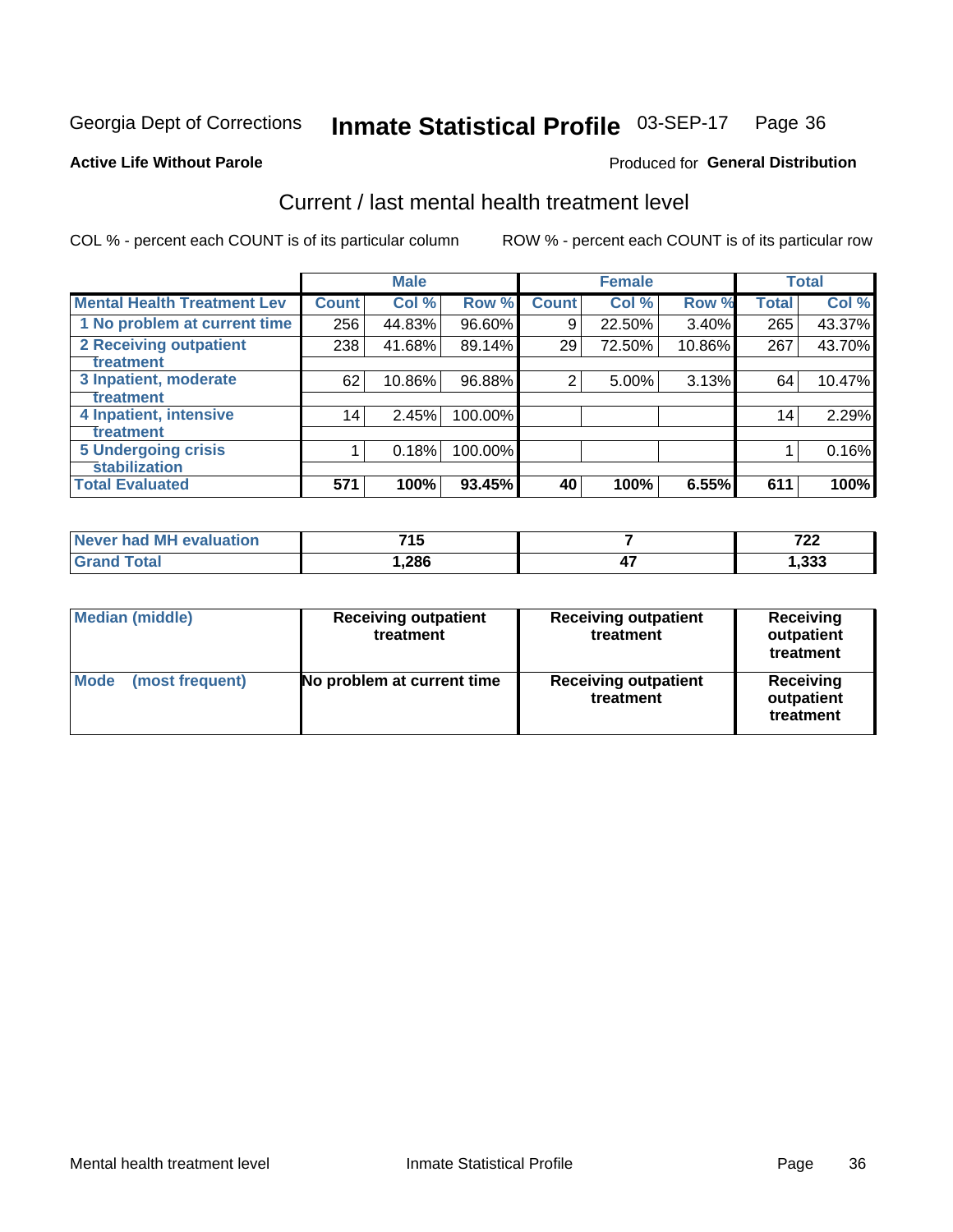Georgia Dept of Corrections **Inmate Statistical Profile** 03-SEP-17

**Active Life Without Parole**

Produced for **General Distribution**

## Current / last mental health treatment level

COL % - percent each COUNT is of its particular column

ROW % - percent each COUNT is of its particular row

| | Male | | | Female | | | Total | |
|---|---|---|---|---|---|---|---|---|
| **Mental Health Treatment Lev** | **Count** | **Col %** | **Row %** | **Count** | **Col %** | **Row %** | **Total** | **Col %** |
| 1 No problem at current time | 256 | 44.83% | 96.60% | 9 | 22.50% | 3.40% | 265 | 43.37% |
| 2 Receiving outpatient treatment | 238 | 41.68% | 89.14% | 29 | 72.50% | 10.86% | 267 | 43.70% |
| 3 Inpatient, moderate treatment | 62 | 10.86% | 96.88% | 2 | 5.00% | 3.13% | 64 | 10.47% |
| 4 Inpatient, intensive treatment | 14 | 2.45% | 100.00% | | | | 14 | 2.29% |
| 5 Undergoing crisis stabilization | 1 | 0.18% | 100.00% | | | | 1 | 0.16% |
| **Total Evaluated** | **571** | **100%** | **93.45%** | **40** | **100%** | **6.55%** | **611** | **100%** |

| | Male | Female | Total |
|---|---|---|---|
| Never had MH evaluation | 715 | 7 | 722 |
| Grand Total | 1,286 | 47 | 1,333 |

| | Male | Female | Total |
|---|---|---|---|
| Median (middle) | Receiving outpatient treatment | Receiving outpatient treatment | Receiving outpatient treatment |
| Mode (most frequent) | No problem at current time | Receiving outpatient treatment | Receiving outpatient treatment |

Mental health treatment level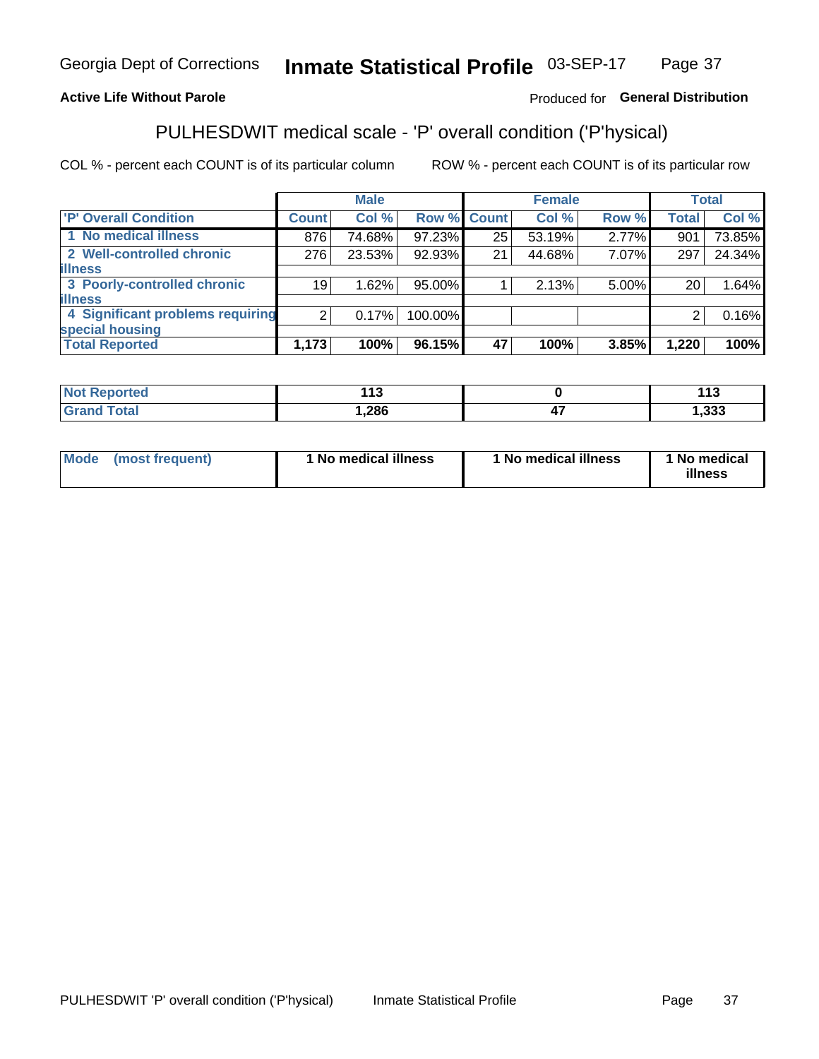Georgia Dept of Corrections **Inmate Statistical Profile** 03-SEP-17

**Active Life Without Parole**

Produced for **General Distribution**

## PULHESDWIT medical scale - 'P' overall condition ('P'hysical)

COL % - percent each COUNT is of its particular column

ROW % - percent each COUNT is of its particular row

| | Male | | | Female | | | Total | |
|---|---|---|---|---|---|---|---|---|
| 'P' Overall Condition | Count | Col % | Row % | Count | Col % | Row % | Total | Col % |
| 1 No medical illness | 876 | 74.68% | 97.23% | 25 | 53.19% | 2.77% | 901 | 73.85% |
| 2 Well-controlled chronic illness | 276 | 23.53% | 92.93% | 21 | 44.68% | 7.07% | 297 | 24.34% |
| 3 Poorly-controlled chronic illness | 19 | 1.62% | 95.00% | 1 | 2.13% | 5.00% | 20 | 1.64% |
| 4 Significant problems requiring special housing | 2 | 0.17% | 100.00% | | | | 2 | 0.16% |
| **Total Reported** | **1,173** | **100%** | **96.15%** | **47** | **100%** | **3.85%** | **1,220** | **100%** |

| | Male | Female | Total |
|---|---|---|---|
| Not Reported | 113 | 0 | 113 |
| Grand Total | 1,286 | 47 | 1,333 |

| | Male | Female | Total |
|---|---|---|---|
| Mode (most frequent) | 1 No medical illness | 1 No medical illness | 1 No medical illness |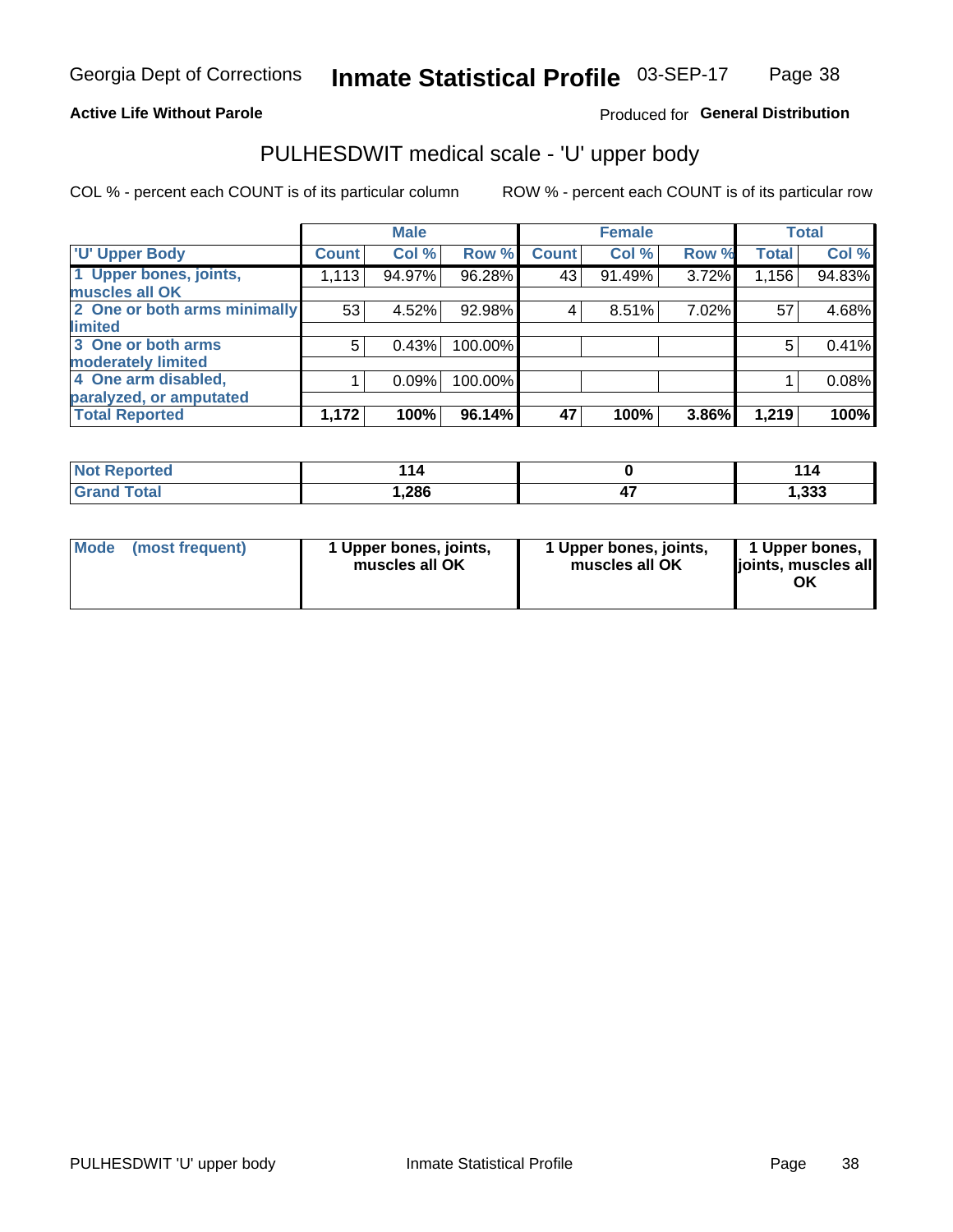Georgia Dept of Corrections **Inmate Statistical Profile** 03-SEP-17

**Active Life Without Parole**

Produced for **General Distribution**

## PULHESDWIT medical scale - 'U' upper body

COL % - percent each COUNT is of its particular column

ROW % - percent each COUNT is of its particular row

| | Male | | | Female | | | Total | |
|---|---|---|---|---|---|---|---|---|
| 'U' Upper Body | Count | Col % | Row % | Count | Col % | Row % | Total | Col % |
| 1 Upper bones, joints, muscles all OK | 1,113 | 94.97% | 96.28% | 43 | 91.49% | 3.72% | 1,156 | 94.83% |
| 2 One or both arms minimally limited | 53 | 4.52% | 92.98% | 4 | 8.51% | 7.02% | 57 | 4.68% |
| 3 One or both arms moderately limited | 5 | 0.43% | 100.00% | | | | 5 | 0.41% |
| 4 One arm disabled, paralyzed, or amputated | 1 | 0.09% | 100.00% | | | | 1 | 0.08% |
| **Total Reported** | **1,172** | **100%** | **96.14%** | **47** | **100%** | **3.86%** | **1,219** | **100%** |

| | Male | Female | Total |
|---|---|---|---|
| Not Reported | 114 | 0 | 114 |
| Grand Total | 1,286 | 47 | 1,333 |

| | Male | Female | Total |
|---|---|---|---|
| Mode (most frequent) | 1 Upper bones, joints, muscles all OK | 1 Upper bones, joints, muscles all OK | 1 Upper bones, joints, muscles all OK |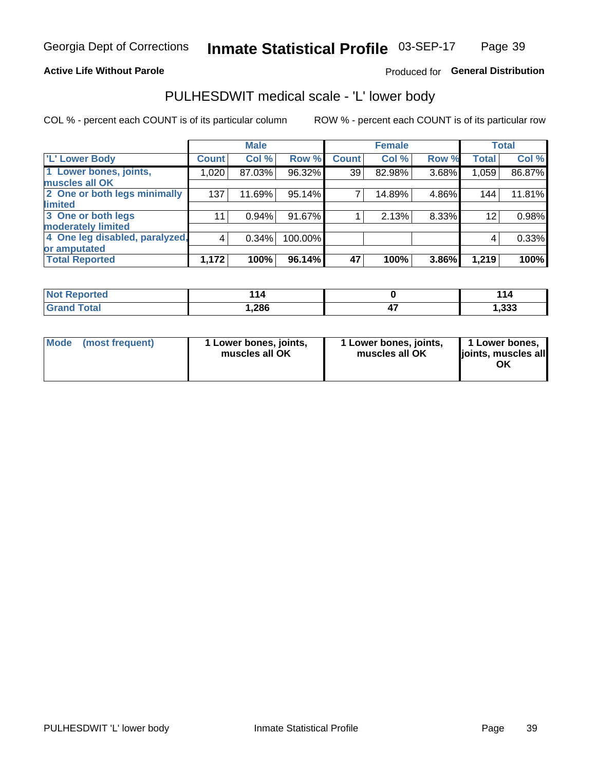Georgia Dept of Corrections **Inmate Statistical Profile** 03-SEP-17

**Active Life Without Parole**

Produced for **General Distribution**

## PULHESDWIT medical scale - 'L' lower body

COL % - percent each COUNT is of its particular column

ROW % - percent each COUNT is of its particular row

| 'L' Lower Body | Male | | | Female | | | Total | |
|---|---|---|---|---|---|---|---|---|
| | Count | Col % | Row % | Count | Col % | Row % | Total | Col % |
| 1 Lower bones, joints, muscles all OK | 1,020 | 87.03% | 96.32% | 39 | 82.98% | 3.68% | 1,059 | 86.87% |
| 2 One or both legs minimally limited | 137 | 11.69% | 95.14% | 7 | 14.89% | 4.86% | 144 | 11.81% |
| 3 One or both legs moderately limited | 11 | 0.94% | 91.67% | 1 | 2.13% | 8.33% | 12 | 0.98% |
| 4 One leg disabled, paralyzed, or amputated | 4 | 0.34% | 100.00% | | | | 4 | 0.33% |
| **Total Reported** | **1,172** | **100%** | **96.14%** | **47** | **100%** | **3.86%** | **1,219** | **100%** |

| | Male | Female | Total |
|---|---|---|---|
| Not Reported | 114 | 0 | 114 |
| Grand Total | 1,286 | 47 | 1,333 |

| | Male | Female | Total |
|---|---|---|---|
| Mode (most frequent) | 1 Lower bones, joints, muscles all OK | 1 Lower bones, joints, muscles all OK | 1 Lower bones, joints, muscles all OK |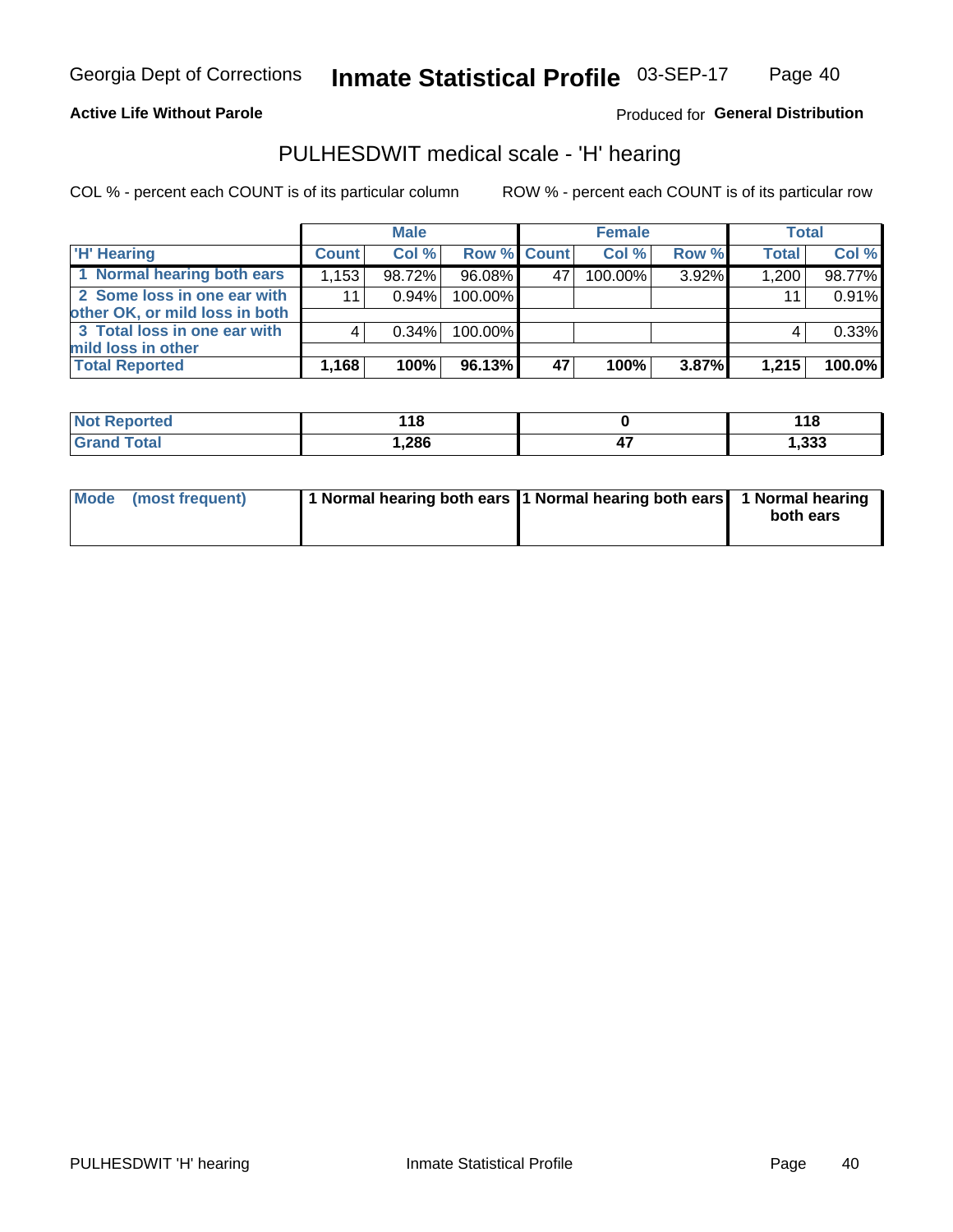Georgia Dept of Corrections **Inmate Statistical Profile** 03-SEP-17

**Active Life Without Parole**

Produced for **General Distribution**

## PULHESDWIT medical scale - 'H' hearing

COL % - percent each COUNT is of its particular column ROW % - percent each COUNT is of its particular row

| | Male | | | Female | | | Total | |
|---|---|---|---|---|---|---|---|---|
| 'H' Hearing | Count | Col % | Row % | Count | Col % | Row % | Total | Col % |
| 1 Normal hearing both ears | 1,153 | 98.72% | 96.08% | 47 | 100.00% | 3.92% | 1,200 | 98.77% |
| 2 Some loss in one ear with other OK, or mild loss in both | 11 | 0.94% | 100.00% | | | | 11 | 0.91% |
| 3 Total loss in one ear with mild loss in other | 4 | 0.34% | 100.00% | | | | 4 | 0.33% |
| **Total Reported** | **1,168** | **100%** | **96.13%** | **47** | **100%** | **3.87%** | **1,215** | **100.0%** |

| | Male | Female | Total |
|---|---|---|---|
| Not Reported | 118 | 0 | 118 |
| Grand Total | 1,286 | 47 | 1,333 |

| | Male | Female | Total |
|---|---|---|---|
| Mode (most frequent) | 1 Normal hearing both ears | 1 Normal hearing both ears | 1 Normal hearing both ears |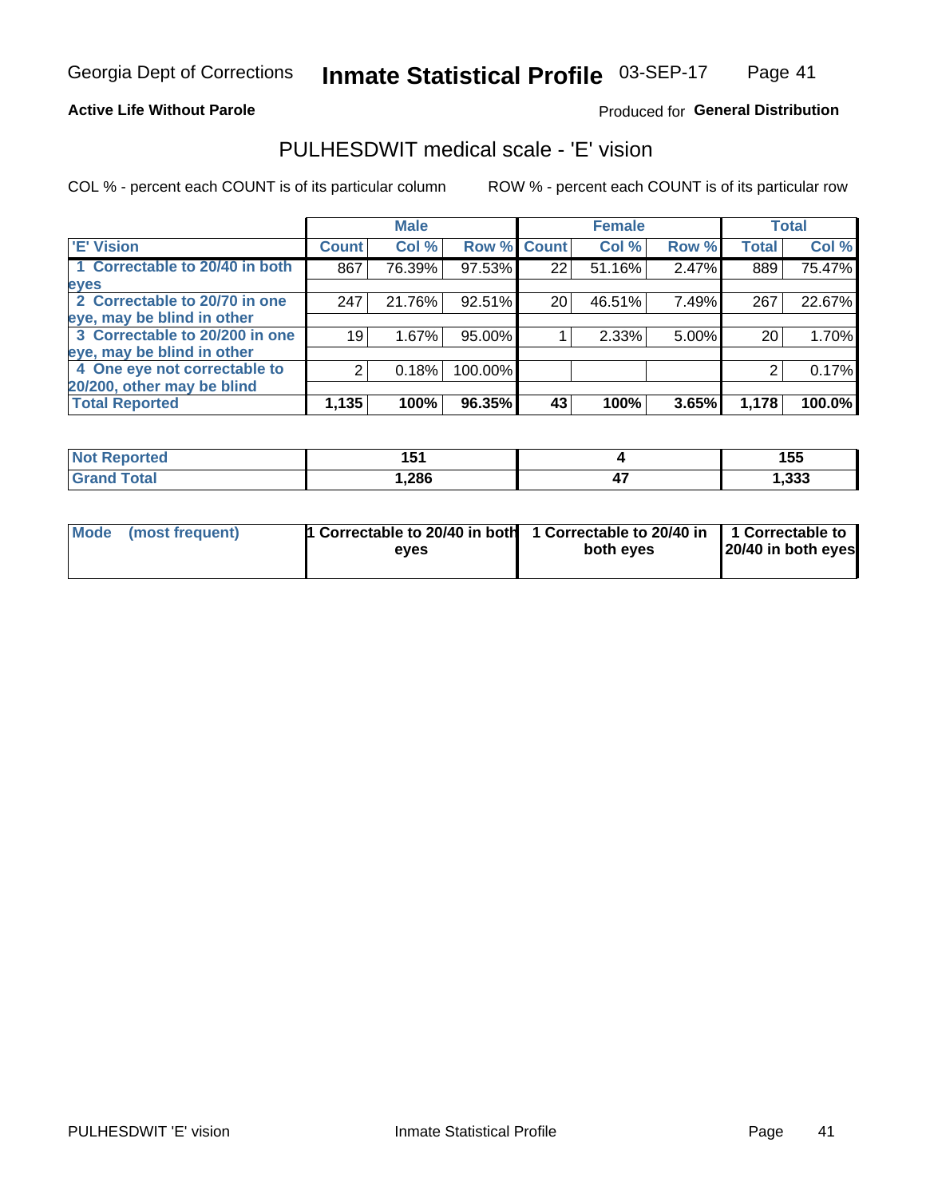Georgia Dept of Corrections **Inmate Statistical Profile** 03-SEP-17

**Active Life Without Parole**

Produced for **General Distribution**

## PULHESDWIT medical scale - 'E' vision

COL % - percent each COUNT is of its particular column

ROW % - percent each COUNT is of its particular row

| | Male | | | Female | | | Total | |
|---|---|---|---|---|---|---|---|---|
| 'E' Vision | Count | Col % | Row % | Count | Col % | Row % | Total | Col % |
| 1 Correctable to 20/40 in both eyes | 867 | 76.39% | 97.53% | 22 | 51.16% | 2.47% | 889 | 75.47% |
| 2 Correctable to 20/70 in one eye, may be blind in other | 247 | 21.76% | 92.51% | 20 | 46.51% | 7.49% | 267 | 22.67% |
| 3 Correctable to 20/200 in one eye, may be blind in other | 19 | 1.67% | 95.00% | 1 | 2.33% | 5.00% | 20 | 1.70% |
| 4 One eye not correctable to 20/200, other may be blind | 2 | 0.18% | 100.00% | | | | 2 | 0.17% |
| **Total Reported** | **1,135** | **100%** | **96.35%** | **43** | **100%** | **3.65%** | **1,178** | **100.0%** |

| | Male | Female | Total |
|---|---|---|---|
| **Not Reported** | 151 | 4 | 155 |
| **Grand Total** | 1,286 | 47 | 1,333 |

| | Male | Female | Total |
|---|---|---|---|
| **Mode (most frequent)** | 1 Correctable to 20/40 in both eyes | 1 Correctable to 20/40 in both eyes | 1 Correctable to 20/40 in both eyes |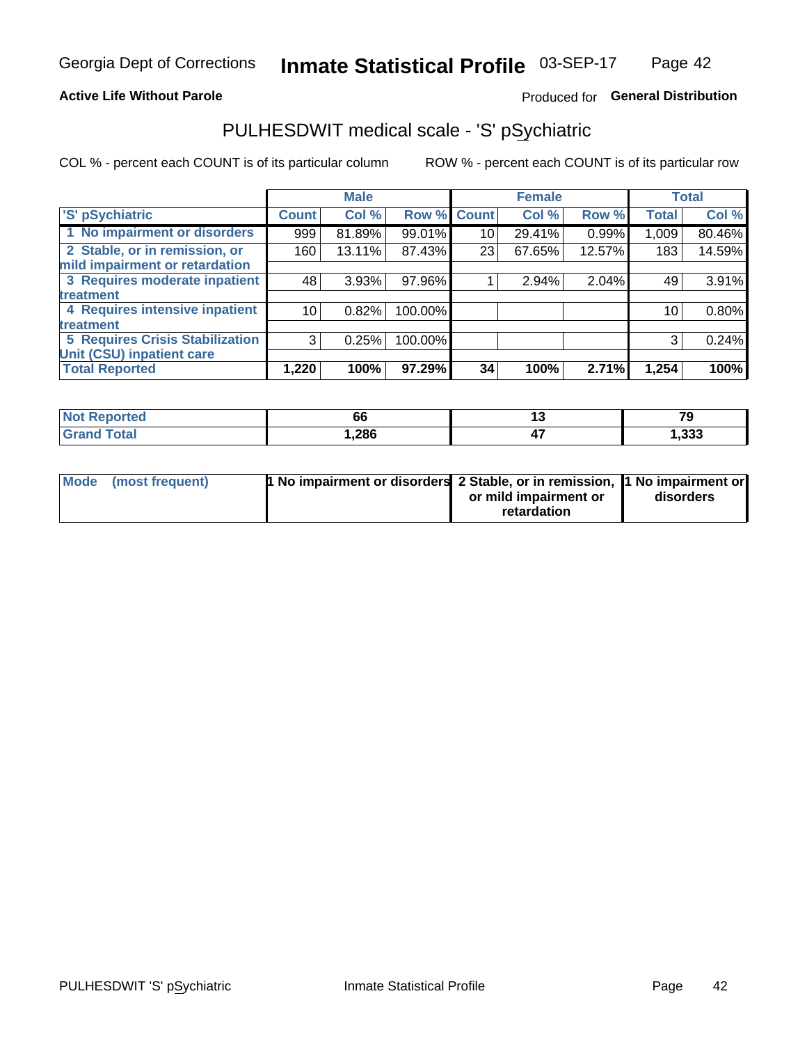Georgia Dept of Corrections **Inmate Statistical Profile** 03-SEP-17

**Active Life Without Parole** Produced for **General Distribution**

## PULHESDWIT medical scale - 'S' pSychiatric

COL % - percent each COUNT is of its particular column ROW % - percent each COUNT is of its particular row

| | Male | | | Female | | | Total | |
|---|---|---|---|---|---|---|---|---|
| 'S' pSychiatric | Count | Col % | Row % | Count | Col % | Row % | Total | Col % |
| 1 No impairment or disorders | 999 | 81.89% | 99.01% | 10 | 29.41% | 0.99% | 1,009 | 80.46% |
| 2 Stable, or in remission, or mild impairment or retardation | 160 | 13.11% | 87.43% | 23 | 67.65% | 12.57% | 183 | 14.59% |
| 3 Requires moderate inpatient treatment | 48 | 3.93% | 97.96% | 1 | 2.94% | 2.04% | 49 | 3.91% |
| 4 Requires intensive inpatient treatment | 10 | 0.82% | 100.00% | | | | 10 | 0.80% |
| 5 Requires Crisis Stabilization Unit (CSU) inpatient care | 3 | 0.25% | 100.00% | | | | 3 | 0.24% |
| **Total Reported** | **1,220** | **100%** | **97.29%** | **34** | **100%** | **2.71%** | **1,254** | **100%** |

| | Male | Female | Total |
|---|---|---|---|
| Not Reported | 66 | 13 | 79 |
| Grand Total | 1,286 | 47 | 1,333 |

| | Male | Female | Total |
|---|---|---|---|
| Mode (most frequent) | 1 No impairment or disorders | 2 Stable, or in remission, or mild impairment or retardation | 1 No impairment or disorders |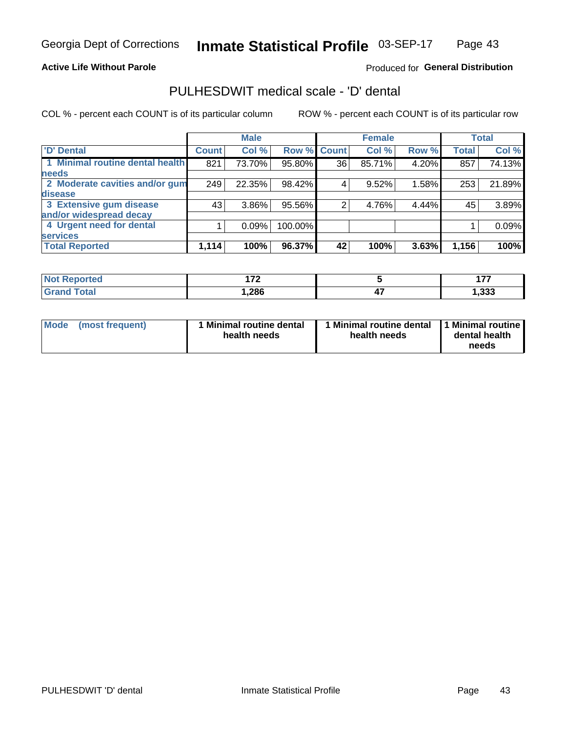Georgia Dept of Corrections **Inmate Statistical Profile** 03-SEP-17

**Active Life Without Parole**

Produced for **General Distribution**

## PULHESDWIT medical scale - 'D' dental

COL % - percent each COUNT is of its particular column

ROW % - percent each COUNT is of its particular row

| | Male | | | Female | | | Total | |
|---|---|---|---|---|---|---|---|---|
| 'D' Dental | Count | Col % | Row % | Count | Col % | Row % | Total | Col % |
| 1 Minimal routine dental health needs | 821 | 73.70% | 95.80% | 36 | 85.71% | 4.20% | 857 | 74.13% |
| 2 Moderate cavities and/or gum disease | 249 | 22.35% | 98.42% | 4 | 9.52% | 1.58% | 253 | 21.89% |
| 3 Extensive gum disease and/or widespread decay | 43 | 3.86% | 95.56% | 2 | 4.76% | 4.44% | 45 | 3.89% |
| 4 Urgent need for dental services | 1 | 0.09% | 100.00% | | | | 1 | 0.09% |
| **Total Reported** | **1,114** | **100%** | **96.37%** | **42** | **100%** | **3.63%** | **1,156** | **100%** |

| | Male | Female | Total |
|---|---|---|---|
| Not Reported | 172 | 5 | 177 |
| Grand Total | 1,286 | 47 | 1,333 |

| | Male | Female | Total |
|---|---|---|---|
| Mode (most frequent) | 1 Minimal routine dental health needs | 1 Minimal routine dental health needs | 1 Minimal routine dental health needs |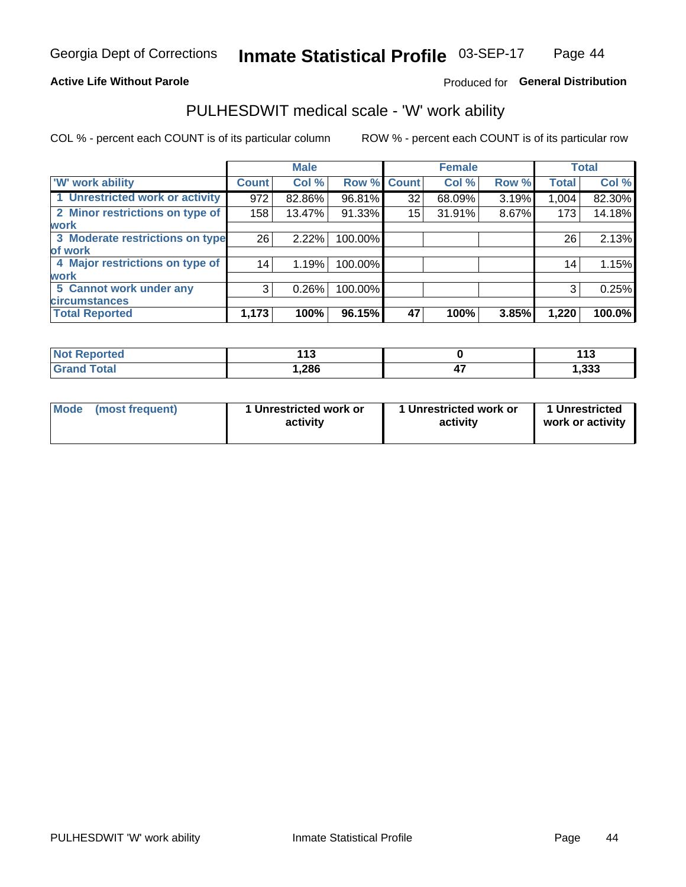Georgia Dept of Corrections **Inmate Statistical Profile** 03-SEP-17

**Active Life Without Parole**

Produced for **General Distribution**

## PULHESDWIT medical scale - 'W' work ability

COL % - percent each COUNT is of its particular column

ROW % - percent each COUNT is of its particular row

| 'W' work ability | Male | | | Female | | | Total | |
|---|---|---|---|---|---|---|---|---|
| | Count | Col % | Row % | Count | Col % | Row % | Total | Col % |
| 1 Unrestricted work or activity | 972 | 82.86% | 96.81% | 32 | 68.09% | 3.19% | 1,004 | 82.30% |
| 2 Minor restrictions on type of work | 158 | 13.47% | 91.33% | 15 | 31.91% | 8.67% | 173 | 14.18% |
| 3 Moderate restrictions on type of work | 26 | 2.22% | 100.00% | | | | 26 | 2.13% |
| 4 Major restrictions on type of work | 14 | 1.19% | 100.00% | | | | 14 | 1.15% |
| 5 Cannot work under any circumstances | 3 | 0.26% | 100.00% | | | | 3 | 0.25% |
| **Total Reported** | **1,173** | **100%** | **96.15%** | **47** | **100%** | **3.85%** | **1,220** | **100.0%** |

| | Male | Female | Total |
|---|---|---|---|
| **Not Reported** | **113** | **0** | **113** |
| **Grand Total** | **1,286** | **47** | **1,333** |

| | Male | Female | Total |
|---|---|---|---|
| **Mode (most frequent)** | **1 Unrestricted work or activity** | **1 Unrestricted work or activity** | **1 Unrestricted work or activity** |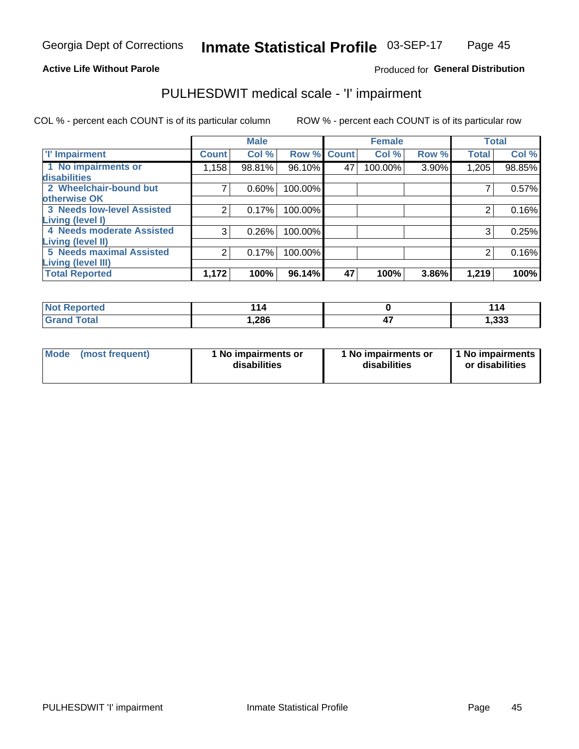Georgia Dept of Corrections **Inmate Statistical Profile** 03-SEP-17

**Active Life Without Parole**

Produced for **General Distribution**

## PULHESDWIT medical scale - 'I' impairment

COL % - percent each COUNT is of its particular column

ROW % - percent each COUNT is of its particular row

| | Male | | | Female | | | Total | |
|---|---|---|---|---|---|---|---|---|
| 'I' Impairment | Count | Col % | Row % | Count | Col % | Row % | Total | Col % |
| 1 No impairments or disabilities | 1,158 | 98.81% | 96.10% | 47 | 100.00% | 3.90% | 1,205 | 98.85% |
| 2 Wheelchair-bound but otherwise OK | 7 | 0.60% | 100.00% | | | | 7 | 0.57% |
| 3 Needs low-level Assisted Living (level I) | 2 | 0.17% | 100.00% | | | | 2 | 0.16% |
| 4 Needs moderate Assisted Living (level II) | 3 | 0.26% | 100.00% | | | | 3 | 0.25% |
| 5 Needs maximal Assisted Living (level III) | 2 | 0.17% | 100.00% | | | | 2 | 0.16% |
| **Total Reported** | **1,172** | **100%** | **96.14%** | **47** | **100%** | **3.86%** | **1,219** | **100%** |

| | Male | Female | Total |
|---|---|---|---|
| **Not Reported** | **114** | **0** | **114** |
| **Grand Total** | **1,286** | **47** | **1,333** |

| | Male | Female | Total |
|---|---|---|---|
| **Mode (most frequent)** | **1 No impairments or disabilities** | **1 No impairments or disabilities** | **1 No impairments or disabilities** |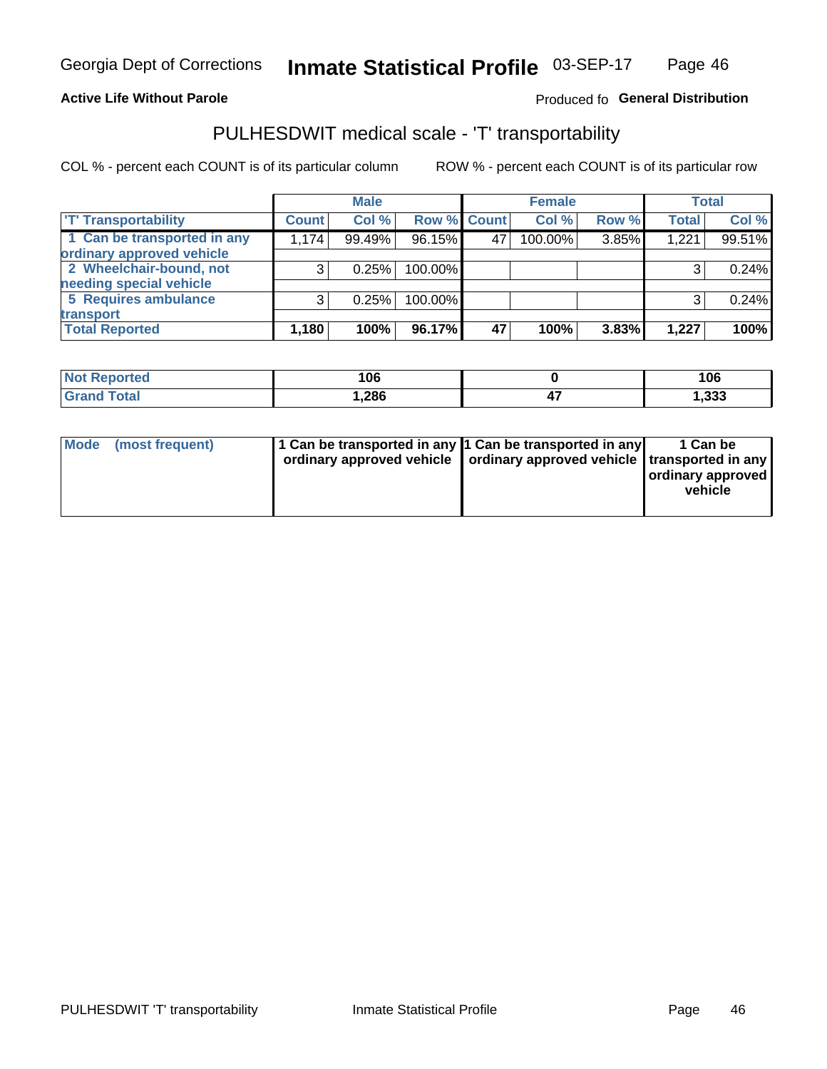**Active Life Without Parole**

Produced fo **General Distribution**

## PULHESDWIT medical scale - 'T' transportability

COL % - percent each COUNT is of its particular column

ROW % - percent each COUNT is of its particular row

| | Male | | | Female | | | Total | |
|---|---|---|---|---|---|---|---|---|
| 'T' Transportability | Count | Col % | Row % | Count | Col % | Row % | Total | Col % |
| 1 Can be transported in any ordinary approved vehicle | 1,174 | 99.49% | 96.15% | 47 | 100.00% | 3.85% | 1,221 | 99.51% |
| 2 Wheelchair-bound, not needing special vehicle | 3 | 0.25% | 100.00% | | | | 3 | 0.24% |
| 5 Requires ambulance transport | 3 | 0.25% | 100.00% | | | | 3 | 0.24% |
| **Total Reported** | **1,180** | **100%** | **96.17%** | **47** | **100%** | **3.83%** | **1,227** | **100%** |

| | Male | Female | Total |
|---|---|---|---|
| Not Reported | 106 | 0 | 106 |
| Grand Total | 1,286 | 47 | 1,333 |

| | Male | Female | Total |
|---|---|---|---|
| Mode (most frequent) | 1 Can be transported in any ordinary approved vehicle | 1 Can be transported in any ordinary approved vehicle | 1 Can be transported in any ordinary approved vehicle |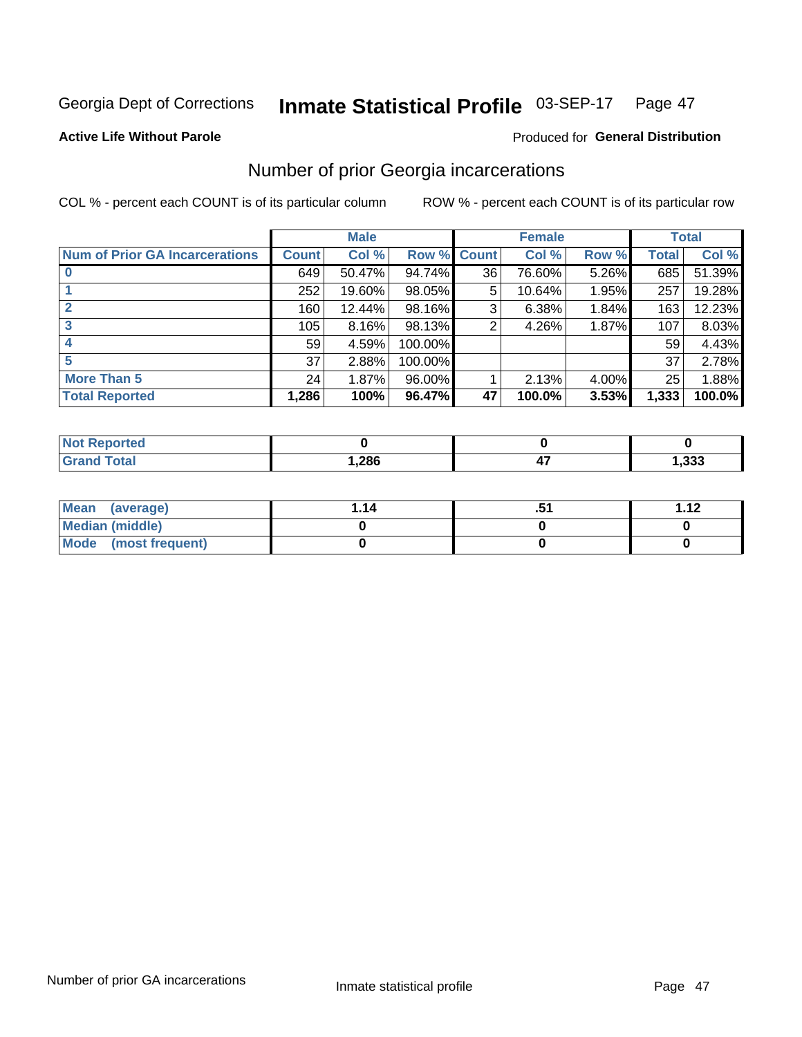Georgia Dept of Corrections **Inmate Statistical Profile** 03-SEP-17 Page 47

**Active Life Without Parole**

Produced for **General Distribution**

## Number of prior Georgia incarcerations

COL % - percent each COUNT is of its particular column ROW % - percent each COUNT is of its particular row

| | Male | | | Female | | | Total | |
|---|---|---|---|---|---|---|---|---|
| **Num of Prior GA Incarcerations** | **Count** | **Col %** | **Row %** | **Count** | **Col %** | **Row %** | **Total** | **Col %** |
| **0** | 649 | 50.47% | 94.74% | 36 | 76.60% | 5.26% | 685 | 51.39% |
| **1** | 252 | 19.60% | 98.05% | 5 | 10.64% | 1.95% | 257 | 19.28% |
| **2** | 160 | 12.44% | 98.16% | 3 | 6.38% | 1.84% | 163 | 12.23% |
| **3** | 105 | 8.16% | 98.13% | 2 | 4.26% | 1.87% | 107 | 8.03% |
| **4** | 59 | 4.59% | 100.00% | | | | 59 | 4.43% |
| **5** | 37 | 2.88% | 100.00% | | | | 37 | 2.78% |
| **More Than 5** | 24 | 1.87% | 96.00% | 1 | 2.13% | 4.00% | 25 | 1.88% |
| **Total Reported** | **1,286** | **100%** | **96.47%** | **47** | **100.0%** | **3.53%** | **1,333** | **100.0%** |

| | Male | Female | Total |
|---|---|---|---|
| **Not Reported** | **0** | **0** | **0** |
| **Grand Total** | **1,286** | **47** | **1,333** |

| | Male | Female | Total |
|---|---|---|---|
| **Mean (average)** | **1.14** | **.51** | **1.12** |
| **Median (middle)** | **0** | **0** | **0** |
| **Mode (most frequent)** | **0** | **0** | **0** |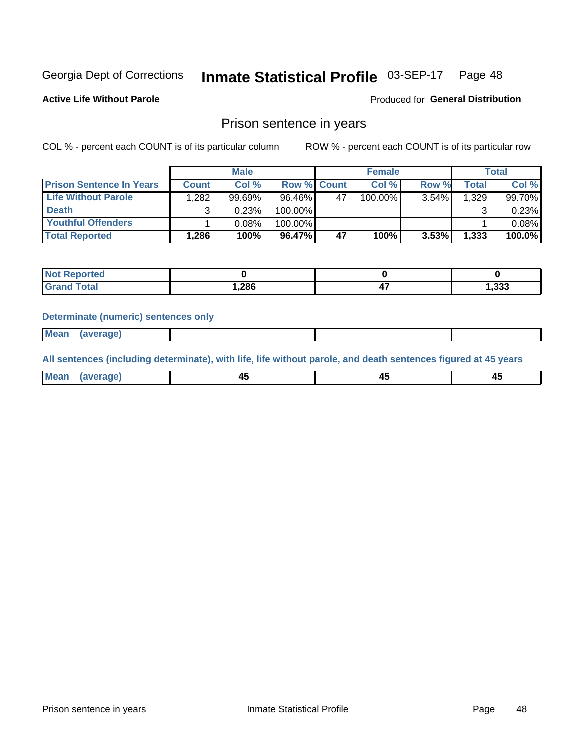Georgia Dept of Corrections **Inmate Statistical Profile** 03-SEP-17

**Active Life Without Parole**

Produced for **General Distribution**

## Prison sentence in years

COL % - percent each COUNT is of its particular column

ROW % - percent each COUNT is of its particular row

| | Male | | | Female | | | Total | |
|---|---|---|---|---|---|---|---|---|
| **Prison Sentence In Years** | **Count** | **Col %** | **Row %** | **Count** | **Col %** | **Row %** | **Total** | **Col %** |
| **Life Without Parole** | 1,282 | 99.69% | 96.46% | 47 | 100.00% | 3.54% | 1,329 | 99.70% |
| **Death** | 3 | 0.23% | 100.00% | | | | 3 | 0.23% |
| **Youthful Offenders** | 1 | 0.08% | 100.00% | | | | 1 | 0.08% |
| **Total Reported** | **1,286** | **100%** | **96.47%** | **47** | **100%** | **3.53%** | **1,333** | **100.0%** |

| | Male | Female | Total |
|---|---|---|---|
| **Not Reported** | **0** | **0** | **0** |
| **Grand Total** | **1,286** | **47** | **1,333** |

**Determinate (numeric) sentences only**

| | Male | Female | Total |
|---|---|---|---|
| **Mean (average)** | | | |

**All sentences (including determinate), with life, life without parole, and death sentences figured at 45 years**

| | Male | Female | Total |
|---|---|---|---|
| **Mean (average)** | **45** | **45** | **45** |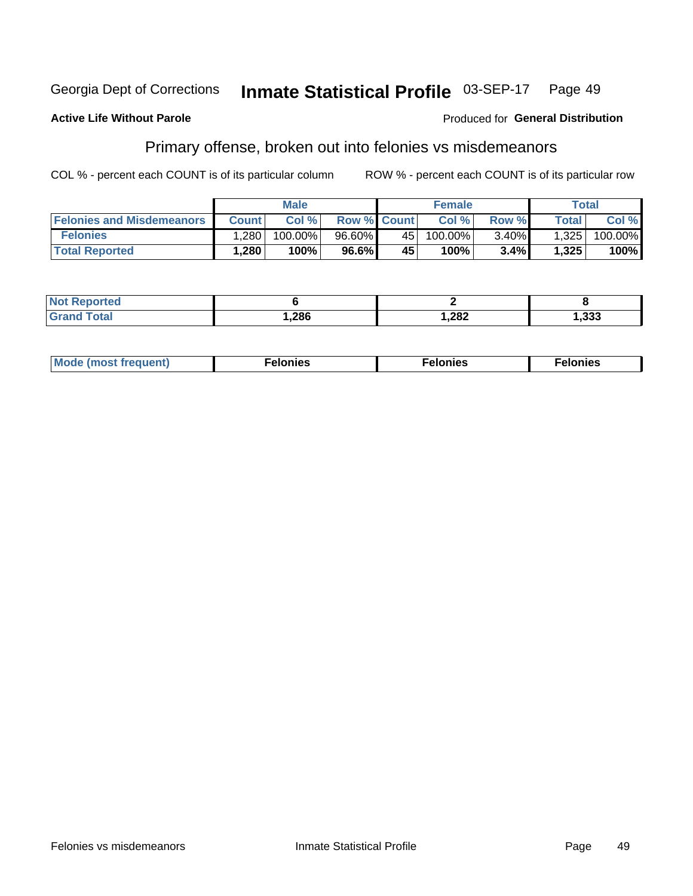Georgia Dept of Corrections **Inhmate Statistical Profile** 03-SEP-17

**Active Life Without Parole**

Produced for **General Distribution**

## Primary offense, broken out into felonies vs misdemeanors

COL % - percent each COUNT is of its particular column

ROW % - percent each COUNT is of its particular row

| | Male | | | Female | | | Total | |
|---|---|---|---|---|---|---|---|---|
| Felonies and Misdemeanors | Count | Col % | Row % | Count | Col % | Row % | Total | Col % |
| Felonies | 1,280 | 100.00% | 96.60% | 45 | 100.00% | 3.40% | 1,325 | 100.00% |
| **Total Reported** | **1,280** | **100%** | **96.6%** | **45** | **100%** | **3.4%** | **1,325** | **100%** |

| | Male | Female | Total |
|---|---|---|---|
| Not Reported | **6** | **2** | **8** |
| Grand Total | **1,286** | **1,282** | **1,333** |

| | Male | Female | Total |
|---|---|---|---|
| Mode (most frequent) | **Felonies** | **Felonies** | **Felonies** |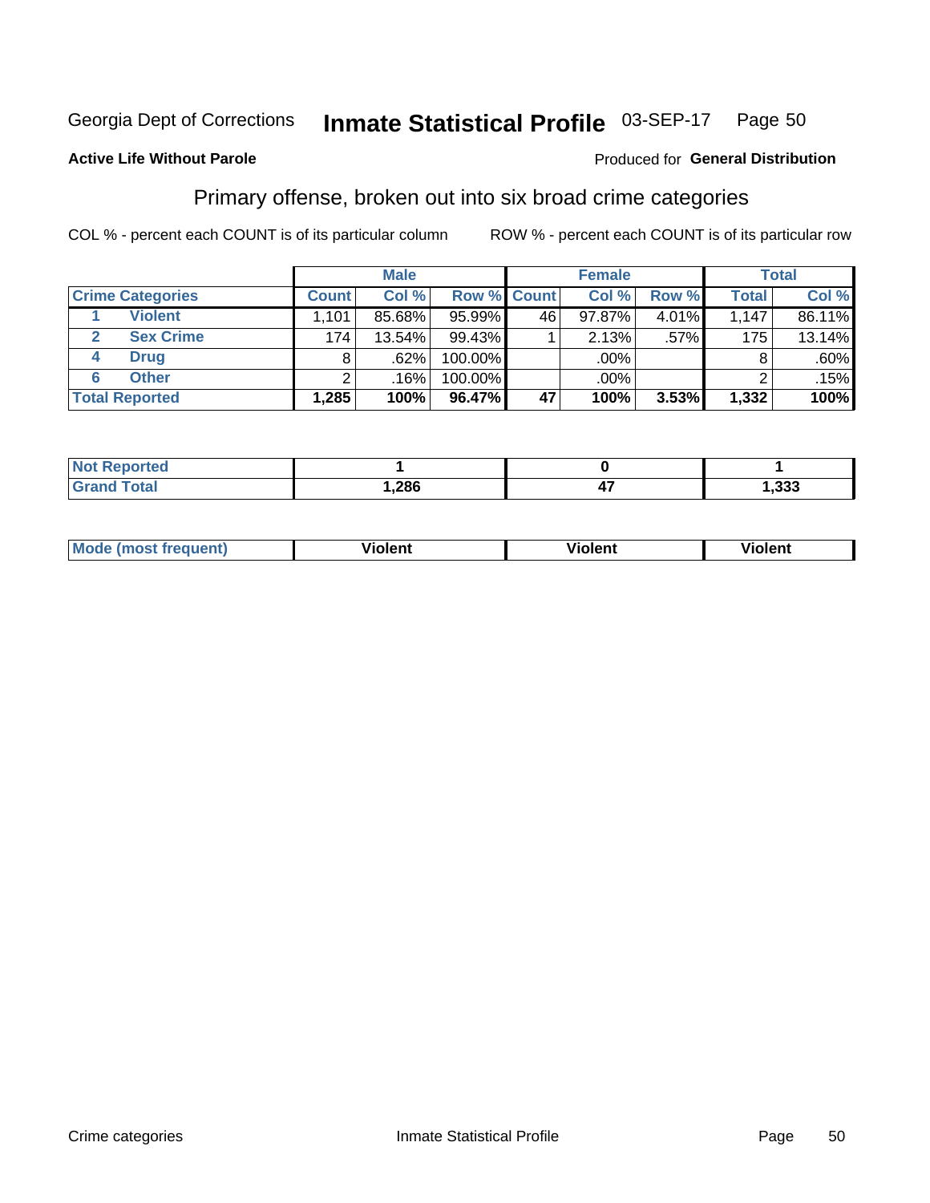Georgia Dept of Corrections **Inmate Statistical Profile** 03-SEP-17

**Active Life Without Parole**

Produced for **General Distribution**

## Primary offense, broken out into six broad crime categories

COL % - percent each COUNT is of its particular column

ROW % - percent each COUNT is of its particular row

| | | Male | | | Female | | | Total | |
|---|---|---|---|---|---|---|---|---|---|
| **Crime Categories** | | **Count** | **Col %** | **Row %** | **Count** | **Col %** | **Row %** | **Total** | **Col %** |
| 1 | **Violent** | 1,101 | 85.68% | 95.99% | 46 | 97.87% | 4.01% | 1,147 | 86.11% |
| 2 | **Sex Crime** | 174 | 13.54% | 99.43% | 1 | 2.13% | .57% | 175 | 13.14% |
| 4 | **Drug** | 8 | .62% | 100.00% | | .00% | | 8 | .60% |
| 6 | **Other** | 2 | .16% | 100.00% | | .00% | | 2 | .15% |
| **Total Reported** | | **1,285** | **100%** | **96.47%** | **47** | **100%** | **3.53%** | **1,332** | **100%** |

| | Male | Female | Total |
|---|---|---|---|
| **Not Reported** | **1** | **0** | **1** |
| **Grand Total** | **1,286** | **47** | **1,333** |

| | Male | Female | Total |
|---|---|---|---|
| **Mode (most frequent)** | **Violent** | **Violent** | **Violent** |

Crime categories | Inmate Statistical Profile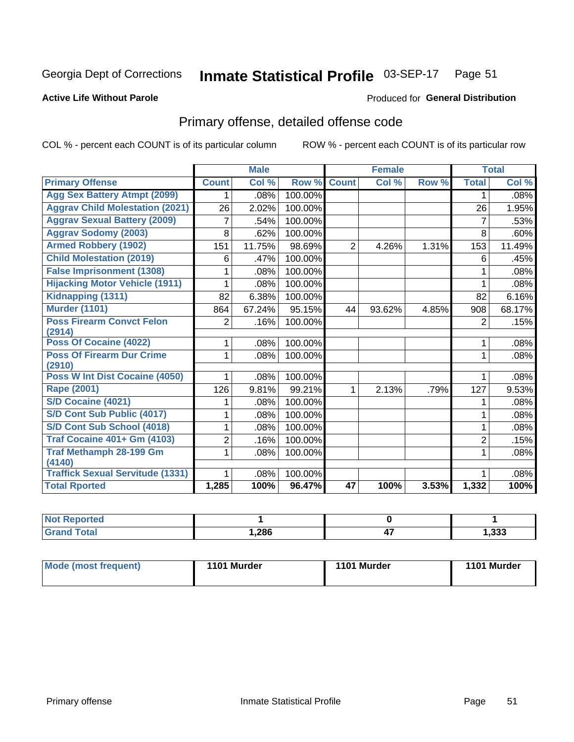Georgia Dept of Corrections **Inmate Statistical Profile** 03-SEP-17

**Active Life Without Parole**

Produced for **General Distribution**

## Primary offense, detailed offense code

COL % - percent each COUNT is of its particular column

ROW % - percent each COUNT is of its particular row

| | Male | | | Female | | | Total | |
|---|---|---|---|---|---|---|---|---|
| **Primary Offense** | **Count** | **Col %** | **Row %** | **Count** | **Col %** | **Row %** | **Total** | **Col %** |
| Agg Sex Battery Atmpt (2099) | 1 | .08% | 100.00% | | | | 1 | .08% |
| Aggrav Child Molestation (2021) | 26 | 2.02% | 100.00% | | | | 26 | 1.95% |
| Aggrav Sexual Battery (2009) | 7 | .54% | 100.00% | | | | 7 | .53% |
| Aggrav Sodomy (2003) | 8 | .62% | 100.00% | | | | 8 | .60% |
| Armed Robbery (1902) | 151 | 11.75% | 98.69% | 2 | 4.26% | 1.31% | 153 | 11.49% |
| Child Molestation (2019) | 6 | .47% | 100.00% | | | | 6 | .45% |
| False Imprisonment (1308) | 1 | .08% | 100.00% | | | | 1 | .08% |
| Hijacking Motor Vehicle (1911) | 1 | .08% | 100.00% | | | | 1 | .08% |
| Kidnapping (1311) | 82 | 6.38% | 100.00% | | | | 82 | 6.16% |
| Murder (1101) | 864 | 67.24% | 95.15% | 44 | 93.62% | 4.85% | 908 | 68.17% |
| Poss Firearm Convct Felon (2914) | 2 | .16% | 100.00% | | | | 2 | .15% |
| Poss Of Cocaine (4022) | 1 | .08% | 100.00% | | | | 1 | .08% |
| Poss Of Firearm Dur Crime (2910) | 1 | .08% | 100.00% | | | | 1 | .08% |
| Poss W Int Dist Cocaine (4050) | 1 | .08% | 100.00% | | | | 1 | .08% |
| Rape (2001) | 126 | 9.81% | 99.21% | 1 | 2.13% | .79% | 127 | 9.53% |
| S/D Cocaine (4021) | 1 | .08% | 100.00% | | | | 1 | .08% |
| S/D Cont Sub Public (4017) | 1 | .08% | 100.00% | | | | 1 | .08% |
| S/D Cont Sub School (4018) | 1 | .08% | 100.00% | | | | 1 | .08% |
| Traf Cocaine 401+ Gm (4103) | 2 | .16% | 100.00% | | | | 2 | .15% |
| Traf Methamph 28-199 Gm (4140) | 1 | .08% | 100.00% | | | | 1 | .08% |
| Traffick Sexual Servitude (1331) | 1 | .08% | 100.00% | | | | 1 | .08% |
| **Total Rported** | **1,285** | **100%** | **96.47%** | **47** | **100%** | **3.53%** | **1,332** | **100%** |

| | Male | Female | Total |
|---|---|---|---|
| Not Reported | 1 | 0 | 1 |
| Grand Total | 1,286 | 47 | 1,333 |

| | Male | Female | Total |
|---|---|---|---|
| Mode (most frequent) | 1101 Murder | 1101 Murder | 1101 Murder |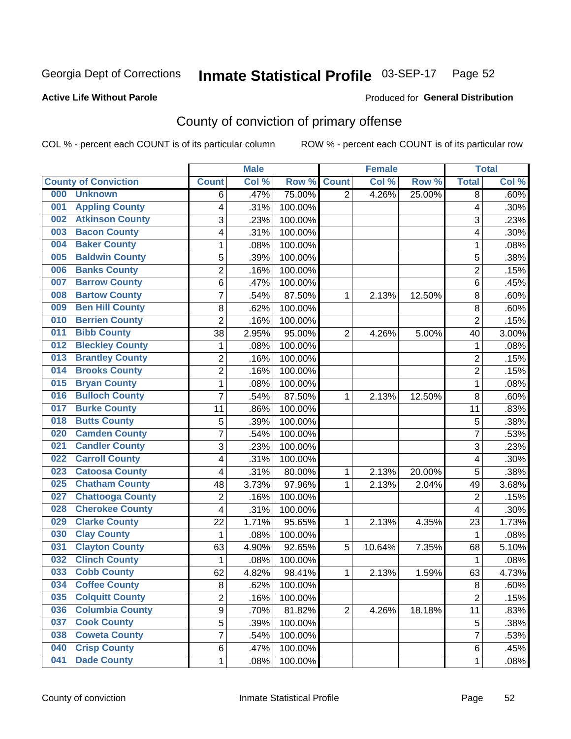Georgia Dept of Corrections **Inmate Statistical Profile** 03-SEP-17 Page 52

**Active Life Without Parole** Produced for **General Distribution**

## County of conviction of primary offense

COL % - percent each COUNT is of its particular column ROW % - percent each COUNT is of its particular row

| County of Conviction | Male | | | Female | | | Total | |
|---|---|---|---|---|---|---|---|---|
| | Count | Col % | Row % | Count | Col % | Row % | Total | Col % |
| 000 Unknown | 6 | .47% | 75.00% | 2 | 4.26% | 25.00% | 8 | .60% |
| 001 Appling County | 4 | .31% | 100.00% | | | | 4 | .30% |
| 002 Atkinson County | 3 | .23% | 100.00% | | | | 3 | .23% |
| 003 Bacon County | 4 | .31% | 100.00% | | | | 4 | .30% |
| 004 Baker County | 1 | .08% | 100.00% | | | | 1 | .08% |
| 005 Baldwin County | 5 | .39% | 100.00% | | | | 5 | .38% |
| 006 Banks County | 2 | .16% | 100.00% | | | | 2 | .15% |
| 007 Barrow County | 6 | .47% | 100.00% | | | | 6 | .45% |
| 008 Bartow County | 7 | .54% | 87.50% | 1 | 2.13% | 12.50% | 8 | .60% |
| 009 Ben Hill County | 8 | .62% | 100.00% | | | | 8 | .60% |
| 010 Berrien County | 2 | .16% | 100.00% | | | | 2 | .15% |
| 011 Bibb County | 38 | 2.95% | 95.00% | 2 | 4.26% | 5.00% | 40 | 3.00% |
| 012 Bleckley County | 1 | .08% | 100.00% | | | | 1 | .08% |
| 013 Brantley County | 2 | .16% | 100.00% | | | | 2 | .15% |
| 014 Brooks County | 2 | .16% | 100.00% | | | | 2 | .15% |
| 015 Bryan County | 1 | .08% | 100.00% | | | | 1 | .08% |
| 016 Bulloch County | 7 | .54% | 87.50% | 1 | 2.13% | 12.50% | 8 | .60% |
| 017 Burke County | 11 | .86% | 100.00% | | | | 11 | .83% |
| 018 Butts County | 5 | .39% | 100.00% | | | | 5 | .38% |
| 020 Camden County | 7 | .54% | 100.00% | | | | 7 | .53% |
| 021 Candler County | 3 | .23% | 100.00% | | | | 3 | .23% |
| 022 Carroll County | 4 | .31% | 100.00% | | | | 4 | .30% |
| 023 Catoosa County | 4 | .31% | 80.00% | 1 | 2.13% | 20.00% | 5 | .38% |
| 025 Chatham County | 48 | 3.73% | 97.96% | 1 | 2.13% | 2.04% | 49 | 3.68% |
| 027 Chattooga County | 2 | .16% | 100.00% | | | | 2 | .15% |
| 028 Cherokee County | 4 | .31% | 100.00% | | | | 4 | .30% |
| 029 Clarke County | 22 | 1.71% | 95.65% | 1 | 2.13% | 4.35% | 23 | 1.73% |
| 030 Clay County | 1 | .08% | 100.00% | | | | 1 | .08% |
| 031 Clayton County | 63 | 4.90% | 92.65% | 5 | 10.64% | 7.35% | 68 | 5.10% |
| 032 Clinch County | 1 | .08% | 100.00% | | | | 1 | .08% |
| 033 Cobb County | 62 | 4.82% | 98.41% | 1 | 2.13% | 1.59% | 63 | 4.73% |
| 034 Coffee County | 8 | .62% | 100.00% | | | | 8 | .60% |
| 035 Colquitt County | 2 | .16% | 100.00% | | | | 2 | .15% |
| 036 Columbia County | 9 | .70% | 81.82% | 2 | 4.26% | 18.18% | 11 | .83% |
| 037 Cook County | 5 | .39% | 100.00% | | | | 5 | .38% |
| 038 Coweta County | 7 | .54% | 100.00% | | | | 7 | .53% |
| 040 Crisp County | 6 | .47% | 100.00% | | | | 6 | .45% |
| 041 Dade County | 1 | .08% | 100.00% | | | | 1 | .08% |

County of conviction Inmate Statistical Profile Page 52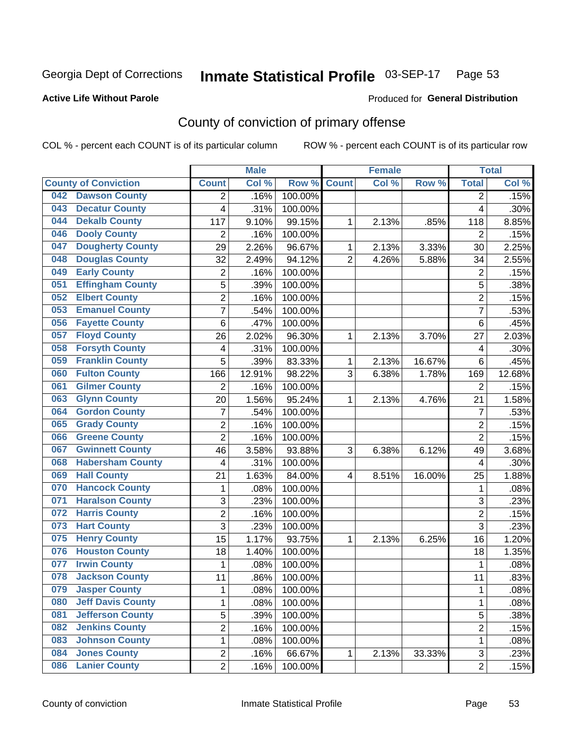Georgia Dept of Corrections

# Inmate Statistical Profile 03-SEP-17

**Active Life Without Parole**

Produced for **General Distribution**

## County of conviction of primary offense

COL % - percent each COUNT is of its particular column    ROW % - percent each COUNT is of its particular row

| County of Conviction | Male | | | Female | | | Total | |
|---|---|---|---|---|---|---|---|---|
| | Count | Col % | Row % | Count | Col % | Row % | Total | Col % |
| 042 Dawson County | 2 | .16% | 100.00% | | | | 2 | .15% |
| 043 Decatur County | 4 | .31% | 100.00% | | | | 4 | .30% |
| 044 Dekalb County | 117 | 9.10% | 99.15% | 1 | 2.13% | .85% | 118 | 8.85% |
| 046 Dooly County | 2 | .16% | 100.00% | | | | 2 | .15% |
| 047 Dougherty County | 29 | 2.26% | 96.67% | 1 | 2.13% | 3.33% | 30 | 2.25% |
| 048 Douglas County | 32 | 2.49% | 94.12% | 2 | 4.26% | 5.88% | 34 | 2.55% |
| 049 Early County | 2 | .16% | 100.00% | | | | 2 | .15% |
| 051 Effingham County | 5 | .39% | 100.00% | | | | 5 | .38% |
| 052 Elbert County | 2 | .16% | 100.00% | | | | 2 | .15% |
| 053 Emanuel County | 7 | .54% | 100.00% | | | | 7 | .53% |
| 056 Fayette County | 6 | .47% | 100.00% | | | | 6 | .45% |
| 057 Floyd County | 26 | 2.02% | 96.30% | 1 | 2.13% | 3.70% | 27 | 2.03% |
| 058 Forsyth County | 4 | .31% | 100.00% | | | | 4 | .30% |
| 059 Franklin County | 5 | .39% | 83.33% | 1 | 2.13% | 16.67% | 6 | .45% |
| 060 Fulton County | 166 | 12.91% | 98.22% | 3 | 6.38% | 1.78% | 169 | 12.68% |
| 061 Gilmer County | 2 | .16% | 100.00% | | | | 2 | .15% |
| 063 Glynn County | 20 | 1.56% | 95.24% | 1 | 2.13% | 4.76% | 21 | 1.58% |
| 064 Gordon County | 7 | .54% | 100.00% | | | | 7 | .53% |
| 065 Grady County | 2 | .16% | 100.00% | | | | 2 | .15% |
| 066 Greene County | 2 | .16% | 100.00% | | | | 2 | .15% |
| 067 Gwinnett County | 46 | 3.58% | 93.88% | 3 | 6.38% | 6.12% | 49 | 3.68% |
| 068 Habersham County | 4 | .31% | 100.00% | | | | 4 | .30% |
| 069 Hall County | 21 | 1.63% | 84.00% | 4 | 8.51% | 16.00% | 25 | 1.88% |
| 070 Hancock County | 1 | .08% | 100.00% | | | | 1 | .08% |
| 071 Haralson County | 3 | .23% | 100.00% | | | | 3 | .23% |
| 072 Harris County | 2 | .16% | 100.00% | | | | 2 | .15% |
| 073 Hart County | 3 | .23% | 100.00% | | | | 3 | .23% |
| 075 Henry County | 15 | 1.17% | 93.75% | 1 | 2.13% | 6.25% | 16 | 1.20% |
| 076 Houston County | 18 | 1.40% | 100.00% | | | | 18 | 1.35% |
| 077 Irwin County | 1 | .08% | 100.00% | | | | 1 | .08% |
| 078 Jackson County | 11 | .86% | 100.00% | | | | 11 | .83% |
| 079 Jasper County | 1 | .08% | 100.00% | | | | 1 | .08% |
| 080 Jeff Davis County | 1 | .08% | 100.00% | | | | 1 | .08% |
| 081 Jefferson County | 5 | .39% | 100.00% | | | | 5 | .38% |
| 082 Jenkins County | 2 | .16% | 100.00% | | | | 2 | .15% |
| 083 Johnson County | 1 | .08% | 100.00% | | | | 1 | .08% |
| 084 Jones County | 2 | .16% | 66.67% | 1 | 2.13% | 33.33% | 3 | .23% |
| 086 Lanier County | 2 | .16% | 100.00% | | | | 2 | .15% |

County of conviction    Inmate Statistical Profile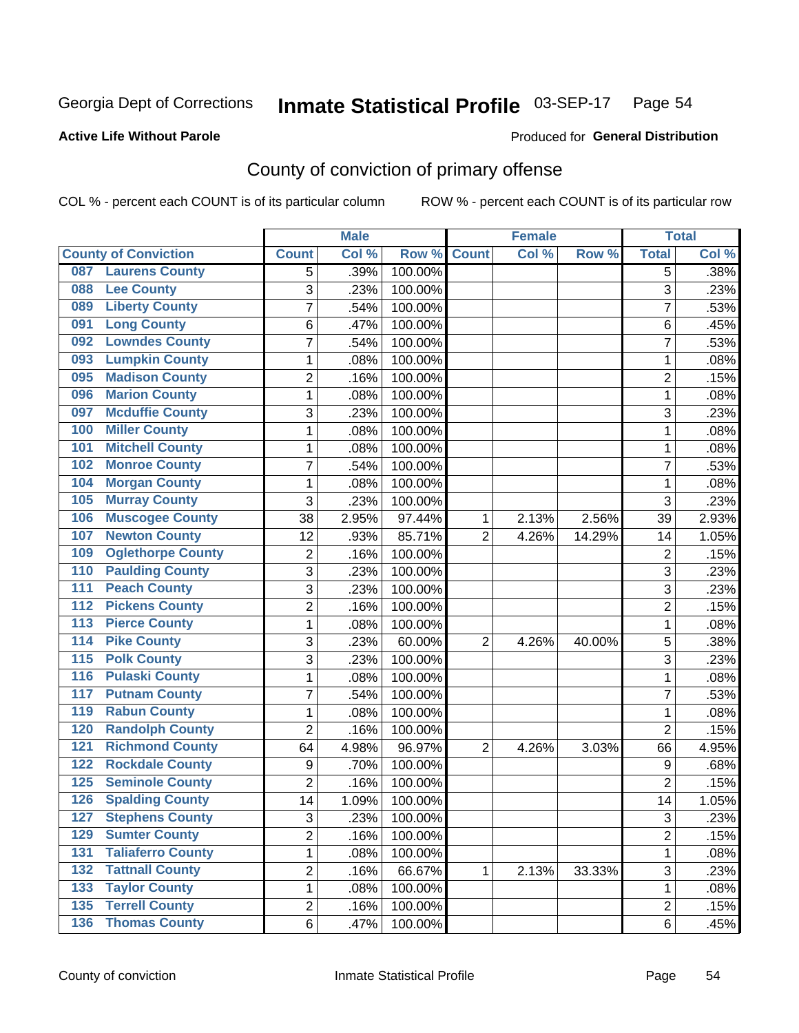Georgia Dept of Corrections **Inmate Statistical Profile** 03-SEP-17 Page 54

**Active Life Without Parole**

Produced for **General Distribution**

## County of conviction of primary offense

COL % - percent each COUNT is of its particular column ROW % - percent each COUNT is of its particular row

| County of Conviction | Male | | | Female | | | Total | |
|---|---|---|---|---|---|---|---|---|
| | Count | Col % | Row % | Count | Col % | Row % | Total | Col % |
| 087 Laurens County | 5 | .39% | 100.00% | | | | 5 | .38% |
| 088 Lee County | 3 | .23% | 100.00% | | | | 3 | .23% |
| 089 Liberty County | 7 | .54% | 100.00% | | | | 7 | .53% |
| 091 Long County | 6 | .47% | 100.00% | | | | 6 | .45% |
| 092 Lowndes County | 7 | .54% | 100.00% | | | | 7 | .53% |
| 093 Lumpkin County | 1 | .08% | 100.00% | | | | 1 | .08% |
| 095 Madison County | 2 | .16% | 100.00% | | | | 2 | .15% |
| 096 Marion County | 1 | .08% | 100.00% | | | | 1 | .08% |
| 097 Mcduffie County | 3 | .23% | 100.00% | | | | 3 | .23% |
| 100 Miller County | 1 | .08% | 100.00% | | | | 1 | .08% |
| 101 Mitchell County | 1 | .08% | 100.00% | | | | 1 | .08% |
| 102 Monroe County | 7 | .54% | 100.00% | | | | 7 | .53% |
| 104 Morgan County | 1 | .08% | 100.00% | | | | 1 | .08% |
| 105 Murray County | 3 | .23% | 100.00% | | | | 3 | .23% |
| 106 Muscogee County | 38 | 2.95% | 97.44% | 1 | 2.13% | 2.56% | 39 | 2.93% |
| 107 Newton County | 12 | .93% | 85.71% | 2 | 4.26% | 14.29% | 14 | 1.05% |
| 109 Oglethorpe County | 2 | .16% | 100.00% | | | | 2 | .15% |
| 110 Paulding County | 3 | .23% | 100.00% | | | | 3 | .23% |
| 111 Peach County | 3 | .23% | 100.00% | | | | 3 | .23% |
| 112 Pickens County | 2 | .16% | 100.00% | | | | 2 | .15% |
| 113 Pierce County | 1 | .08% | 100.00% | | | | 1 | .08% |
| 114 Pike County | 3 | .23% | 60.00% | 2 | 4.26% | 40.00% | 5 | .38% |
| 115 Polk County | 3 | .23% | 100.00% | | | | 3 | .23% |
| 116 Pulaski County | 1 | .08% | 100.00% | | | | 1 | .08% |
| 117 Putnam County | 7 | .54% | 100.00% | | | | 7 | .53% |
| 119 Rabun County | 1 | .08% | 100.00% | | | | 1 | .08% |
| 120 Randolph County | 2 | .16% | 100.00% | | | | 2 | .15% |
| 121 Richmond County | 64 | 4.98% | 96.97% | 2 | 4.26% | 3.03% | 66 | 4.95% |
| 122 Rockdale County | 9 | .70% | 100.00% | | | | 9 | .68% |
| 125 Seminole County | 2 | .16% | 100.00% | | | | 2 | .15% |
| 126 Spalding County | 14 | 1.09% | 100.00% | | | | 14 | 1.05% |
| 127 Stephens County | 3 | .23% | 100.00% | | | | 3 | .23% |
| 129 Sumter County | 2 | .16% | 100.00% | | | | 2 | .15% |
| 131 Taliaferro County | 1 | .08% | 100.00% | | | | 1 | .08% |
| 132 Tattnall County | 2 | .16% | 66.67% | 1 | 2.13% | 33.33% | 3 | .23% |
| 133 Taylor County | 1 | .08% | 100.00% | | | | 1 | .08% |
| 135 Terrell County | 2 | .16% | 100.00% | | | | 2 | .15% |
| 136 Thomas County | 6 | .47% | 100.00% | | | | 6 | .45% |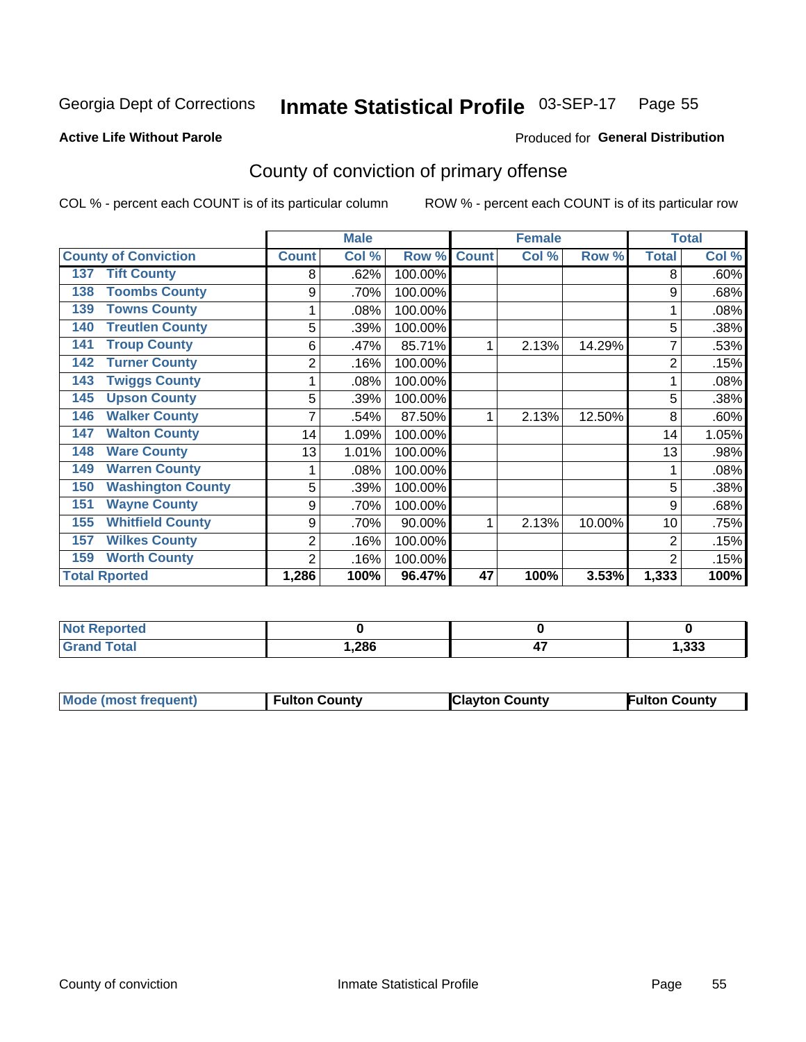Georgia Dept of Corrections **Inmate Statistical Profile** 03-SEP-17 Page 55

**Active Life Without Parole**

Produced for **General Distribution**

## County of conviction of primary offense

COL % - percent each COUNT is of its particular column ROW % - percent each COUNT is of its particular row

| County of Conviction | Male | | | Female | | | Total | |
|---|---|---|---|---|---|---|---|---|
| | Count | Col % | Row % | Count | Col % | Row % | Total | Col % |
| 137 Tift County | 8 | .62% | 100.00% | | | | 8 | .60% |
| 138 Toombs County | 9 | .70% | 100.00% | | | | 9 | .68% |
| 139 Towns County | 1 | .08% | 100.00% | | | | 1 | .08% |
| 140 Treutlen County | 5 | .39% | 100.00% | | | | 5 | .38% |
| 141 Troup County | 6 | .47% | 85.71% | 1 | 2.13% | 14.29% | 7 | .53% |
| 142 Turner County | 2 | .16% | 100.00% | | | | 2 | .15% |
| 143 Twiggs County | 1 | .08% | 100.00% | | | | 1 | .08% |
| 145 Upson County | 5 | .39% | 100.00% | | | | 5 | .38% |
| 146 Walker County | 7 | .54% | 87.50% | 1 | 2.13% | 12.50% | 8 | .60% |
| 147 Walton County | 14 | 1.09% | 100.00% | | | | 14 | 1.05% |
| 148 Ware County | 13 | 1.01% | 100.00% | | | | 13 | .98% |
| 149 Warren County | 1 | .08% | 100.00% | | | | 1 | .08% |
| 150 Washington County | 5 | .39% | 100.00% | | | | 5 | .38% |
| 151 Wayne County | 9 | .70% | 100.00% | | | | 9 | .68% |
| 155 Whitfield County | 9 | .70% | 90.00% | 1 | 2.13% | 10.00% | 10 | .75% |
| 157 Wilkes County | 2 | .16% | 100.00% | | | | 2 | .15% |
| 159 Worth County | 2 | .16% | 100.00% | | | | 2 | .15% |
| **Total Rported** | **1,286** | **100%** | **96.47%** | **47** | **100%** | **3.53%** | **1,333** | **100%** |

| | Male | Female | Total |
|---|---|---|---|
| Not Reported | **0** | **0** | **0** |
| Grand Total | **1,286** | **47** | **1,333** |

| | Male | Female | Total |
|---|---|---|---|
| Mode (most frequent) | **Fulton County** | **Clayton County** | **Fulton County** |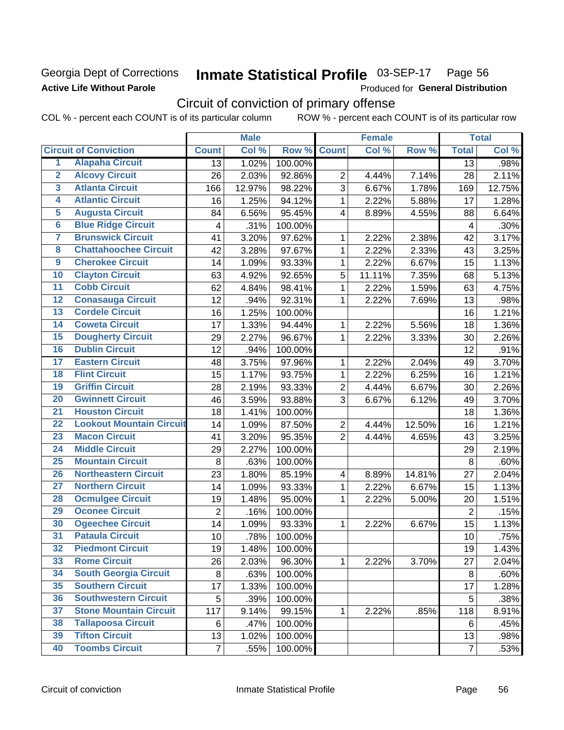Georgia Dept of Corrections
**Active Life Without Parole**

# Inmate Statistical Profile 03-SEP-17 Page 56

Produced for **General Distribution**

## Circuit of conviction of primary offense

COL % - percent each COUNT is of its particular column ROW % - percent each COUNT is of its particular row

| | Circuit of Conviction | Male | | | Female | | | Total | |
|---|---|---|---|---|---|---|---|---|---|
| | | Count | Col % | Row % | Count | Col % | Row % | Total | Col % |
| 1 | Alapaha Circuit | 13 | 1.02% | 100.00% | | | | 13 | .98% |
| 2 | Alcovy Circuit | 26 | 2.03% | 92.86% | 2 | 4.44% | 7.14% | 28 | 2.11% |
| 3 | Atlanta Circuit | 166 | 12.97% | 98.22% | 3 | 6.67% | 1.78% | 169 | 12.75% |
| 4 | Atlantic Circuit | 16 | 1.25% | 94.12% | 1 | 2.22% | 5.88% | 17 | 1.28% |
| 5 | Augusta Circuit | 84 | 6.56% | 95.45% | 4 | 8.89% | 4.55% | 88 | 6.64% |
| 6 | Blue Ridge Circuit | 4 | .31% | 100.00% | | | | 4 | .30% |
| 7 | Brunswick Circuit | 41 | 3.20% | 97.62% | 1 | 2.22% | 2.38% | 42 | 3.17% |
| 8 | Chattahoochee Circuit | 42 | 3.28% | 97.67% | 1 | 2.22% | 2.33% | 43 | 3.25% |
| 9 | Cherokee Circuit | 14 | 1.09% | 93.33% | 1 | 2.22% | 6.67% | 15 | 1.13% |
| 10 | Clayton Circuit | 63 | 4.92% | 92.65% | 5 | 11.11% | 7.35% | 68 | 5.13% |
| 11 | Cobb Circuit | 62 | 4.84% | 98.41% | 1 | 2.22% | 1.59% | 63 | 4.75% |
| 12 | Conasauga Circuit | 12 | .94% | 92.31% | 1 | 2.22% | 7.69% | 13 | .98% |
| 13 | Cordele Circuit | 16 | 1.25% | 100.00% | | | | 16 | 1.21% |
| 14 | Coweta Circuit | 17 | 1.33% | 94.44% | 1 | 2.22% | 5.56% | 18 | 1.36% |
| 15 | Dougherty Circuit | 29 | 2.27% | 96.67% | 1 | 2.22% | 3.33% | 30 | 2.26% |
| 16 | Dublin Circuit | 12 | .94% | 100.00% | | | | 12 | .91% |
| 17 | Eastern Circuit | 48 | 3.75% | 97.96% | 1 | 2.22% | 2.04% | 49 | 3.70% |
| 18 | Flint Circuit | 15 | 1.17% | 93.75% | 1 | 2.22% | 6.25% | 16 | 1.21% |
| 19 | Griffin Circuit | 28 | 2.19% | 93.33% | 2 | 4.44% | 6.67% | 30 | 2.26% |
| 20 | Gwinnett Circuit | 46 | 3.59% | 93.88% | 3 | 6.67% | 6.12% | 49 | 3.70% |
| 21 | Houston Circuit | 18 | 1.41% | 100.00% | | | | 18 | 1.36% |
| 22 | Lookout Mountain Circuit | 14 | 1.09% | 87.50% | 2 | 4.44% | 12.50% | 16 | 1.21% |
| 23 | Macon Circuit | 41 | 3.20% | 95.35% | 2 | 4.44% | 4.65% | 43 | 3.25% |
| 24 | Middle Circuit | 29 | 2.27% | 100.00% | | | | 29 | 2.19% |
| 25 | Mountain Circuit | 8 | .63% | 100.00% | | | | 8 | .60% |
| 26 | Northeastern Circuit | 23 | 1.80% | 85.19% | 4 | 8.89% | 14.81% | 27 | 2.04% |
| 27 | Northern Circuit | 14 | 1.09% | 93.33% | 1 | 2.22% | 6.67% | 15 | 1.13% |
| 28 | Ocmulgee Circuit | 19 | 1.48% | 95.00% | 1 | 2.22% | 5.00% | 20 | 1.51% |
| 29 | Oconee Circuit | 2 | .16% | 100.00% | | | | 2 | .15% |
| 30 | Ogeechee Circuit | 14 | 1.09% | 93.33% | 1 | 2.22% | 6.67% | 15 | 1.13% |
| 31 | Pataula Circuit | 10 | .78% | 100.00% | | | | 10 | .75% |
| 32 | Piedmont Circuit | 19 | 1.48% | 100.00% | | | | 19 | 1.43% |
| 33 | Rome Circuit | 26 | 2.03% | 96.30% | 1 | 2.22% | 3.70% | 27 | 2.04% |
| 34 | South Georgia Circuit | 8 | .63% | 100.00% | | | | 8 | .60% |
| 35 | Southern Circuit | 17 | 1.33% | 100.00% | | | | 17 | 1.28% |
| 36 | Southwestern Circuit | 5 | .39% | 100.00% | | | | 5 | .38% |
| 37 | Stone Mountain Circuit | 117 | 9.14% | 99.15% | 1 | 2.22% | .85% | 118 | 8.91% |
| 38 | Tallapoosa Circuit | 6 | .47% | 100.00% | | | | 6 | .45% |
| 39 | Tifton Circuit | 13 | 1.02% | 100.00% | | | | 13 | .98% |
| 40 | Toombs Circuit | 7 | .55% | 100.00% | | | | 7 | .53% |

Circuit of conviction Inmate Statistical Profile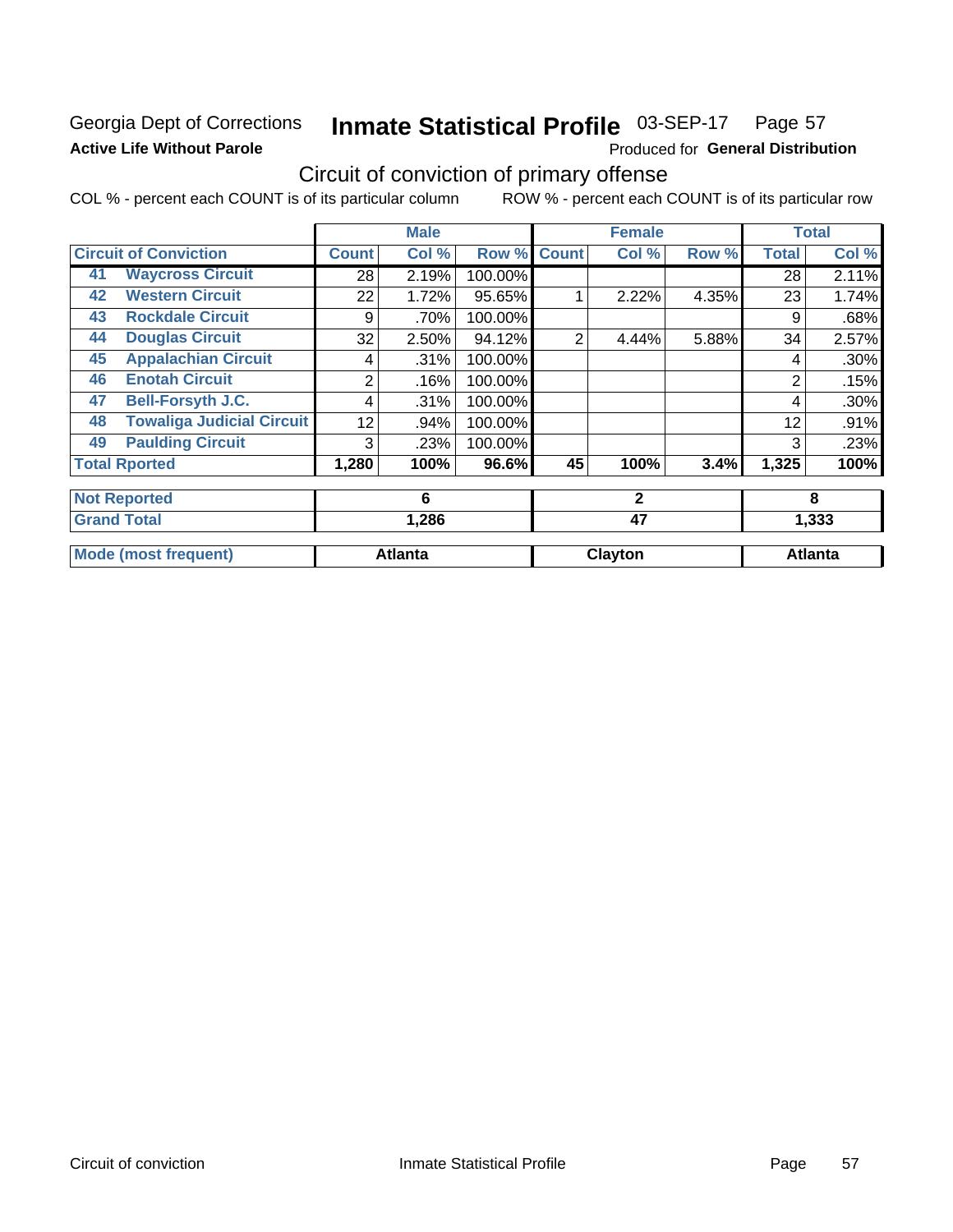Georgia Dept of Corrections
**Active Life Without Parole**

# Inmate Statistical Profile 03-SEP-17 Page 57

Produced for **General Distribution**

## Circuit of conviction of primary offense

COL % - percent each COUNT is of its particular column ROW % - percent each COUNT is of its particular row

| Circuit of Conviction | | Male | | | Female | | | Total | |
|---|---|---|---|---|---|---|---|---|---|
| | | Count | Col % | Row % | Count | Col % | Row % | Total | Col % |
| 41 | Waycross Circuit | 28 | 2.19% | 100.00% | | | | 28 | 2.11% |
| 42 | Western Circuit | 22 | 1.72% | 95.65% | 1 | 2.22% | 4.35% | 23 | 1.74% |
| 43 | Rockdale Circuit | 9 | .70% | 100.00% | | | | 9 | .68% |
| 44 | Douglas Circuit | 32 | 2.50% | 94.12% | 2 | 4.44% | 5.88% | 34 | 2.57% |
| 45 | Appalachian Circuit | 4 | .31% | 100.00% | | | | 4 | .30% |
| 46 | Enotah Circuit | 2 | .16% | 100.00% | | | | 2 | .15% |
| 47 | Bell-Forsyth J.C. | 4 | .31% | 100.00% | | | | 4 | .30% |
| 48 | Towaliga Judicial Circuit | 12 | .94% | 100.00% | | | | 12 | .91% |
| 49 | Paulding Circuit | 3 | .23% | 100.00% | | | | 3 | .23% |
| Total Rported | | 1,280 | 100% | 96.6% | 45 | 100% | 3.4% | 1,325 | 100% |
| Not Reported | | 6 | | | 2 | | | 8 | |
| Grand Total | | 1,286 | | | 47 | | | 1,333 | |
| Mode (most frequent) | | Atlanta | | | Clayton | | | Atlanta | |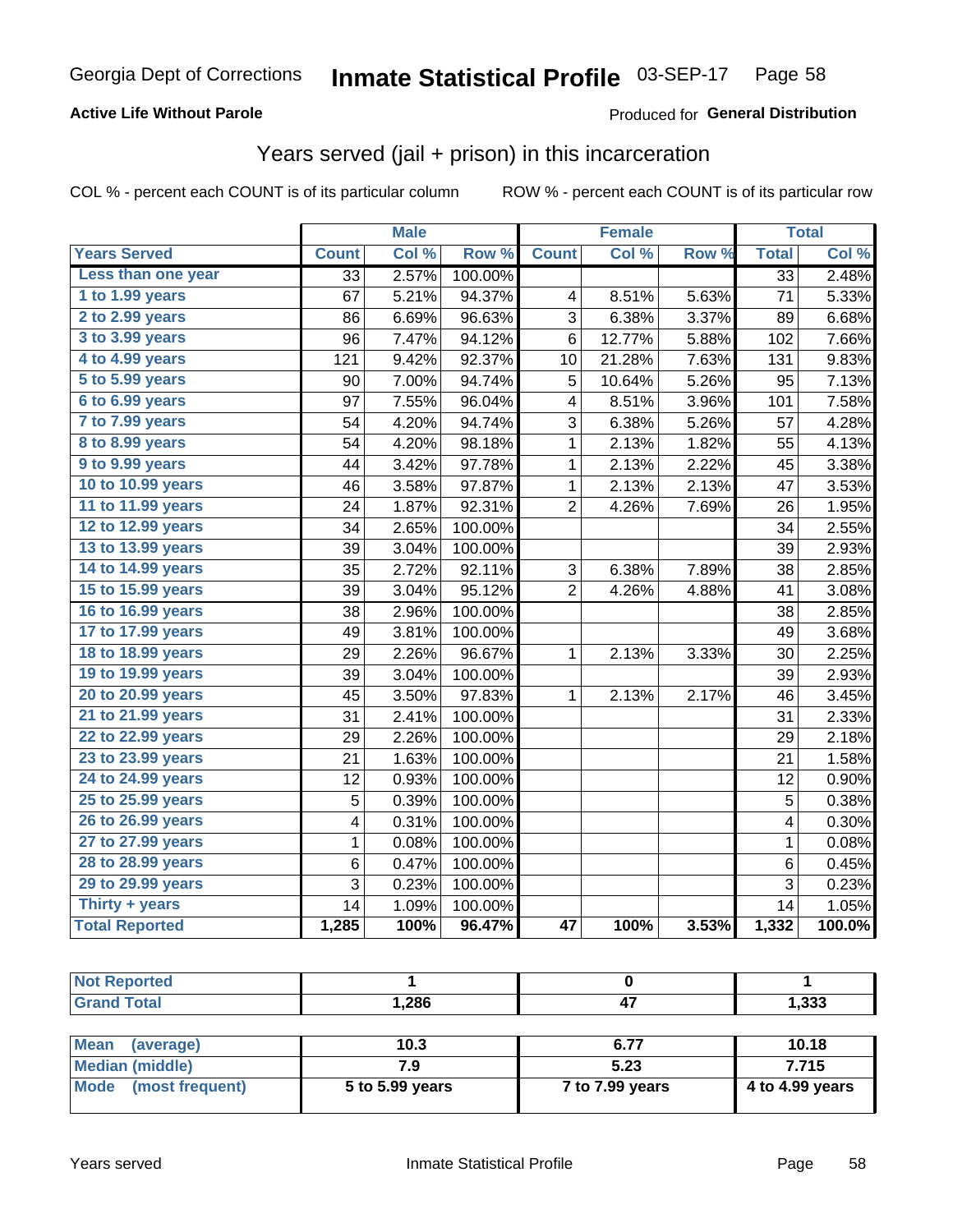Georgia Dept of Corrections **Inmate Statistical Profile** 03-SEP-17

**Active Life Without Parole**

Produced for **General Distribution**

## Years served (jail + prison) in this incarceration

COL % - percent each COUNT is of its particular column ROW % - percent each COUNT is of its particular row

| | Male | | | Female | | | Total | |
|---|---|---|---|---|---|---|---|---|
| **Years Served** | **Count** | **Col %** | **Row %** | **Count** | **Col %** | **Row %** | **Total** | **Col %** |
| Less than one year | 33 | 2.57% | 100.00% | | | | 33 | 2.48% |
| 1 to 1.99 years | 67 | 5.21% | 94.37% | 4 | 8.51% | 5.63% | 71 | 5.33% |
| 2 to 2.99 years | 86 | 6.69% | 96.63% | 3 | 6.38% | 3.37% | 89 | 6.68% |
| 3 to 3.99 years | 96 | 7.47% | 94.12% | 6 | 12.77% | 5.88% | 102 | 7.66% |
| 4 to 4.99 years | 121 | 9.42% | 92.37% | 10 | 21.28% | 7.63% | 131 | 9.83% |
| 5 to 5.99 years | 90 | 7.00% | 94.74% | 5 | 10.64% | 5.26% | 95 | 7.13% |
| 6 to 6.99 years | 97 | 7.55% | 96.04% | 4 | 8.51% | 3.96% | 101 | 7.58% |
| 7 to 7.99 years | 54 | 4.20% | 94.74% | 3 | 6.38% | 5.26% | 57 | 4.28% |
| 8 to 8.99 years | 54 | 4.20% | 98.18% | 1 | 2.13% | 1.82% | 55 | 4.13% |
| 9 to 9.99 years | 44 | 3.42% | 97.78% | 1 | 2.13% | 2.22% | 45 | 3.38% |
| 10 to 10.99 years | 46 | 3.58% | 97.87% | 1 | 2.13% | 2.13% | 47 | 3.53% |
| 11 to 11.99 years | 24 | 1.87% | 92.31% | 2 | 4.26% | 7.69% | 26 | 1.95% |
| 12 to 12.99 years | 34 | 2.65% | 100.00% | | | | 34 | 2.55% |
| 13 to 13.99 years | 39 | 3.04% | 100.00% | | | | 39 | 2.93% |
| 14 to 14.99 years | 35 | 2.72% | 92.11% | 3 | 6.38% | 7.89% | 38 | 2.85% |
| 15 to 15.99 years | 39 | 3.04% | 95.12% | 2 | 4.26% | 4.88% | 41 | 3.08% |
| 16 to 16.99 years | 38 | 2.96% | 100.00% | | | | 38 | 2.85% |
| 17 to 17.99 years | 49 | 3.81% | 100.00% | | | | 49 | 3.68% |
| 18 to 18.99 years | 29 | 2.26% | 96.67% | 1 | 2.13% | 3.33% | 30 | 2.25% |
| 19 to 19.99 years | 39 | 3.04% | 100.00% | | | | 39 | 2.93% |
| 20 to 20.99 years | 45 | 3.50% | 97.83% | 1 | 2.13% | 2.17% | 46 | 3.45% |
| 21 to 21.99 years | 31 | 2.41% | 100.00% | | | | 31 | 2.33% |
| 22 to 22.99 years | 29 | 2.26% | 100.00% | | | | 29 | 2.18% |
| 23 to 23.99 years | 21 | 1.63% | 100.00% | | | | 21 | 1.58% |
| 24 to 24.99 years | 12 | 0.93% | 100.00% | | | | 12 | 0.90% |
| 25 to 25.99 years | 5 | 0.39% | 100.00% | | | | 5 | 0.38% |
| 26 to 26.99 years | 4 | 0.31% | 100.00% | | | | 4 | 0.30% |
| 27 to 27.99 years | 1 | 0.08% | 100.00% | | | | 1 | 0.08% |
| 28 to 28.99 years | 6 | 0.47% | 100.00% | | | | 6 | 0.45% |
| 29 to 29.99 years | 3 | 0.23% | 100.00% | | | | 3 | 0.23% |
| Thirty + years | 14 | 1.09% | 100.00% | | | | 14 | 1.05% |
| **Total Reported** | **1,285** | **100%** | **96.47%** | **47** | **100%** | **3.53%** | **1,332** | **100.0%** |

| | Male | Female | Total |
|---|---|---|---|
| Not Reported | 1 | 0 | 1 |
| Grand Total | 1,286 | 47 | 1,333 |

| | Male | Female | Total |
|---|---|---|---|
| Mean (average) | 10.3 | 6.77 | 10.18 |
| Median (middle) | 7.9 | 5.23 | 7.715 |
| Mode (most frequent) | 5 to 5.99 years | 7 to 7.99 years | 4 to 4.99 years |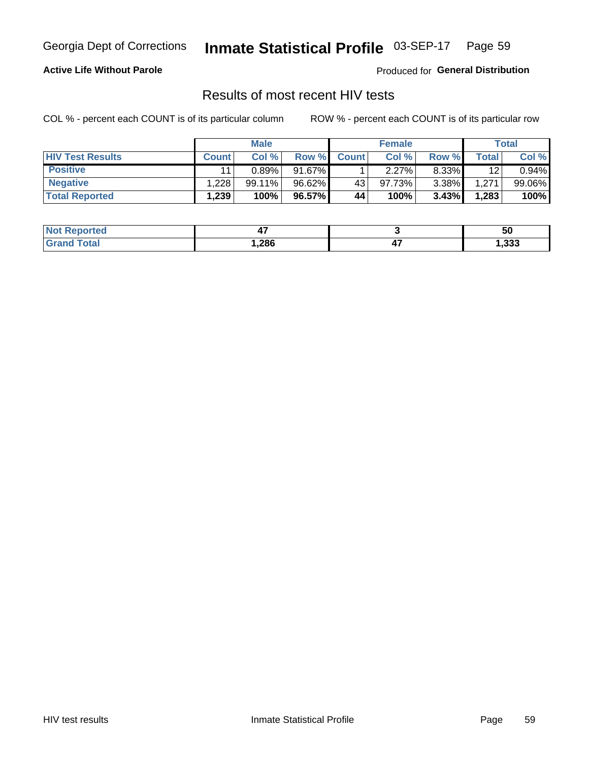Active Life Without Parole

Produced for **General Distribution**

## Results of most recent HIV tests

COL % - percent each COUNT is of its particular column

ROW % - percent each COUNT is of its particular row

| | Male | | | Female | | | Total | |
|---|---|---|---|---|---|---|---|---|
| **HIV Test Results** | **Count** | **Col %** | **Row %** | **Count** | **Col %** | **Row %** | **Total** | **Col %** |
| **Positive** | 11 | 0.89% | 91.67% | 1 | 2.27% | 8.33% | 12 | 0.94% |
| **Negative** | 1,228 | 99.11% | 96.62% | 43 | 97.73% | 3.38% | 1,271 | 99.06% |
| **Total Reported** | **1,239** | **100%** | **96.57%** | **44** | **100%** | **3.43%** | **1,283** | **100%** |

| | Male | Female | Total |
|---|---|---|---|
| **Not Reported** | **47** | **3** | **50** |
| **Grand Total** | **1,286** | **47** | **1,333** |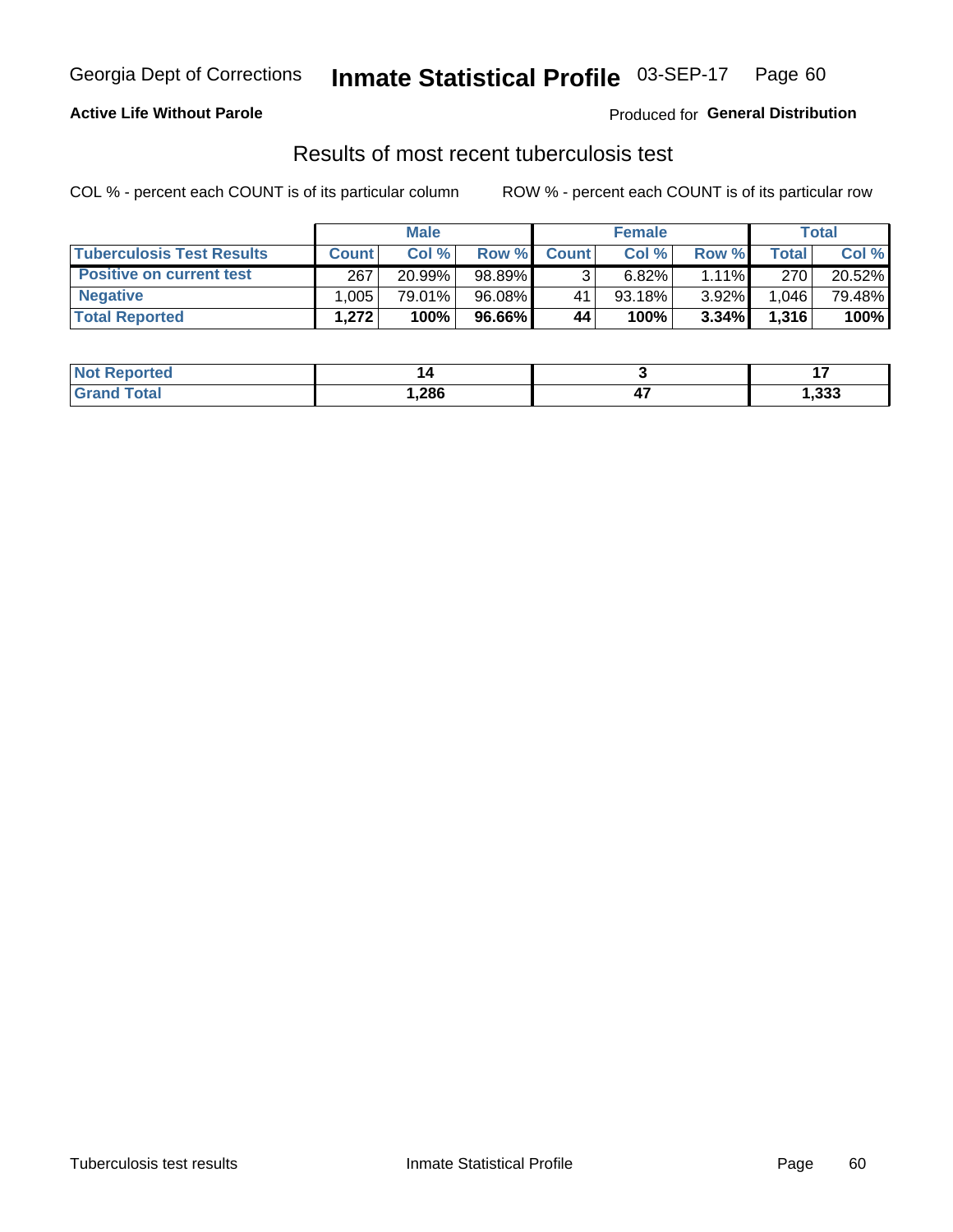# Results of most recent tuberculosis test

Active Life Without Parole

Produced for **General Distribution**

COL % - percent each COUNT is of its particular column

ROW % - percent each COUNT is of its particular row

| | Male | | | Female | | | Total | |
|---|---|---|---|---|---|---|---|---|
| **Tuberculosis Test Results** | **Count** | **Col %** | **Row %** | **Count** | **Col %** | **Row %** | **Total** | **Col %** |
| **Positive on current test** | 267 | 20.99% | 98.89% | 3 | 6.82% | 1.11% | 270 | 20.52% |
| **Negative** | 1,005 | 79.01% | 96.08% | 41 | 93.18% | 3.92% | 1,046 | 79.48% |
| **Total Reported** | **1,272** | **100%** | **96.66%** | **44** | **100%** | **3.34%** | **1,316** | **100%** |

| | Male | Female | Total |
|---|---|---|---|
| **Not Reported** | **14** | **3** | **17** |
| **Grand Total** | **1,286** | **47** | **1,333** |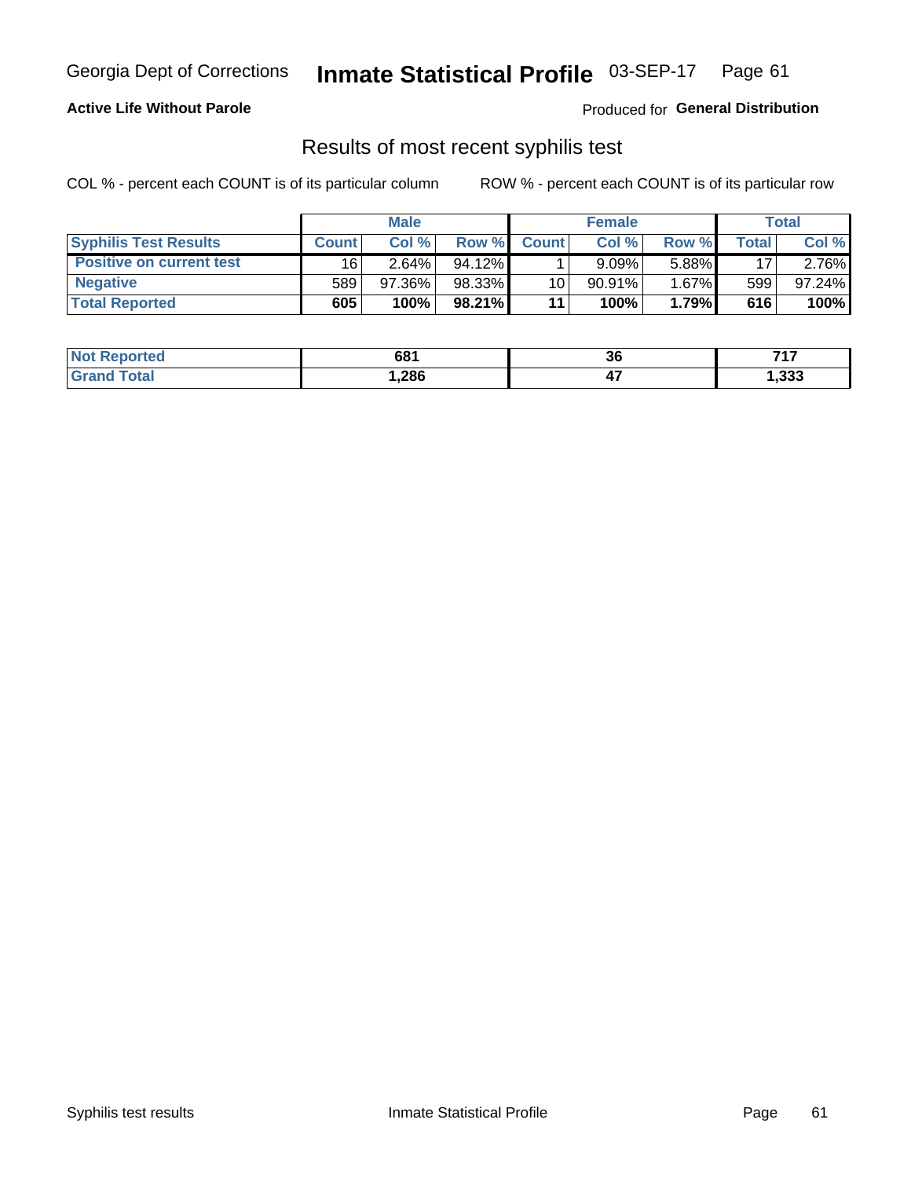Georgia Dept of Corrections **Inmate Statistical Profile** 03-SEP-17

**Active Life Without Parole**

Produced for **General Distribution**

## Results of most recent syphilis test

COL % - percent each COUNT is of its particular column        ROW % - percent each COUNT is of its particular row

| | Male | | | Female | | | Total | |
|---|---|---|---|---|---|---|---|---|
| **Syphilis Test Results** | **Count** | **Col %** | **Row %** | **Count** | **Col %** | **Row %** | **Total** | **Col %** |
| **Positive on current test** | 16 | 2.64% | 94.12% | 1 | 9.09% | 5.88% | 17 | 2.76% |
| **Negative** | 589 | 97.36% | 98.33% | 10 | 90.91% | 1.67% | 599 | 97.24% |
| **Total Reported** | **605** | **100%** | **98.21%** | **11** | **100%** | **1.79%** | **616** | **100%** |

| | Male | Female | Total |
|---|---|---|---|
| **Not Reported** | **681** | **36** | **717** |
| **Grand Total** | **1,286** | **47** | **1,333** |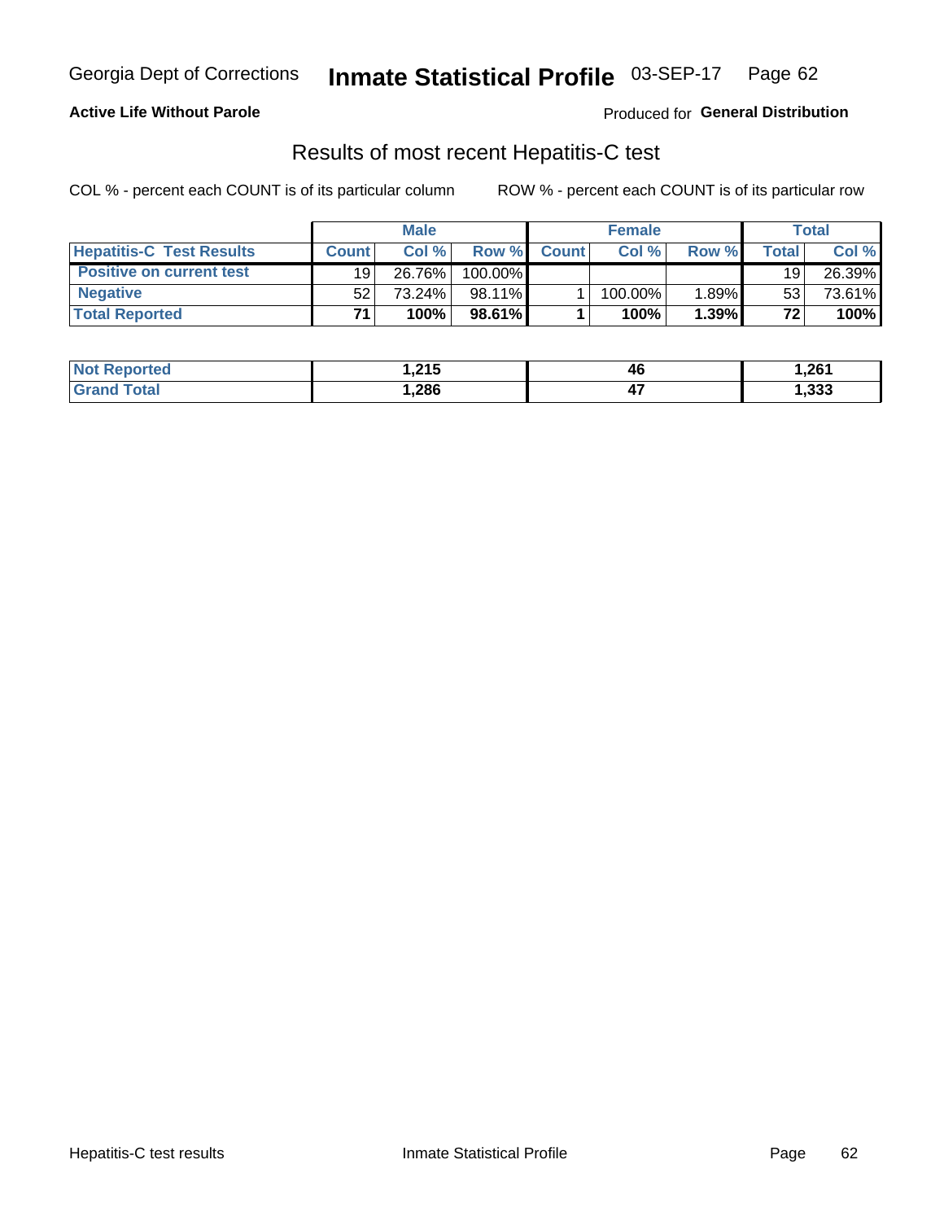Georgia Dept of Corrections **Inmate Statistical Profile** 03-SEP-17

**Active Life Without Parole**

Produced for **General Distribution**

## Results of most recent Hepatitis-C test

COL % - percent each COUNT is of its particular column ROW % - percent each COUNT is of its particular row

| | Male | | | Female | | | Total | |
|---|---|---|---|---|---|---|---|---|
| **Hepatitis-C Test Results** | **Count** | **Col %** | **Row %** | **Count** | **Col %** | **Row %** | **Total** | **Col %** |
| **Positive on current test** | 19 | 26.76% | 100.00% | | | | 19 | 26.39% |
| **Negative** | 52 | 73.24% | 98.11% | 1 | 100.00% | 1.89% | 53 | 73.61% |
| **Total Reported** | **71** | **100%** | **98.61%** | **1** | **100%** | **1.39%** | **72** | **100%** |

| | | | |
|---|---|---|---|
| **Not Reported** | **1,215** | **46** | **1,261** |
| **Grand Total** | **1,286** | **47** | **1,333** |